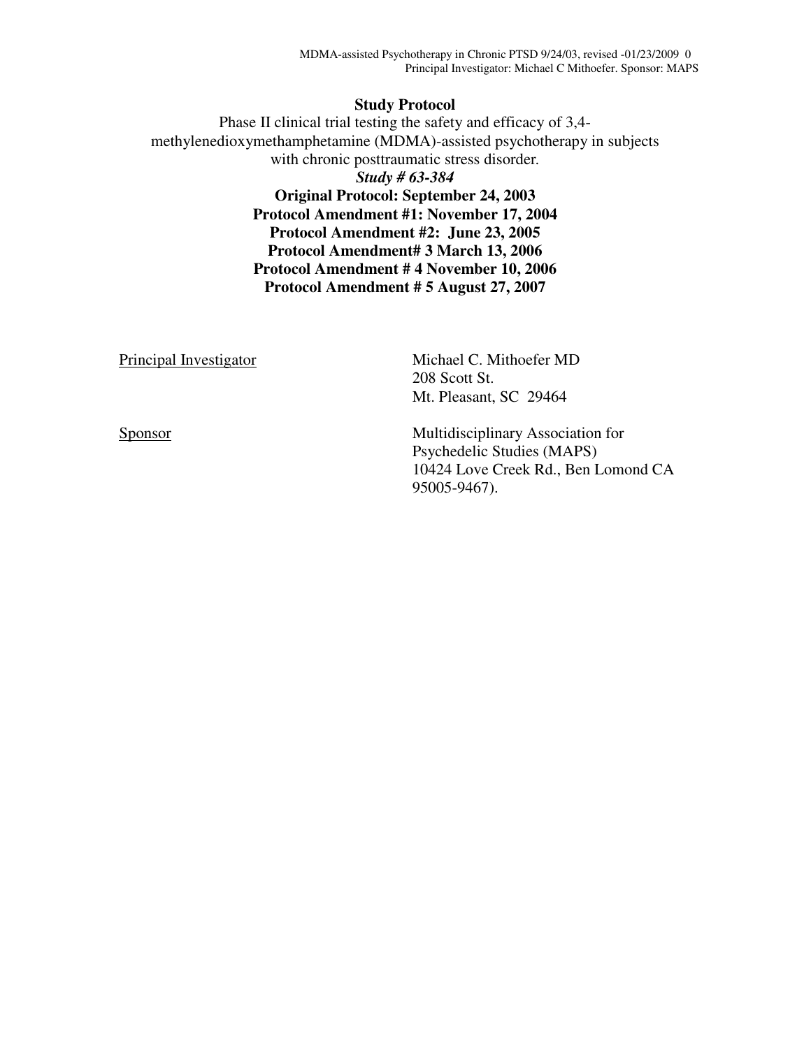**Study Protocol**

Phase II clinical trial testing the safety and efficacy of 3,4-methylenedioxymethamphetamine (MDMA)-assisted psychotherapy in subjects with chronic posttraumatic stress disorder.

***Study # 63-384***

**Original Protocol: September 24, 2003**

**Protocol Amendment #1: November 17, 2004**

**Protocol Amendment #2: June 23, 2005**

**Protocol Amendment# 3 March 13, 2006**

**Protocol Amendment # 4 November 10, 2006**

**Protocol Amendment # 5 August 27, 2007**

Principal Investigator

Michael C. Mithoefer MD
208 Scott St.
Mt. Pleasant, SC 29464

Sponsor

Multidisciplinary Association for Psychedelic Studies (MAPS)
10424 Love Creek Rd., Ben Lomond CA 95005-9467).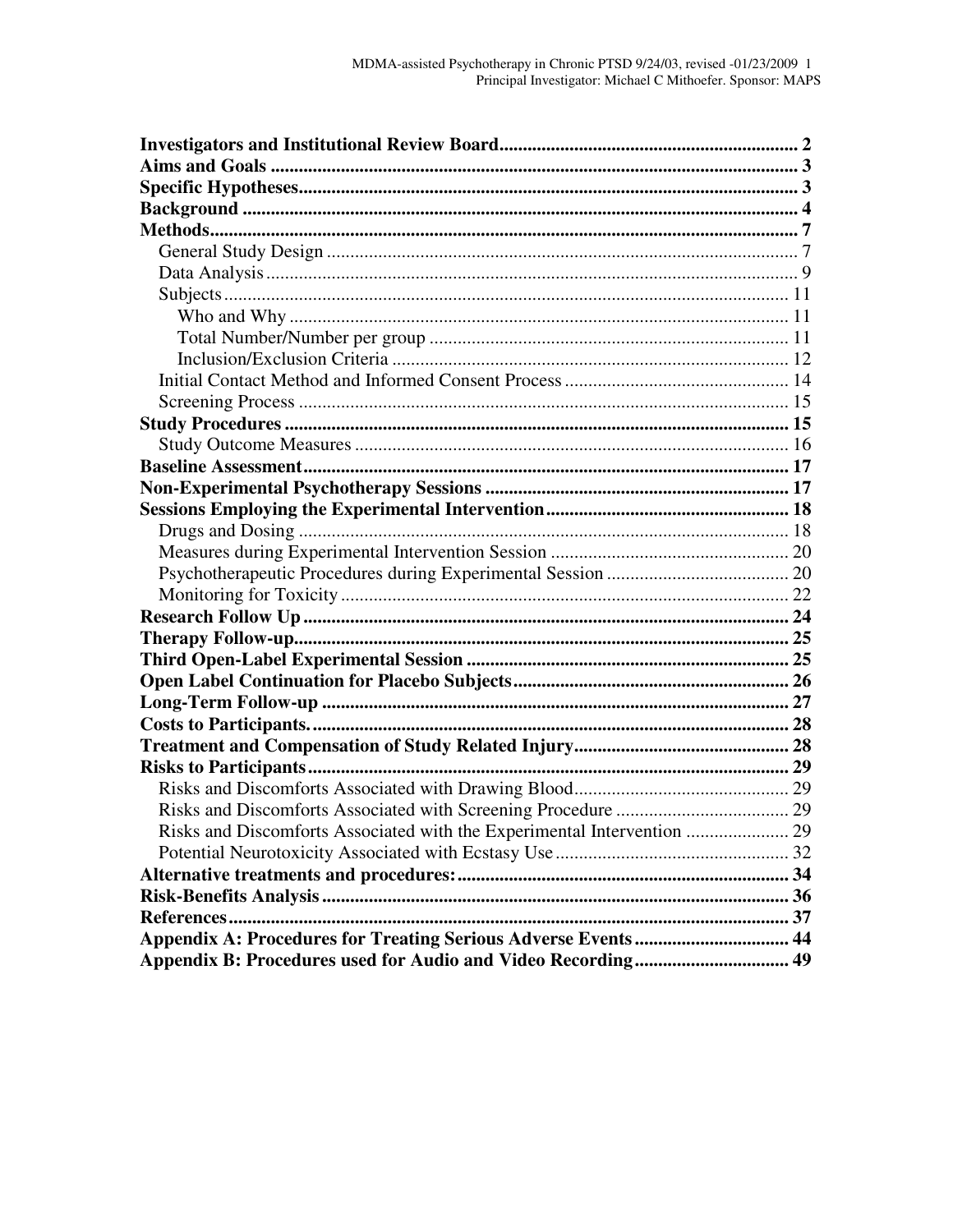**Investigators and Institutional Review Board** ............................................................... 2
**Aims and Goals** ................................................................................................................ 3
**Specific Hypotheses** .......................................................................................................... 3
**Background** ...................................................................................................................... 4
**Methods** ............................................................................................................................ 7
  General Study Design ..................................................................................................... 7
  Data Analysis .................................................................................................................. 9
  Subjects .......................................................................................................................... 11
    Who and Why ............................................................................................................ 11
    Total Number/Number per group .............................................................................. 11
    Inclusion/Exclusion Criteria ...................................................................................... 12
  Initial Contact Method and Informed Consent Process ................................................ 14
  Screening Process .......................................................................................................... 15
**Study Procedures** ........................................................................................................... 15
  Study Outcome Measures .............................................................................................. 16
**Baseline Assessment** ........................................................................................................ 17
**Non-Experimental Psychotherapy Sessions** ................................................................. 17
**Sessions Employing the Experimental Intervention** .................................................... 18
  Drugs and Dosing .......................................................................................................... 18
  Measures during Experimental Intervention Session .................................................... 20
  Psychotherapeutic Procedures during Experimental Session ........................................ 20
  Monitoring for Toxicity ................................................................................................. 22
**Research Follow Up** ........................................................................................................ 24
**Therapy Follow-up** .......................................................................................................... 25
**Third Open-Label Experimental Session** ..................................................................... 25
**Open Label Continuation for Placebo Subjects** ........................................................... 26
**Long-Term Follow-up** .................................................................................................... 27
**Costs to Participants.** ...................................................................................................... 28
**Treatment and Compensation of Study Related Injury** .............................................. 28
**Risks to Participants** ....................................................................................................... 29
  Risks and Discomforts Associated with Drawing Blood ............................................... 29
  Risks and Discomforts Associated with Screening Procedure ...................................... 29
  Risks and Discomforts Associated with the Experimental Intervention ....................... 29
  Potential Neurotoxicity Associated with Ecstasy Use .................................................. 32
**Alternative treatments and procedures:** ....................................................................... 34
**Risk-Benefits Analysis** ................................................................................................... 36
**References** ....................................................................................................................... 37
**Appendix A: Procedures for Treating Serious Adverse Events** ................................. 44
**Appendix B: Procedures used for Audio and Video Recording** ................................. 49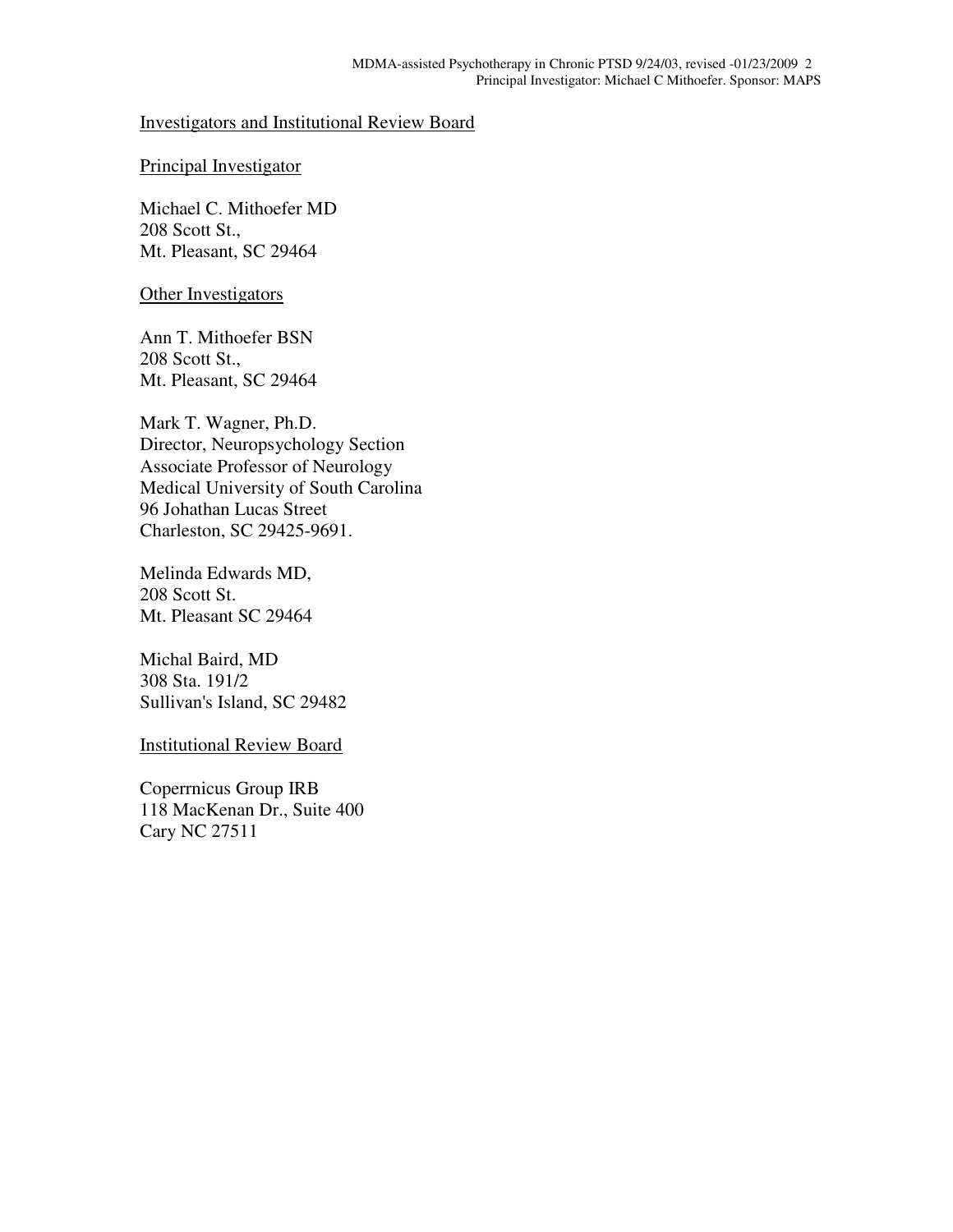## Investigators and Institutional Review Board

### Principal Investigator

Michael C. Mithoefer MD
208 Scott St.,
Mt. Pleasant, SC 29464

### Other Investigators

Ann T. Mithoefer BSN
208 Scott St.,
Mt. Pleasant, SC 29464

Mark T. Wagner, Ph.D.
Director, Neuropsychology Section
Associate Professor of Neurology
Medical University of South Carolina
96 Johathan Lucas Street
Charleston, SC 29425-9691.

Melinda Edwards MD,
208 Scott St.
Mt. Pleasant SC 29464

Michal Baird, MD
308 Sta. 191/2
Sullivan's Island, SC 29482

### Institutional Review Board

Coperrnicus Group IRB
118 MacKenan Dr., Suite 400
Cary NC 27511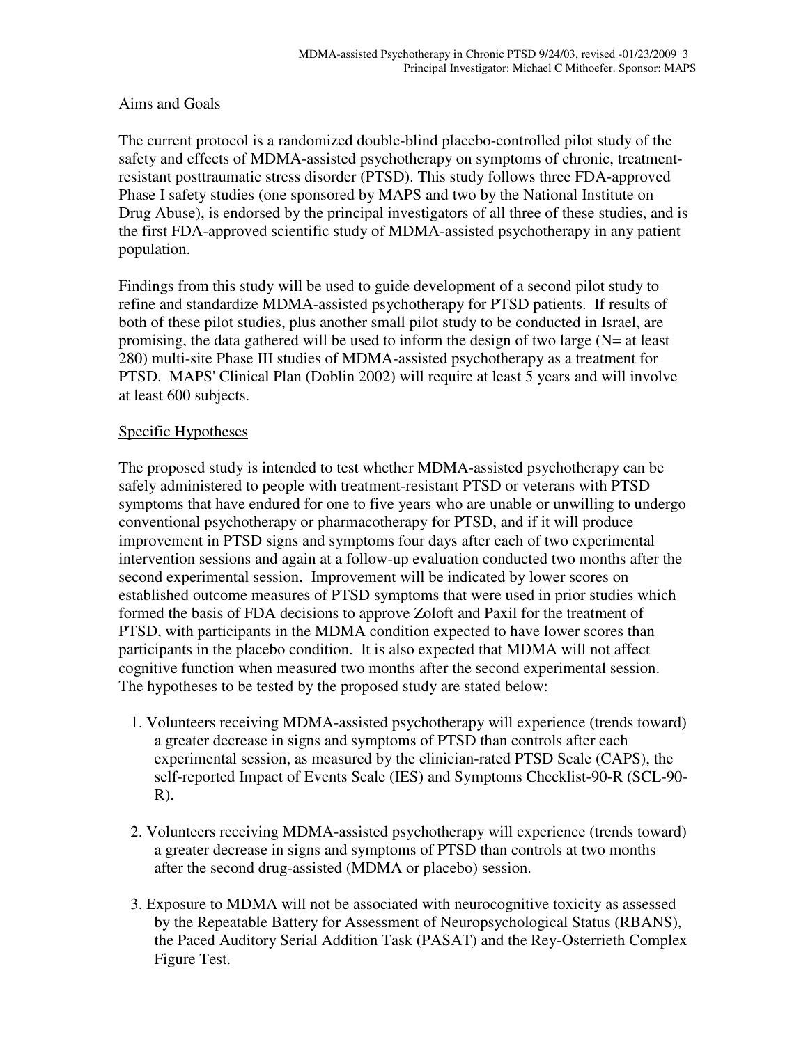## Aims and Goals

The current protocol is a randomized double-blind placebo-controlled pilot study of the safety and effects of MDMA-assisted psychotherapy on symptoms of chronic, treatment-resistant posttraumatic stress disorder (PTSD). This study follows three FDA-approved Phase I safety studies (one sponsored by MAPS and two by the National Institute on Drug Abuse), is endorsed by the principal investigators of all three of these studies, and is the first FDA-approved scientific study of MDMA-assisted psychotherapy in any patient population.

Findings from this study will be used to guide development of a second pilot study to refine and standardize MDMA-assisted psychotherapy for PTSD patients. If results of both of these pilot studies, plus another small pilot study to be conducted in Israel, are promising, the data gathered will be used to inform the design of two large (N= at least 280) multi-site Phase III studies of MDMA-assisted psychotherapy as a treatment for PTSD. MAPS' Clinical Plan (Doblin 2002) will require at least 5 years and will involve at least 600 subjects.

## Specific Hypotheses

The proposed study is intended to test whether MDMA-assisted psychotherapy can be safely administered to people with treatment-resistant PTSD or veterans with PTSD symptoms that have endured for one to five years who are unable or unwilling to undergo conventional psychotherapy or pharmacotherapy for PTSD, and if it will produce improvement in PTSD signs and symptoms four days after each of two experimental intervention sessions and again at a follow-up evaluation conducted two months after the second experimental session. Improvement will be indicated by lower scores on established outcome measures of PTSD symptoms that were used in prior studies which formed the basis of FDA decisions to approve Zoloft and Paxil for the treatment of PTSD, with participants in the MDMA condition expected to have lower scores than participants in the placebo condition. It is also expected that MDMA will not affect cognitive function when measured two months after the second experimental session. The hypotheses to be tested by the proposed study are stated below:

1. Volunteers receiving MDMA-assisted psychotherapy will experience (trends toward) a greater decrease in signs and symptoms of PTSD than controls after each experimental session, as measured by the clinician-rated PTSD Scale (CAPS), the self-reported Impact of Events Scale (IES) and Symptoms Checklist-90-R (SCL-90-R).

2. Volunteers receiving MDMA-assisted psychotherapy will experience (trends toward) a greater decrease in signs and symptoms of PTSD than controls at two months after the second drug-assisted (MDMA or placebo) session.

3. Exposure to MDMA will not be associated with neurocognitive toxicity as assessed by the Repeatable Battery for Assessment of Neuropsychological Status (RBANS), the Paced Auditory Serial Addition Task (PASAT) and the Rey-Osterrieth Complex Figure Test.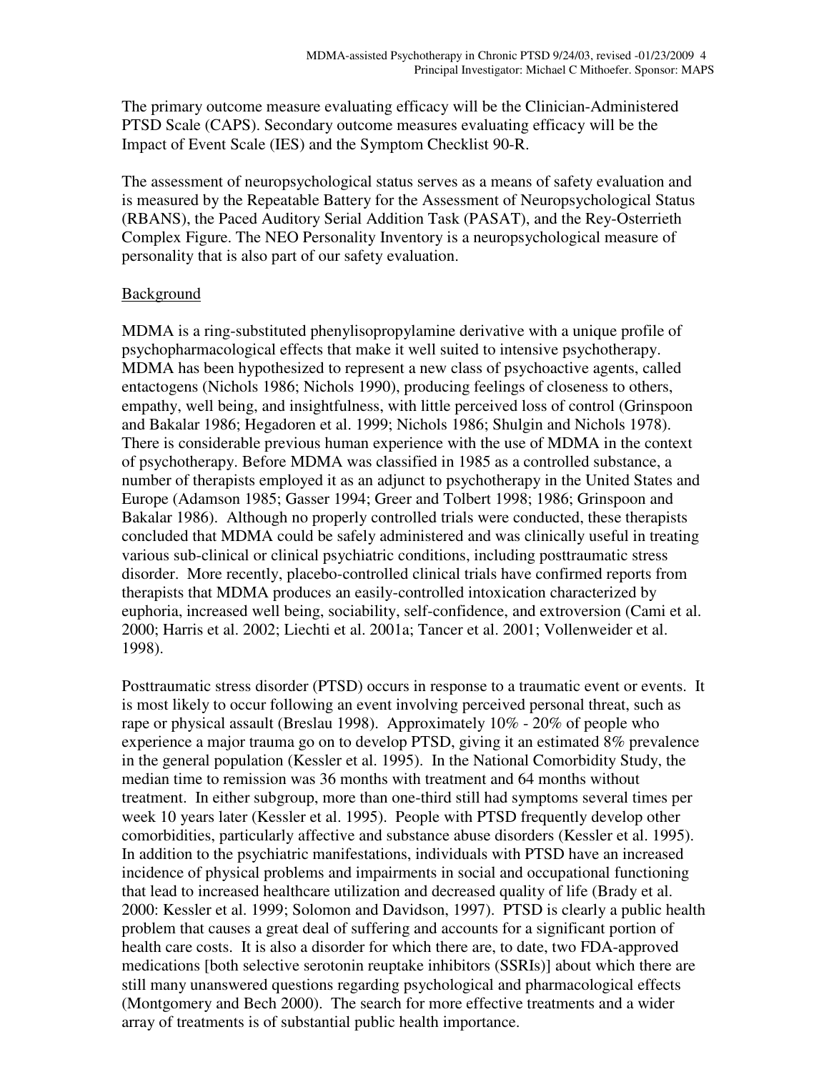The primary outcome measure evaluating efficacy will be the Clinician-Administered PTSD Scale (CAPS). Secondary outcome measures evaluating efficacy will be the Impact of Event Scale (IES) and the Symptom Checklist 90-R.

The assessment of neuropsychological status serves as a means of safety evaluation and is measured by the Repeatable Battery for the Assessment of Neuropsychological Status (RBANS), the Paced Auditory Serial Addition Task (PASAT), and the Rey-Osterrieth Complex Figure. The NEO Personality Inventory is a neuropsychological measure of personality that is also part of our safety evaluation.

## Background

MDMA is a ring-substituted phenylisopropylamine derivative with a unique profile of psychopharmacological effects that make it well suited to intensive psychotherapy. MDMA has been hypothesized to represent a new class of psychoactive agents, called entactogens (Nichols 1986; Nichols 1990), producing feelings of closeness to others, empathy, well being, and insightfulness, with little perceived loss of control (Grinspoon and Bakalar 1986; Hegadoren et al. 1999; Nichols 1986; Shulgin and Nichols 1978). There is considerable previous human experience with the use of MDMA in the context of psychotherapy. Before MDMA was classified in 1985 as a controlled substance, a number of therapists employed it as an adjunct to psychotherapy in the United States and Europe (Adamson 1985; Gasser 1994; Greer and Tolbert 1998; 1986; Grinspoon and Bakalar 1986). Although no properly controlled trials were conducted, these therapists concluded that MDMA could be safely administered and was clinically useful in treating various sub-clinical or clinical psychiatric conditions, including posttraumatic stress disorder. More recently, placebo-controlled clinical trials have confirmed reports from therapists that MDMA produces an easily-controlled intoxication characterized by euphoria, increased well being, sociability, self-confidence, and extroversion (Cami et al. 2000; Harris et al. 2002; Liechti et al. 2001a; Tancer et al. 2001; Vollenweider et al. 1998).

Posttraumatic stress disorder (PTSD) occurs in response to a traumatic event or events. It is most likely to occur following an event involving perceived personal threat, such as rape or physical assault (Breslau 1998). Approximately 10% - 20% of people who experience a major trauma go on to develop PTSD, giving it an estimated 8% prevalence in the general population (Kessler et al. 1995). In the National Comorbidity Study, the median time to remission was 36 months with treatment and 64 months without treatment. In either subgroup, more than one-third still had symptoms several times per week 10 years later (Kessler et al. 1995). People with PTSD frequently develop other comorbidities, particularly affective and substance abuse disorders (Kessler et al. 1995). In addition to the psychiatric manifestations, individuals with PTSD have an increased incidence of physical problems and impairments in social and occupational functioning that lead to increased healthcare utilization and decreased quality of life (Brady et al. 2000: Kessler et al. 1999; Solomon and Davidson, 1997). PTSD is clearly a public health problem that causes a great deal of suffering and accounts for a significant portion of health care costs. It is also a disorder for which there are, to date, two FDA-approved medications [both selective serotonin reuptake inhibitors (SSRIs)] about which there are still many unanswered questions regarding psychological and pharmacological effects (Montgomery and Bech 2000). The search for more effective treatments and a wider array of treatments is of substantial public health importance.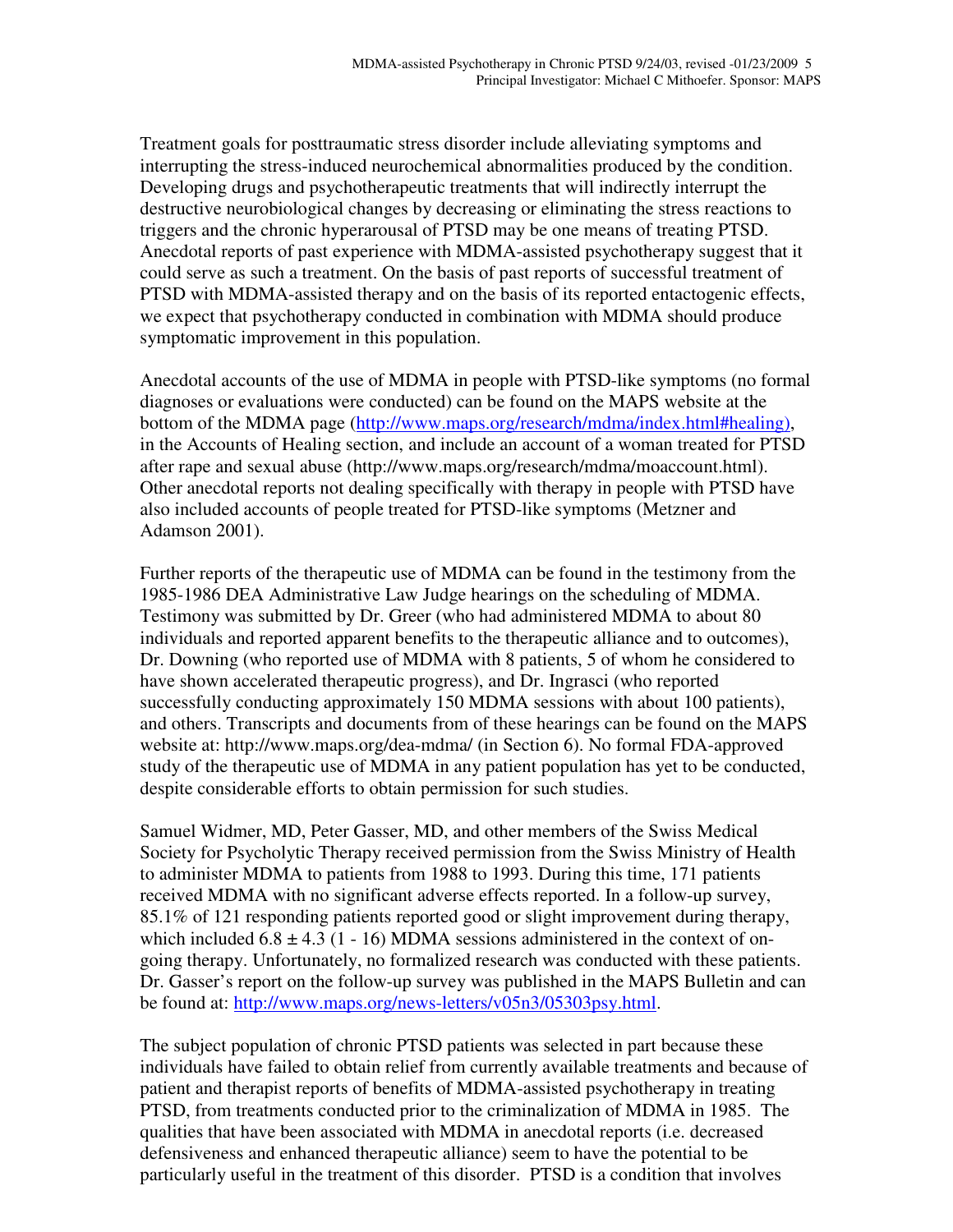Treatment goals for posttraumatic stress disorder include alleviating symptoms and interrupting the stress-induced neurochemical abnormalities produced by the condition. Developing drugs and psychotherapeutic treatments that will indirectly interrupt the destructive neurobiological changes by decreasing or eliminating the stress reactions to triggers and the chronic hyperarousal of PTSD may be one means of treating PTSD. Anecdotal reports of past experience with MDMA-assisted psychotherapy suggest that it could serve as such a treatment. On the basis of past reports of successful treatment of PTSD with MDMA-assisted therapy and on the basis of its reported entactogenic effects, we expect that psychotherapy conducted in combination with MDMA should produce symptomatic improvement in this population.

Anecdotal accounts of the use of MDMA in people with PTSD-like symptoms (no formal diagnoses or evaluations were conducted) can be found on the MAPS website at the bottom of the MDMA page (http://www.maps.org/research/mdma/index.html#healing), in the Accounts of Healing section, and include an account of a woman treated for PTSD after rape and sexual abuse (http://www.maps.org/research/mdma/moaccount.html). Other anecdotal reports not dealing specifically with therapy in people with PTSD have also included accounts of people treated for PTSD-like symptoms (Metzner and Adamson 2001).

Further reports of the therapeutic use of MDMA can be found in the testimony from the 1985-1986 DEA Administrative Law Judge hearings on the scheduling of MDMA. Testimony was submitted by Dr. Greer (who had administered MDMA to about 80 individuals and reported apparent benefits to the therapeutic alliance and to outcomes), Dr. Downing (who reported use of MDMA with 8 patients, 5 of whom he considered to have shown accelerated therapeutic progress), and Dr. Ingrasci (who reported successfully conducting approximately 150 MDMA sessions with about 100 patients), and others. Transcripts and documents from of these hearings can be found on the MAPS website at: http://www.maps.org/dea-mdma/ (in Section 6). No formal FDA-approved study of the therapeutic use of MDMA in any patient population has yet to be conducted, despite considerable efforts to obtain permission for such studies.

Samuel Widmer, MD, Peter Gasser, MD, and other members of the Swiss Medical Society for Psycholytic Therapy received permission from the Swiss Ministry of Health to administer MDMA to patients from 1988 to 1993. During this time, 171 patients received MDMA with no significant adverse effects reported. In a follow-up survey, 85.1% of 121 responding patients reported good or slight improvement during therapy, which included $6.8 \pm 4.3$ (1 - 16) MDMA sessions administered in the context of on-going therapy. Unfortunately, no formalized research was conducted with these patients. Dr. Gasser's report on the follow-up survey was published in the MAPS Bulletin and can be found at: http://www.maps.org/news-letters/v05n3/05303psy.html.

The subject population of chronic PTSD patients was selected in part because these individuals have failed to obtain relief from currently available treatments and because of patient and therapist reports of benefits of MDMA-assisted psychotherapy in treating PTSD, from treatments conducted prior to the criminalization of MDMA in 1985. The qualities that have been associated with MDMA in anecdotal reports (i.e. decreased defensiveness and enhanced therapeutic alliance) seem to have the potential to be particularly useful in the treatment of this disorder. PTSD is a condition that involves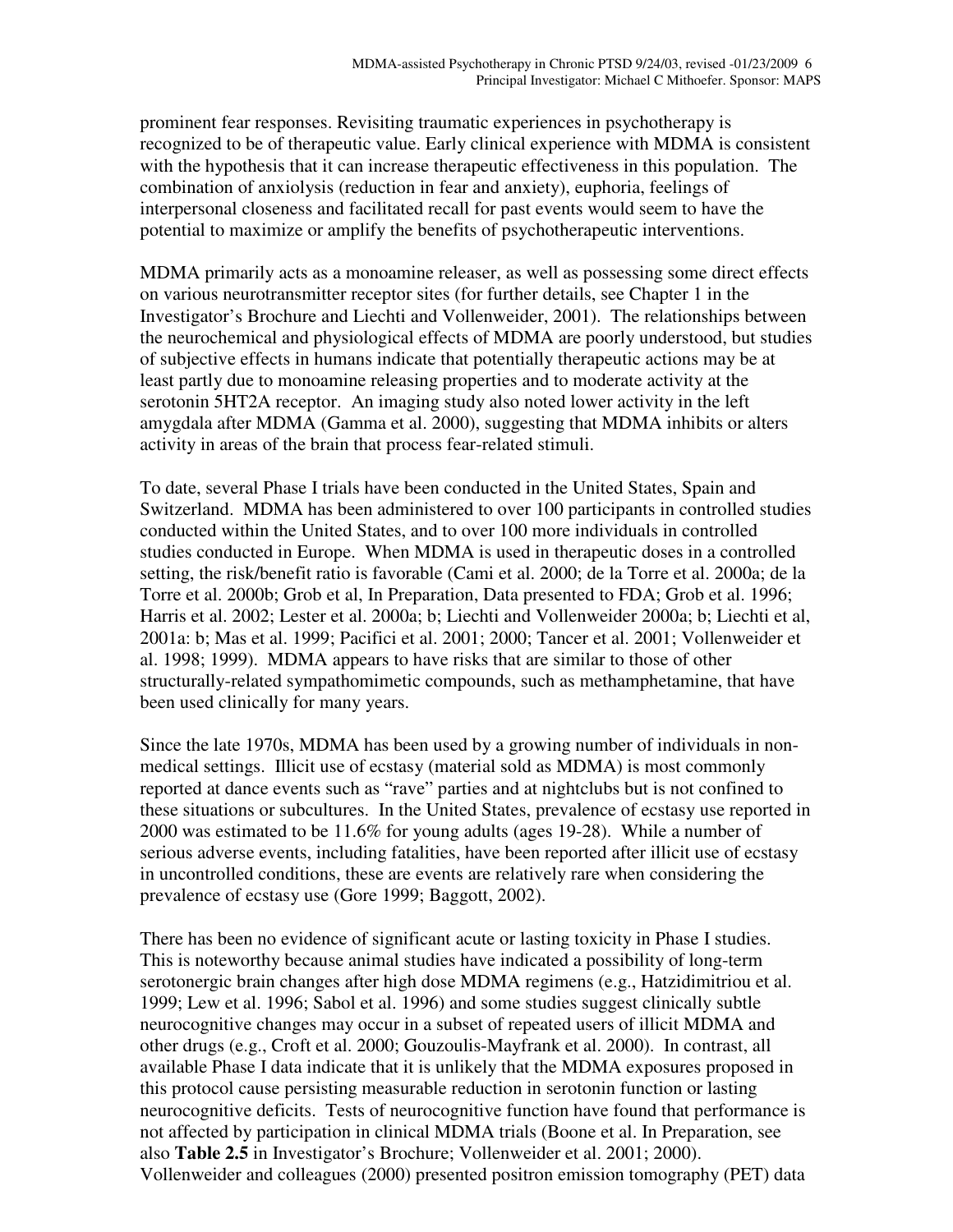prominent fear responses. Revisiting traumatic experiences in psychotherapy is recognized to be of therapeutic value. Early clinical experience with MDMA is consistent with the hypothesis that it can increase therapeutic effectiveness in this population. The combination of anxiolysis (reduction in fear and anxiety), euphoria, feelings of interpersonal closeness and facilitated recall for past events would seem to have the potential to maximize or amplify the benefits of psychotherapeutic interventions.

MDMA primarily acts as a monoamine releaser, as well as possessing some direct effects on various neurotransmitter receptor sites (for further details, see Chapter 1 in the Investigator's Brochure and Liechti and Vollenweider, 2001). The relationships between the neurochemical and physiological effects of MDMA are poorly understood, but studies of subjective effects in humans indicate that potentially therapeutic actions may be at least partly due to monoamine releasing properties and to moderate activity at the serotonin 5HT2A receptor. An imaging study also noted lower activity in the left amygdala after MDMA (Gamma et al. 2000), suggesting that MDMA inhibits or alters activity in areas of the brain that process fear-related stimuli.

To date, several Phase I trials have been conducted in the United States, Spain and Switzerland. MDMA has been administered to over 100 participants in controlled studies conducted within the United States, and to over 100 more individuals in controlled studies conducted in Europe. When MDMA is used in therapeutic doses in a controlled setting, the risk/benefit ratio is favorable (Cami et al. 2000; de la Torre et al. 2000a; de la Torre et al. 2000b; Grob et al, In Preparation, Data presented to FDA; Grob et al. 1996; Harris et al. 2002; Lester et al. 2000a; b; Liechti and Vollenweider 2000a; b; Liechti et al, 2001a: b; Mas et al. 1999; Pacifici et al. 2001; 2000; Tancer et al. 2001; Vollenweider et al. 1998; 1999). MDMA appears to have risks that are similar to those of other structurally-related sympathomimetic compounds, such as methamphetamine, that have been used clinically for many years.

Since the late 1970s, MDMA has been used by a growing number of individuals in non-medical settings. Illicit use of ecstasy (material sold as MDMA) is most commonly reported at dance events such as "rave" parties and at nightclubs but is not confined to these situations or subcultures. In the United States, prevalence of ecstasy use reported in 2000 was estimated to be 11.6% for young adults (ages 19-28). While a number of serious adverse events, including fatalities, have been reported after illicit use of ecstasy in uncontrolled conditions, these are events are relatively rare when considering the prevalence of ecstasy use (Gore 1999; Baggott, 2002).

There has been no evidence of significant acute or lasting toxicity in Phase I studies. This is noteworthy because animal studies have indicated a possibility of long-term serotonergic brain changes after high dose MDMA regimens (e.g., Hatzidimitriou et al. 1999; Lew et al. 1996; Sabol et al. 1996) and some studies suggest clinically subtle neurocognitive changes may occur in a subset of repeated users of illicit MDMA and other drugs (e.g., Croft et al. 2000; Gouzoulis-Mayfrank et al. 2000). In contrast, all available Phase I data indicate that it is unlikely that the MDMA exposures proposed in this protocol cause persisting measurable reduction in serotonin function or lasting neurocognitive deficits. Tests of neurocognitive function have found that performance is not affected by participation in clinical MDMA trials (Boone et al. In Preparation, see also **Table 2.5** in Investigator's Brochure; Vollenweider et al. 2001; 2000). Vollenweider and colleagues (2000) presented positron emission tomography (PET) data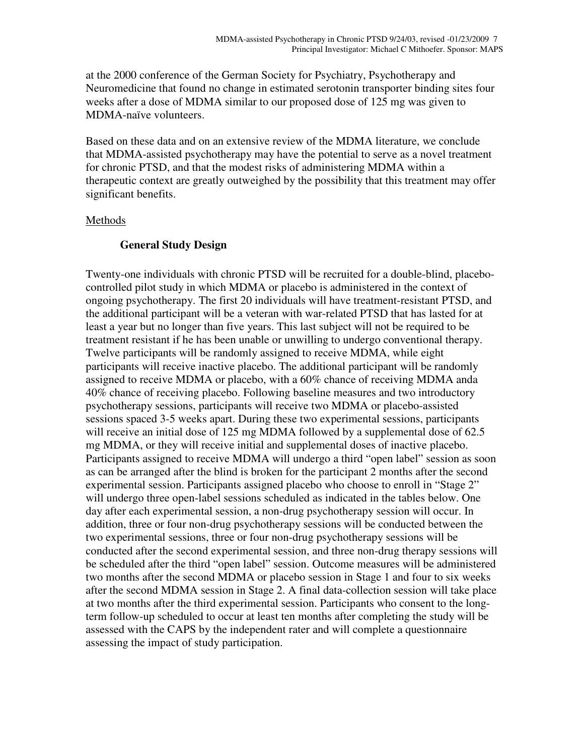at the 2000 conference of the German Society for Psychiatry, Psychotherapy and Neuromedicine that found no change in estimated serotonin transporter binding sites four weeks after a dose of MDMA similar to our proposed dose of 125 mg was given to MDMA-naïve volunteers.

Based on these data and on an extensive review of the MDMA literature, we conclude that MDMA-assisted psychotherapy may have the potential to serve as a novel treatment for chronic PTSD, and that the modest risks of administering MDMA within a therapeutic context are greatly outweighed by the possibility that this treatment may offer significant benefits.

## Methods

### General Study Design

Twenty-one individuals with chronic PTSD will be recruited for a double-blind, placebo-controlled pilot study in which MDMA or placebo is administered in the context of ongoing psychotherapy. The first 20 individuals will have treatment-resistant PTSD, and the additional participant will be a veteran with war-related PTSD that has lasted for at least a year but no longer than five years. This last subject will not be required to be treatment resistant if he has been unable or unwilling to undergo conventional therapy. Twelve participants will be randomly assigned to receive MDMA, while eight participants will receive inactive placebo. The additional participant will be randomly assigned to receive MDMA or placebo, with a 60% chance of receiving MDMA anda 40% chance of receiving placebo. Following baseline measures and two introductory psychotherapy sessions, participants will receive two MDMA or placebo-assisted sessions spaced 3-5 weeks apart. During these two experimental sessions, participants will receive an initial dose of 125 mg MDMA followed by a supplemental dose of 62.5 mg MDMA, or they will receive initial and supplemental doses of inactive placebo. Participants assigned to receive MDMA will undergo a third "open label" session as soon as can be arranged after the blind is broken for the participant 2 months after the second experimental session. Participants assigned placebo who choose to enroll in "Stage 2" will undergo three open-label sessions scheduled as indicated in the tables below. One day after each experimental session, a non-drug psychotherapy session will occur. In addition, three or four non-drug psychotherapy sessions will be conducted between the two experimental sessions, three or four non-drug psychotherapy sessions will be conducted after the second experimental session, and three non-drug therapy sessions will be scheduled after the third "open label" session. Outcome measures will be administered two months after the second MDMA or placebo session in Stage 1 and four to six weeks after the second MDMA session in Stage 2. A final data-collection session will take place at two months after the third experimental session. Participants who consent to the long-term follow-up scheduled to occur at least ten months after completing the study will be assessed with the CAPS by the independent rater and will complete a questionnaire assessing the impact of study participation.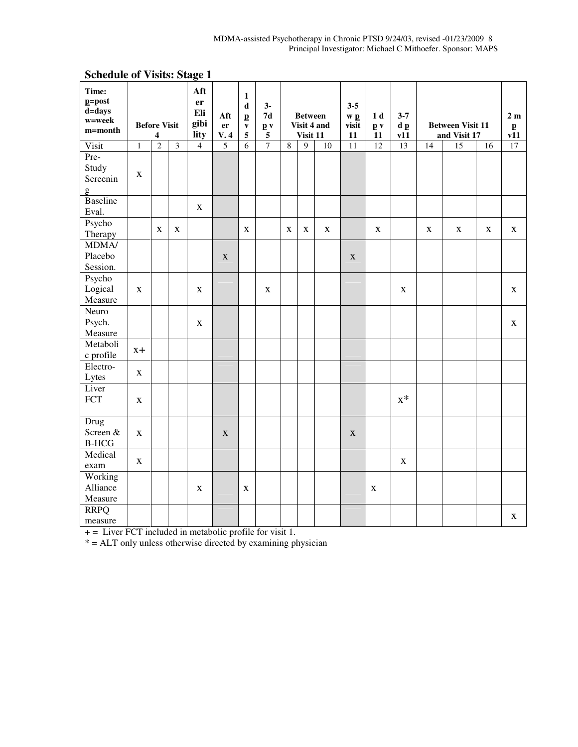## Schedule of Visits: Stage 1

| Time: p=post d=days w=week m=month | Before Visit 4 | | | After Eligibility | After V. 4 | 1 d p v 5 | 3-7d p v 5 | Between Visit 4 and Visit 11 | | | 3-5 w p visit 11 | 1 d p v 11 | 3-7 d p v11 | Between Visit 11 and Visit 17 | | | 2 m p v11 |
|---|---|---|---|---|---|---|---|---|---|---|---|---|---|---|---|---|---|
| Visit | 1 | 2 | 3 | 4 | 5 | 6 | 7 | 8 | 9 | 10 | 11 | 12 | 13 | 14 | 15 | 16 | 17 |
| Pre-Study Screening | x | | | | | | | | | | | | | | | | |
| Baseline Eval. | | | | x | | | | | | | | | | | | | |
| Psycho Therapy | | x | x | | | x | | x | x | x | | x | | x | x | x | x |
| MDMA/ Placebo Session. | | | | | x | | | | | | x | | | | | | |
| Psycho Logical Measure | x | | | x | | | x | | | | | | x | | | | x |
| Neuro Psych. Measure | | | | x | | | | | | | | | | | | | x |
| Metabolic profile | x+ | | | | | | | | | | | | | | | | |
| Electro-Lytes | x | | | | | | | | | | | | | | | | |
| Liver FCT | x | | | | | | | | | | | | x* | | | | |
| Drug Screen & B-HCG | x | | | | x | | | | | | x | | | | | | |
| Medical exam | x | | | | | | | | | | | | x | | | | |
| Working Alliance Measure | | | | x | | x | | | | | | x | | | | | |
| RRPQ measure | | | | | | | | | | | | | | | | | x |

+ = Liver FCT included in metabolic profile for visit 1.

* = ALT only unless otherwise directed by examining physician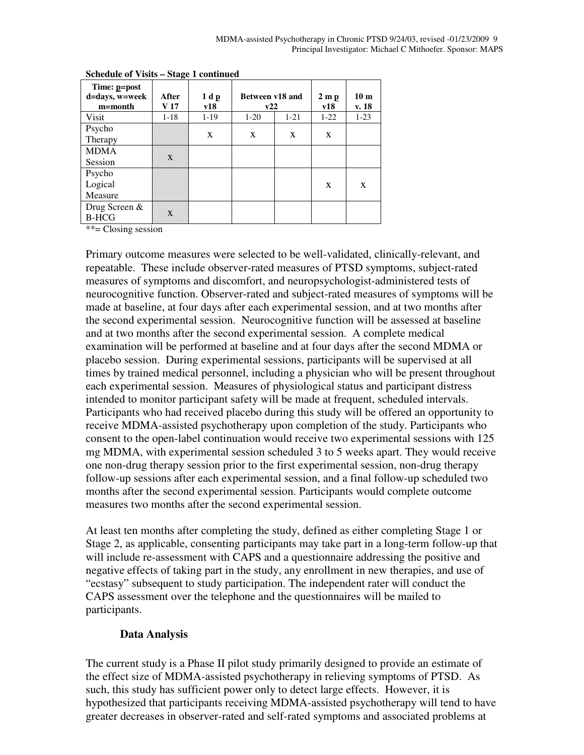**Schedule of Visits – Stage 1 continued**

| Time: p=post d=days, w=week m=month | After V 17 | 1 d p v18 | Between v18 and v22 | | 2 m p v18 | 10 m v. 18 |
|---|---|---|---|---|---|---|
| Visit | 1-18 | 1-19 | 1-20 | 1-21 | 1-22 | 1-23 |
| Psycho Therapy | | x | x | x | x | |
| MDMA Session | x | | | | | |
| Psycho Logical Measure | | | | | x | x |
| Drug Screen & B-HCG | x | | | | | |

**= Closing session

Primary outcome measures were selected to be well-validated, clinically-relevant, and repeatable. These include observer-rated measures of PTSD symptoms, subject-rated measures of symptoms and discomfort, and neuropsychologist-administered tests of neurocognitive function. Observer-rated and subject-rated measures of symptoms will be made at baseline, at four days after each experimental session, and at two months after the second experimental session. Neurocognitive function will be assessed at baseline and at two months after the second experimental session. A complete medical examination will be performed at baseline and at four days after the second MDMA or placebo session. During experimental sessions, participants will be supervised at all times by trained medical personnel, including a physician who will be present throughout each experimental session. Measures of physiological status and participant distress intended to monitor participant safety will be made at frequent, scheduled intervals. Participants who had received placebo during this study will be offered an opportunity to receive MDMA-assisted psychotherapy upon completion of the study. Participants who consent to the open-label continuation would receive two experimental sessions with 125 mg MDMA, with experimental session scheduled 3 to 5 weeks apart. They would receive one non-drug therapy session prior to the first experimental session, non-drug therapy follow-up sessions after each experimental session, and a final follow-up scheduled two months after the second experimental session. Participants would complete outcome measures two months after the second experimental session.

At least ten months after completing the study, defined as either completing Stage 1 or Stage 2, as applicable, consenting participants may take part in a long-term follow-up that will include re-assessment with CAPS and a questionnaire addressing the positive and negative effects of taking part in the study, any enrollment in new therapies, and use of "ecstasy" subsequent to study participation. The independent rater will conduct the CAPS assessment over the telephone and the questionnaires will be mailed to participants.

### Data Analysis

The current study is a Phase II pilot study primarily designed to provide an estimate of the effect size of MDMA-assisted psychotherapy in relieving symptoms of PTSD. As such, this study has sufficient power only to detect large effects. However, it is hypothesized that participants receiving MDMA-assisted psychotherapy will tend to have greater decreases in observer-rated and self-rated symptoms and associated problems at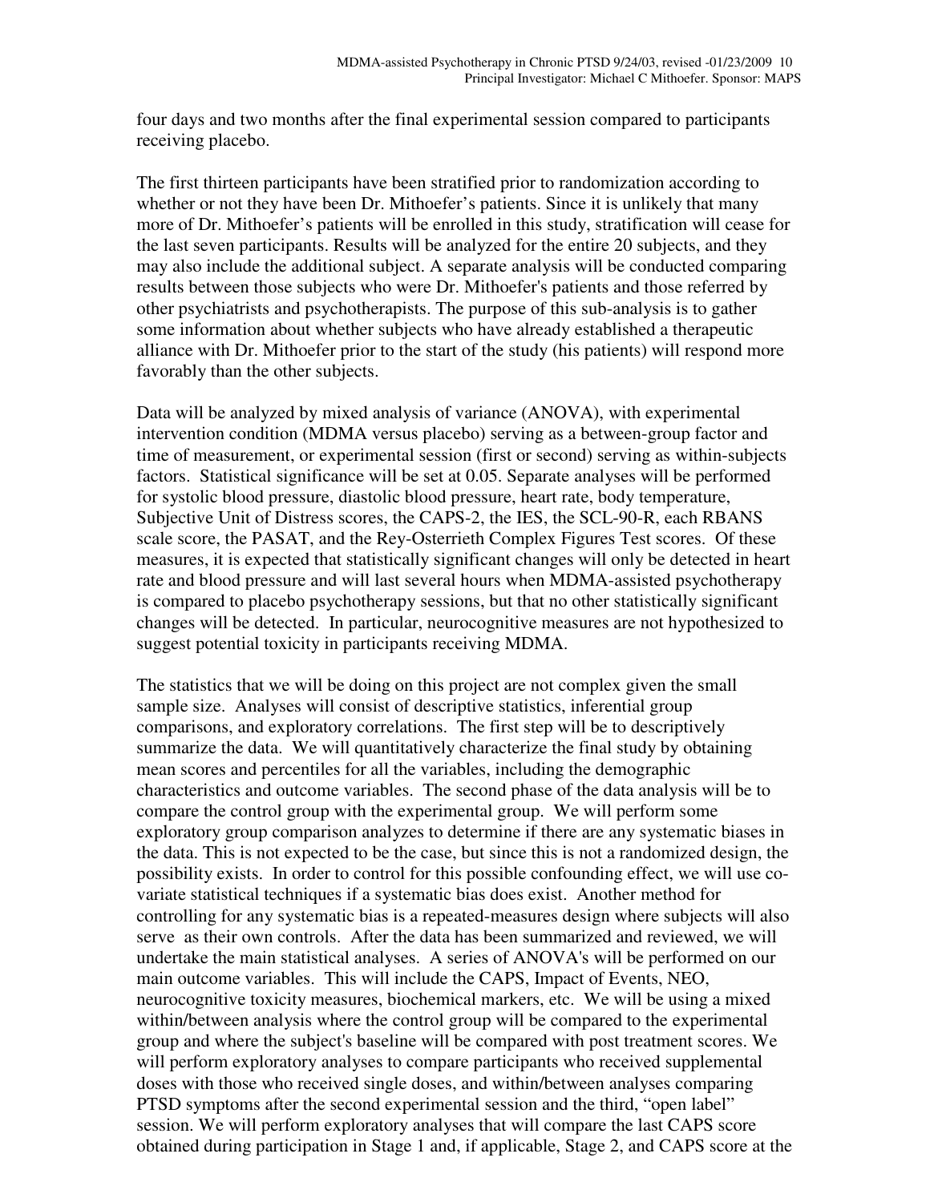four days and two months after the final experimental session compared to participants receiving placebo.

The first thirteen participants have been stratified prior to randomization according to whether or not they have been Dr. Mithoefer's patients. Since it is unlikely that many more of Dr. Mithoefer's patients will be enrolled in this study, stratification will cease for the last seven participants. Results will be analyzed for the entire 20 subjects, and they may also include the additional subject. A separate analysis will be conducted comparing results between those subjects who were Dr. Mithoefer's patients and those referred by other psychiatrists and psychotherapists. The purpose of this sub-analysis is to gather some information about whether subjects who have already established a therapeutic alliance with Dr. Mithoefer prior to the start of the study (his patients) will respond more favorably than the other subjects.

Data will be analyzed by mixed analysis of variance (ANOVA), with experimental intervention condition (MDMA versus placebo) serving as a between-group factor and time of measurement, or experimental session (first or second) serving as within-subjects factors. Statistical significance will be set at 0.05. Separate analyses will be performed for systolic blood pressure, diastolic blood pressure, heart rate, body temperature, Subjective Unit of Distress scores, the CAPS-2, the IES, the SCL-90-R, each RBANS scale score, the PASAT, and the Rey-Osterrieth Complex Figures Test scores. Of these measures, it is expected that statistically significant changes will only be detected in heart rate and blood pressure and will last several hours when MDMA-assisted psychotherapy is compared to placebo psychotherapy sessions, but that no other statistically significant changes will be detected. In particular, neurocognitive measures are not hypothesized to suggest potential toxicity in participants receiving MDMA.

The statistics that we will be doing on this project are not complex given the small sample size. Analyses will consist of descriptive statistics, inferential group comparisons, and exploratory correlations. The first step will be to descriptively summarize the data. We will quantitatively characterize the final study by obtaining mean scores and percentiles for all the variables, including the demographic characteristics and outcome variables. The second phase of the data analysis will be to compare the control group with the experimental group. We will perform some exploratory group comparison analyzes to determine if there are any systematic biases in the data. This is not expected to be the case, but since this is not a randomized design, the possibility exists. In order to control for this possible confounding effect, we will use co-variate statistical techniques if a systematic bias does exist. Another method for controlling for any systematic bias is a repeated-measures design where subjects will also serve as their own controls. After the data has been summarized and reviewed, we will undertake the main statistical analyses. A series of ANOVA's will be performed on our main outcome variables. This will include the CAPS, Impact of Events, NEO, neurocognitive toxicity measures, biochemical markers, etc. We will be using a mixed within/between analysis where the control group will be compared to the experimental group and where the subject's baseline will be compared with post treatment scores. We will perform exploratory analyses to compare participants who received supplemental doses with those who received single doses, and within/between analyses comparing PTSD symptoms after the second experimental session and the third, "open label" session. We will perform exploratory analyses that will compare the last CAPS score obtained during participation in Stage 1 and, if applicable, Stage 2, and CAPS score at the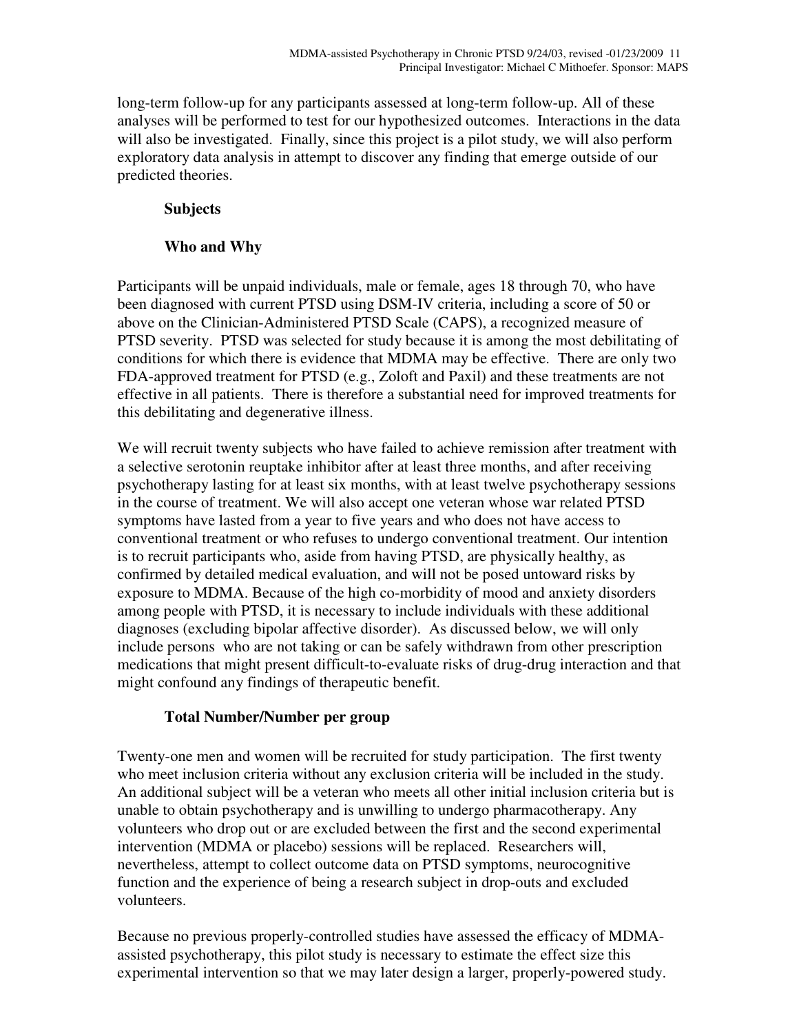long-term follow-up for any participants assessed at long-term follow-up. All of these analyses will be performed to test for our hypothesized outcomes. Interactions in the data will also be investigated. Finally, since this project is a pilot study, we will also perform exploratory data analysis in attempt to discover any finding that emerge outside of our predicted theories.

### Subjects

### Who and Why

Participants will be unpaid individuals, male or female, ages 18 through 70, who have been diagnosed with current PTSD using DSM-IV criteria, including a score of 50 or above on the Clinician-Administered PTSD Scale (CAPS), a recognized measure of PTSD severity. PTSD was selected for study because it is among the most debilitating of conditions for which there is evidence that MDMA may be effective. There are only two FDA-approved treatment for PTSD (e.g., Zoloft and Paxil) and these treatments are not effective in all patients. There is therefore a substantial need for improved treatments for this debilitating and degenerative illness.

We will recruit twenty subjects who have failed to achieve remission after treatment with a selective serotonin reuptake inhibitor after at least three months, and after receiving psychotherapy lasting for at least six months, with at least twelve psychotherapy sessions in the course of treatment. We will also accept one veteran whose war related PTSD symptoms have lasted from a year to five years and who does not have access to conventional treatment or who refuses to undergo conventional treatment. Our intention is to recruit participants who, aside from having PTSD, are physically healthy, as confirmed by detailed medical evaluation, and will not be posed untoward risks by exposure to MDMA. Because of the high co-morbidity of mood and anxiety disorders among people with PTSD, it is necessary to include individuals with these additional diagnoses (excluding bipolar affective disorder). As discussed below, we will only include persons who are not taking or can be safely withdrawn from other prescription medications that might present difficult-to-evaluate risks of drug-drug interaction and that might confound any findings of therapeutic benefit.

### Total Number/Number per group

Twenty-one men and women will be recruited for study participation. The first twenty who meet inclusion criteria without any exclusion criteria will be included in the study. An additional subject will be a veteran who meets all other initial inclusion criteria but is unable to obtain psychotherapy and is unwilling to undergo pharmacotherapy. Any volunteers who drop out or are excluded between the first and the second experimental intervention (MDMA or placebo) sessions will be replaced. Researchers will, nevertheless, attempt to collect outcome data on PTSD symptoms, neurocognitive function and the experience of being a research subject in drop-outs and excluded volunteers.

Because no previous properly-controlled studies have assessed the efficacy of MDMA-assisted psychotherapy, this pilot study is necessary to estimate the effect size this experimental intervention so that we may later design a larger, properly-powered study.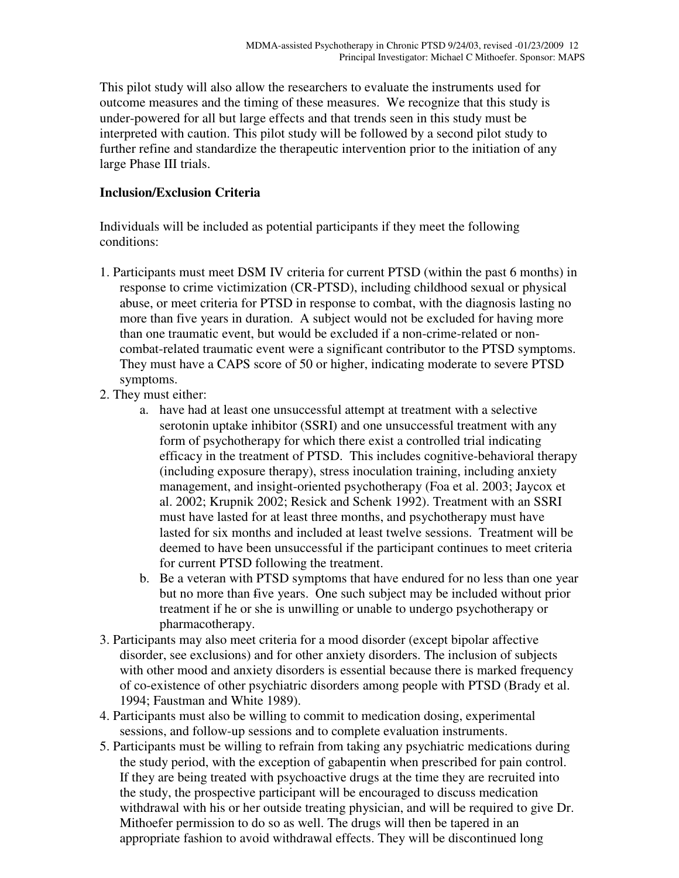This pilot study will also allow the researchers to evaluate the instruments used for outcome measures and the timing of these measures. We recognize that this study is under-powered for all but large effects and that trends seen in this study must be interpreted with caution. This pilot study will be followed by a second pilot study to further refine and standardize the therapeutic intervention prior to the initiation of any large Phase III trials.

**Inclusion/Exclusion Criteria**

Individuals will be included as potential participants if they meet the following conditions:

1. Participants must meet DSM IV criteria for current PTSD (within the past 6 months) in response to crime victimization (CR-PTSD), including childhood sexual or physical abuse, or meet criteria for PTSD in response to combat, with the diagnosis lasting no more than five years in duration. A subject would not be excluded for having more than one traumatic event, but would be excluded if a non-crime-related or non-combat-related traumatic event were a significant contributor to the PTSD symptoms. They must have a CAPS score of 50 or higher, indicating moderate to severe PTSD symptoms.
2. They must either:
   a. have had at least one unsuccessful attempt at treatment with a selective serotonin uptake inhibitor (SSRI) and one unsuccessful treatment with any form of psychotherapy for which there exist a controlled trial indicating efficacy in the treatment of PTSD. This includes cognitive-behavioral therapy (including exposure therapy), stress inoculation training, including anxiety management, and insight-oriented psychotherapy (Foa et al. 2003; Jaycox et al. 2002; Krupnik 2002; Resick and Schenk 1992). Treatment with an SSRI must have lasted for at least three months, and psychotherapy must have lasted for six months and included at least twelve sessions. Treatment will be deemed to have been unsuccessful if the participant continues to meet criteria for current PTSD following the treatment.
   b. Be a veteran with PTSD symptoms that have endured for no less than one year but no more than five years. One such subject may be included without prior treatment if he or she is unwilling or unable to undergo psychotherapy or pharmacotherapy.
3. Participants may also meet criteria for a mood disorder (except bipolar affective disorder, see exclusions) and for other anxiety disorders. The inclusion of subjects with other mood and anxiety disorders is essential because there is marked frequency of co-existence of other psychiatric disorders among people with PTSD (Brady et al. 1994; Faustman and White 1989).
4. Participants must also be willing to commit to medication dosing, experimental sessions, and follow-up sessions and to complete evaluation instruments.
5. Participants must be willing to refrain from taking any psychiatric medications during the study period, with the exception of gabapentin when prescribed for pain control. If they are being treated with psychoactive drugs at the time they are recruited into the study, the prospective participant will be encouraged to discuss medication withdrawal with his or her outside treating physician, and will be required to give Dr. Mithoefer permission to do so as well. The drugs will then be tapered in an appropriate fashion to avoid withdrawal effects. They will be discontinued long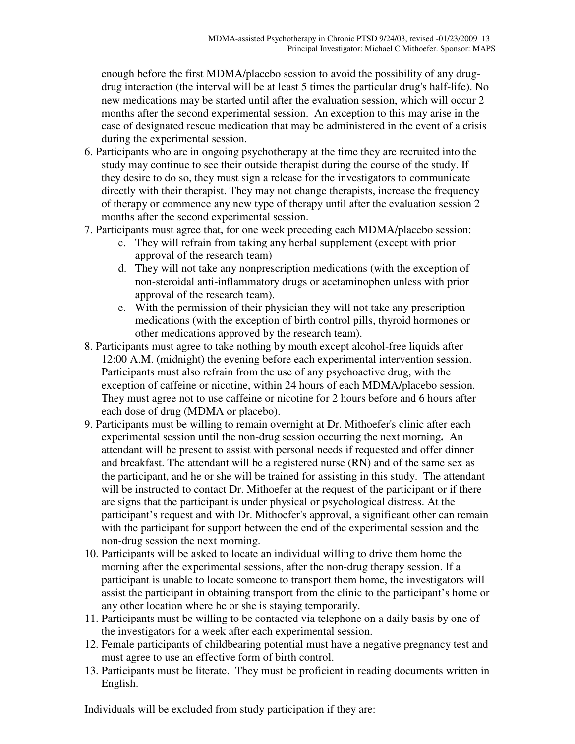enough before the first MDMA/placebo session to avoid the possibility of any drug-drug interaction (the interval will be at least 5 times the particular drug's half-life). No new medications may be started until after the evaluation session, which will occur 2 months after the second experimental session. An exception to this may arise in the case of designated rescue medication that may be administered in the event of a crisis during the experimental session.

6. Participants who are in ongoing psychotherapy at the time they are recruited into the study may continue to see their outside therapist during the course of the study. If they desire to do so, they must sign a release for the investigators to communicate directly with their therapist. They may not change therapists, increase the frequency of therapy or commence any new type of therapy until after the evaluation session 2 months after the second experimental session.
7. Participants must agree that, for one week preceding each MDMA/placebo session:
   - c. They will refrain from taking any herbal supplement (except with prior approval of the research team)
   - d. They will not take any nonprescription medications (with the exception of non-steroidal anti-inflammatory drugs or acetaminophen unless with prior approval of the research team).
   - e. With the permission of their physician they will not take any prescription medications (with the exception of birth control pills, thyroid hormones or other medications approved by the research team).
8. Participants must agree to take nothing by mouth except alcohol-free liquids after 12:00 A.M. (midnight) the evening before each experimental intervention session. Participants must also refrain from the use of any psychoactive drug, with the exception of caffeine or nicotine, within 24 hours of each MDMA/placebo session. They must agree not to use caffeine or nicotine for 2 hours before and 6 hours after each dose of drug (MDMA or placebo).
9. Participants must be willing to remain overnight at Dr. Mithoefer's clinic after each experimental session until the non-drug session occurring the next morning**.** An attendant will be present to assist with personal needs if requested and offer dinner and breakfast. The attendant will be a registered nurse (RN) and of the same sex as the participant, and he or she will be trained for assisting in this study. The attendant will be instructed to contact Dr. Mithoefer at the request of the participant or if there are signs that the participant is under physical or psychological distress. At the participant's request and with Dr. Mithoefer's approval, a significant other can remain with the participant for support between the end of the experimental session and the non-drug session the next morning.
10. Participants will be asked to locate an individual willing to drive them home the morning after the experimental sessions, after the non-drug therapy session. If a participant is unable to locate someone to transport them home, the investigators will assist the participant in obtaining transport from the clinic to the participant's home or any other location where he or she is staying temporarily.
11. Participants must be willing to be contacted via telephone on a daily basis by one of the investigators for a week after each experimental session.
12. Female participants of childbearing potential must have a negative pregnancy test and must agree to use an effective form of birth control.
13. Participants must be literate. They must be proficient in reading documents written in English.

Individuals will be excluded from study participation if they are: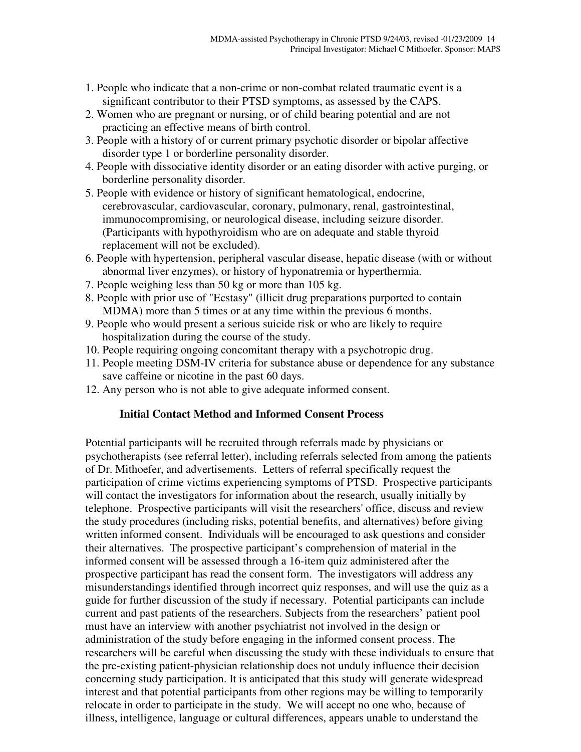1. People who indicate that a non-crime or non-combat related traumatic event is a significant contributor to their PTSD symptoms, as assessed by the CAPS.
2. Women who are pregnant or nursing, or of child bearing potential and are not practicing an effective means of birth control.
3. People with a history of or current primary psychotic disorder or bipolar affective disorder type 1 or borderline personality disorder.
4. People with dissociative identity disorder or an eating disorder with active purging, or borderline personality disorder.
5. People with evidence or history of significant hematological, endocrine, cerebrovascular, cardiovascular, coronary, pulmonary, renal, gastrointestinal, immunocompromising, or neurological disease, including seizure disorder. (Participants with hypothyroidism who are on adequate and stable thyroid replacement will not be excluded).
6. People with hypertension, peripheral vascular disease, hepatic disease (with or without abnormal liver enzymes), or history of hyponatremia or hyperthermia.
7. People weighing less than 50 kg or more than 105 kg.
8. People with prior use of "Ecstasy" (illicit drug preparations purported to contain MDMA) more than 5 times or at any time within the previous 6 months.
9. People who would present a serious suicide risk or who are likely to require hospitalization during the course of the study.
10. People requiring ongoing concomitant therapy with a psychotropic drug.
11. People meeting DSM-IV criteria for substance abuse or dependence for any substance save caffeine or nicotine in the past 60 days.
12. Any person who is not able to give adequate informed consent.

### Initial Contact Method and Informed Consent Process

Potential participants will be recruited through referrals made by physicians or psychotherapists (see referral letter), including referrals selected from among the patients of Dr. Mithoefer, and advertisements. Letters of referral specifically request the participation of crime victims experiencing symptoms of PTSD. Prospective participants will contact the investigators for information about the research, usually initially by telephone. Prospective participants will visit the researchers' office, discuss and review the study procedures (including risks, potential benefits, and alternatives) before giving written informed consent. Individuals will be encouraged to ask questions and consider their alternatives. The prospective participant's comprehension of material in the informed consent will be assessed through a 16-item quiz administered after the prospective participant has read the consent form. The investigators will address any misunderstandings identified through incorrect quiz responses, and will use the quiz as a guide for further discussion of the study if necessary. Potential participants can include current and past patients of the researchers. Subjects from the researchers' patient pool must have an interview with another psychiatrist not involved in the design or administration of the study before engaging in the informed consent process. The researchers will be careful when discussing the study with these individuals to ensure that the pre-existing patient-physician relationship does not unduly influence their decision concerning study participation. It is anticipated that this study will generate widespread interest and that potential participants from other regions may be willing to temporarily relocate in order to participate in the study. We will accept no one who, because of illness, intelligence, language or cultural differences, appears unable to understand the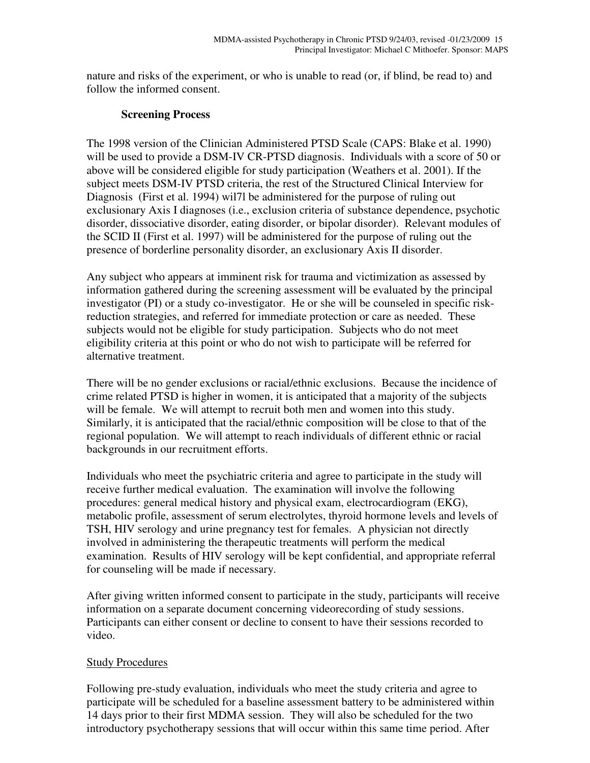nature and risks of the experiment, or who is unable to read (or, if blind, be read to) and follow the informed consent.

**Screening Process**

The 1998 version of the Clinician Administered PTSD Scale (CAPS: Blake et al. 1990) will be used to provide a DSM-IV CR-PTSD diagnosis. Individuals with a score of 50 or above will be considered eligible for study participation (Weathers et al. 2001). If the subject meets DSM-IV PTSD criteria, the rest of the Structured Clinical Interview for Diagnosis (First et al. 1994) wil7l be administered for the purpose of ruling out exclusionary Axis I diagnoses (i.e., exclusion criteria of substance dependence, psychotic disorder, dissociative disorder, eating disorder, or bipolar disorder). Relevant modules of the SCID II (First et al. 1997) will be administered for the purpose of ruling out the presence of borderline personality disorder, an exclusionary Axis II disorder.

Any subject who appears at imminent risk for trauma and victimization as assessed by information gathered during the screening assessment will be evaluated by the principal investigator (PI) or a study co-investigator. He or she will be counseled in specific risk-reduction strategies, and referred for immediate protection or care as needed. These subjects would not be eligible for study participation. Subjects who do not meet eligibility criteria at this point or who do not wish to participate will be referred for alternative treatment.

There will be no gender exclusions or racial/ethnic exclusions. Because the incidence of crime related PTSD is higher in women, it is anticipated that a majority of the subjects will be female. We will attempt to recruit both men and women into this study. Similarly, it is anticipated that the racial/ethnic composition will be close to that of the regional population. We will attempt to reach individuals of different ethnic or racial backgrounds in our recruitment efforts.

Individuals who meet the psychiatric criteria and agree to participate in the study will receive further medical evaluation. The examination will involve the following procedures: general medical history and physical exam, electrocardiogram (EKG), metabolic profile, assessment of serum electrolytes, thyroid hormone levels and levels of TSH, HIV serology and urine pregnancy test for females. A physician not directly involved in administering the therapeutic treatments will perform the medical examination. Results of HIV serology will be kept confidential, and appropriate referral for counseling will be made if necessary.

After giving written informed consent to participate in the study, participants will receive information on a separate document concerning videorecording of study sessions. Participants can either consent or decline to consent to have their sessions recorded to video.

<u>Study Procedures</u>

Following pre-study evaluation, individuals who meet the study criteria and agree to participate will be scheduled for a baseline assessment battery to be administered within 14 days prior to their first MDMA session. They will also be scheduled for the two introductory psychotherapy sessions that will occur within this same time period. After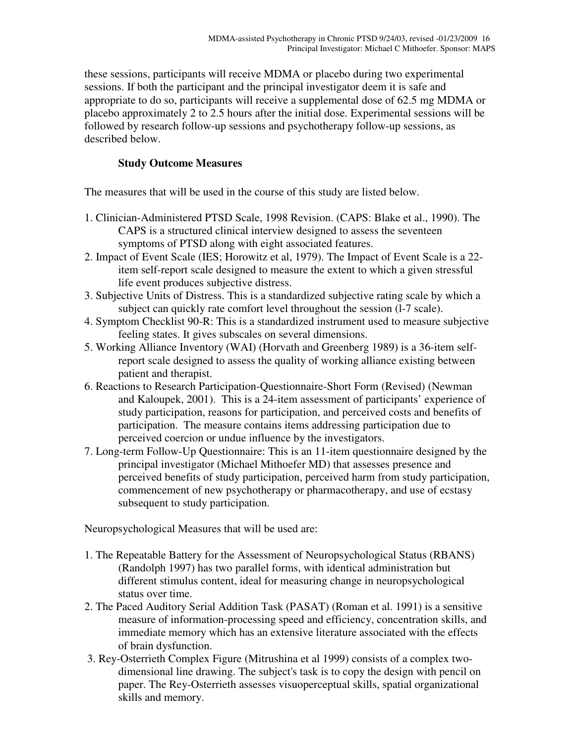these sessions, participants will receive MDMA or placebo during two experimental sessions. If both the participant and the principal investigator deem it is safe and appropriate to do so, participants will receive a supplemental dose of 62.5 mg MDMA or placebo approximately 2 to 2.5 hours after the initial dose. Experimental sessions will be followed by research follow-up sessions and psychotherapy follow-up sessions, as described below.

### Study Outcome Measures

The measures that will be used in the course of this study are listed below.

1. Clinician-Administered PTSD Scale, 1998 Revision. (CAPS: Blake et al., 1990). The CAPS is a structured clinical interview designed to assess the seventeen symptoms of PTSD along with eight associated features.
2. Impact of Event Scale (IES; Horowitz et al, 1979). The Impact of Event Scale is a 22-item self-report scale designed to measure the extent to which a given stressful life event produces subjective distress.
3. Subjective Units of Distress. This is a standardized subjective rating scale by which a subject can quickly rate comfort level throughout the session (l-7 scale).
4. Symptom Checklist 90-R: This is a standardized instrument used to measure subjective feeling states. It gives subscales on several dimensions.
5. Working Alliance Inventory (WAI) (Horvath and Greenberg 1989) is a 36-item self-report scale designed to assess the quality of working alliance existing between patient and therapist.
6. Reactions to Research Participation-Questionnaire-Short Form (Revised) (Newman and Kaloupek, 2001). This is a 24-item assessment of participants' experience of study participation, reasons for participation, and perceived costs and benefits of participation. The measure contains items addressing participation due to perceived coercion or undue influence by the investigators.
7. Long-term Follow-Up Questionnaire: This is an 11-item questionnaire designed by the principal investigator (Michael Mithoefer MD) that assesses presence and perceived benefits of study participation, perceived harm from study participation, commencement of new psychotherapy or pharmacotherapy, and use of ecstasy subsequent to study participation.

Neuropsychological Measures that will be used are:

1. The Repeatable Battery for the Assessment of Neuropsychological Status (RBANS) (Randolph 1997) has two parallel forms, with identical administration but different stimulus content, ideal for measuring change in neuropsychological status over time.
2. The Paced Auditory Serial Addition Task (PASAT) (Roman et al. 1991) is a sensitive measure of information-processing speed and efficiency, concentration skills, and immediate memory which has an extensive literature associated with the effects of brain dysfunction.
3. Rey-Osterrieth Complex Figure (Mitrushina et al 1999) consists of a complex two-dimensional line drawing. The subject's task is to copy the design with pencil on paper. The Rey-Osterrieth assesses visuoperceptual skills, spatial organizational skills and memory.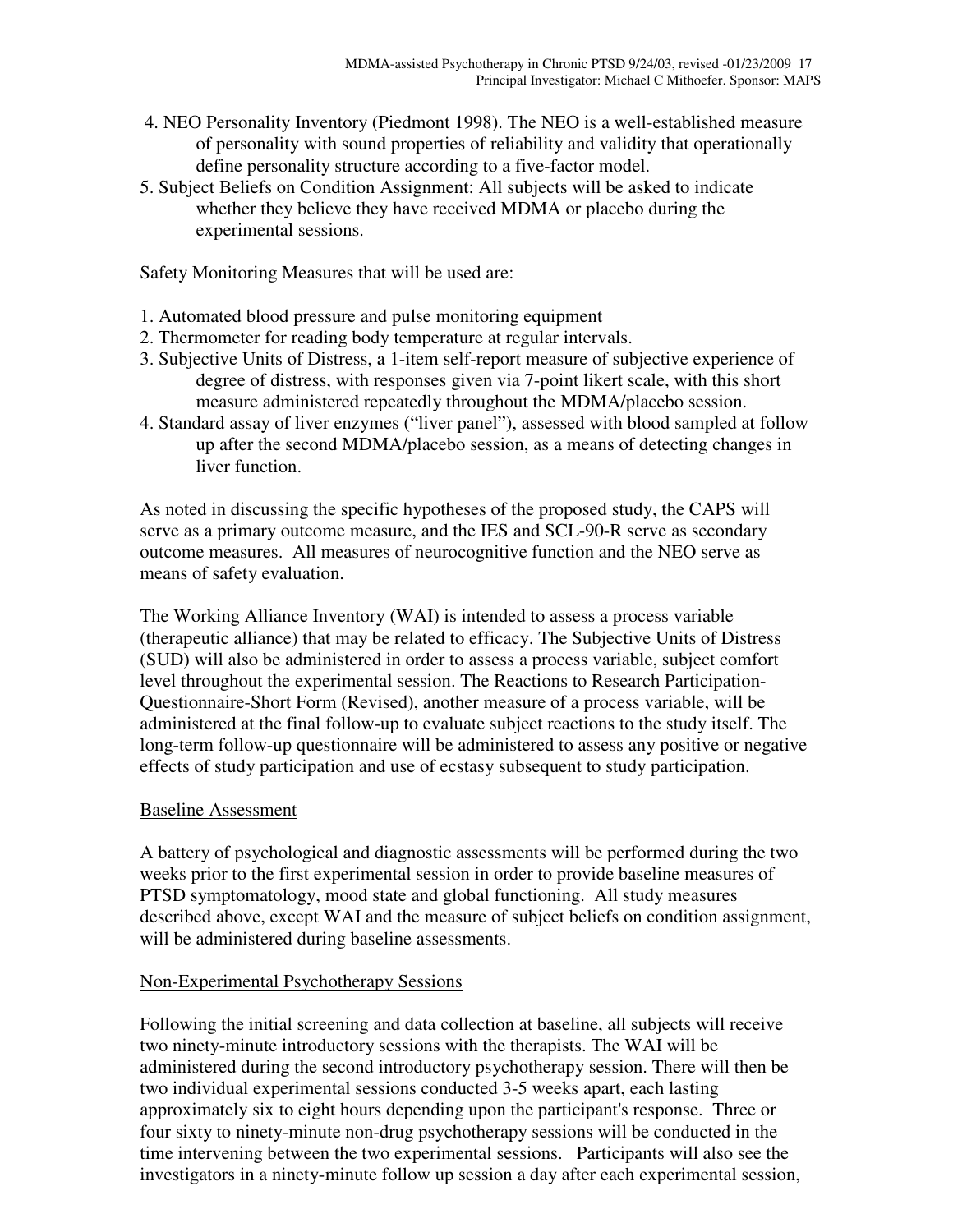4. NEO Personality Inventory (Piedmont 1998). The NEO is a well-established measure of personality with sound properties of reliability and validity that operationally define personality structure according to a five-factor model.
5. Subject Beliefs on Condition Assignment: All subjects will be asked to indicate whether they believe they have received MDMA or placebo during the experimental sessions.

Safety Monitoring Measures that will be used are:

1. Automated blood pressure and pulse monitoring equipment
2. Thermometer for reading body temperature at regular intervals.
3. Subjective Units of Distress, a 1-item self-report measure of subjective experience of degree of distress, with responses given via 7-point likert scale, with this short measure administered repeatedly throughout the MDMA/placebo session.
4. Standard assay of liver enzymes ("liver panel"), assessed with blood sampled at follow up after the second MDMA/placebo session, as a means of detecting changes in liver function.

As noted in discussing the specific hypotheses of the proposed study, the CAPS will serve as a primary outcome measure, and the IES and SCL-90-R serve as secondary outcome measures. All measures of neurocognitive function and the NEO serve as means of safety evaluation.

The Working Alliance Inventory (WAI) is intended to assess a process variable (therapeutic alliance) that may be related to efficacy. The Subjective Units of Distress (SUD) will also be administered in order to assess a process variable, subject comfort level throughout the experimental session. The Reactions to Research Participation-Questionnaire-Short Form (Revised), another measure of a process variable, will be administered at the final follow-up to evaluate subject reactions to the study itself. The long-term follow-up questionnaire will be administered to assess any positive or negative effects of study participation and use of ecstasy subsequent to study participation.

Baseline Assessment

A battery of psychological and diagnostic assessments will be performed during the two weeks prior to the first experimental session in order to provide baseline measures of PTSD symptomatology, mood state and global functioning. All study measures described above, except WAI and the measure of subject beliefs on condition assignment, will be administered during baseline assessments.

Non-Experimental Psychotherapy Sessions

Following the initial screening and data collection at baseline, all subjects will receive two ninety-minute introductory sessions with the therapists. The WAI will be administered during the second introductory psychotherapy session. There will then be two individual experimental sessions conducted 3-5 weeks apart, each lasting approximately six to eight hours depending upon the participant's response. Three or four sixty to ninety-minute non-drug psychotherapy sessions will be conducted in the time intervening between the two experimental sessions. Participants will also see the investigators in a ninety-minute follow up session a day after each experimental session,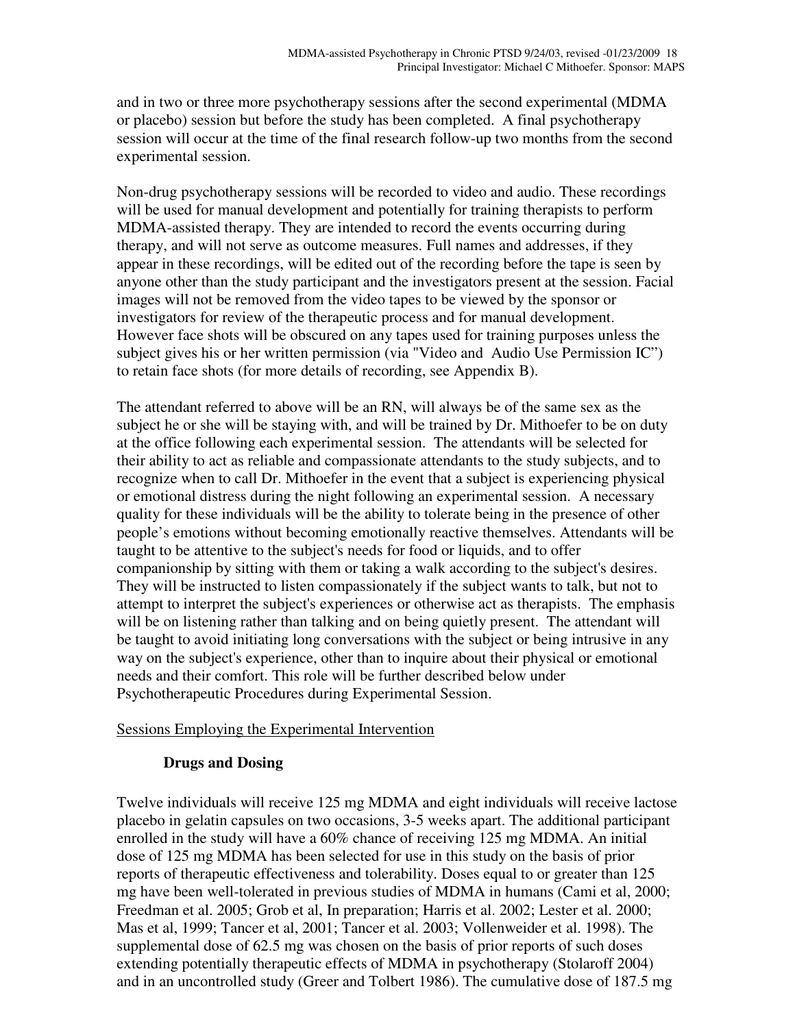and in two or three more psychotherapy sessions after the second experimental (MDMA or placebo) session but before the study has been completed. A final psychotherapy session will occur at the time of the final research follow-up two months from the second experimental session.

Non-drug psychotherapy sessions will be recorded to video and audio. These recordings will be used for manual development and potentially for training therapists to perform MDMA-assisted therapy. They are intended to record the events occurring during therapy, and will not serve as outcome measures. Full names and addresses, if they appear in these recordings, will be edited out of the recording before the tape is seen by anyone other than the study participant and the investigators present at the session. Facial images will not be removed from the video tapes to be viewed by the sponsor or investigators for review of the therapeutic process and for manual development. However face shots will be obscured on any tapes used for training purposes unless the subject gives his or her written permission (via "Video and Audio Use Permission IC") to retain face shots (for more details of recording, see Appendix B).

The attendant referred to above will be an RN, will always be of the same sex as the subject he or she will be staying with, and will be trained by Dr. Mithoefer to be on duty at the office following each experimental session. The attendants will be selected for their ability to act as reliable and compassionate attendants to the study subjects, and to recognize when to call Dr. Mithoefer in the event that a subject is experiencing physical or emotional distress during the night following an experimental session. A necessary quality for these individuals will be the ability to tolerate being in the presence of other people's emotions without becoming emotionally reactive themselves. Attendants will be taught to be attentive to the subject's needs for food or liquids, and to offer companionship by sitting with them or taking a walk according to the subject's desires. They will be instructed to listen compassionately if the subject wants to talk, but not to attempt to interpret the subject's experiences or otherwise act as therapists. The emphasis will be on listening rather than talking and on being quietly present. The attendant will be taught to avoid initiating long conversations with the subject or being intrusive in any way on the subject's experience, other than to inquire about their physical or emotional needs and their comfort. This role will be further described below under Psychotherapeutic Procedures during Experimental Session.

Sessions Employing the Experimental Intervention

**Drugs and Dosing**

Twelve individuals will receive 125 mg MDMA and eight individuals will receive lactose placebo in gelatin capsules on two occasions, 3-5 weeks apart. The additional participant enrolled in the study will have a 60% chance of receiving 125 mg MDMA. An initial dose of 125 mg MDMA has been selected for use in this study on the basis of prior reports of therapeutic effectiveness and tolerability. Doses equal to or greater than 125 mg have been well-tolerated in previous studies of MDMA in humans (Cami et al, 2000; Freedman et al. 2005; Grob et al, In preparation; Harris et al. 2002; Lester et al. 2000; Mas et al, 1999; Tancer et al, 2001; Tancer et al. 2003; Vollenweider et al. 1998). The supplemental dose of 62.5 mg was chosen on the basis of prior reports of such doses extending potentially therapeutic effects of MDMA in psychotherapy (Stolaroff 2004) and in an uncontrolled study (Greer and Tolbert 1986). The cumulative dose of 187.5 mg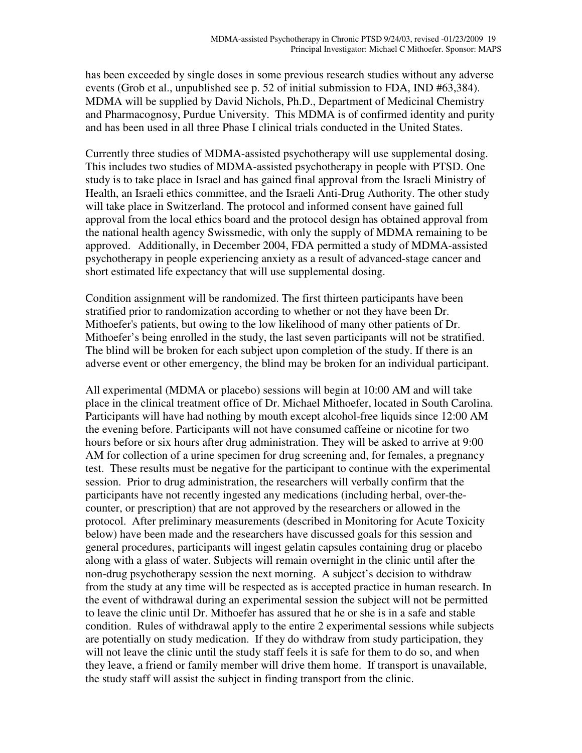has been exceeded by single doses in some previous research studies without any adverse events (Grob et al., unpublished see p. 52 of initial submission to FDA, IND #63,384). MDMA will be supplied by David Nichols, Ph.D., Department of Medicinal Chemistry and Pharmacognosy, Purdue University. This MDMA is of confirmed identity and purity and has been used in all three Phase I clinical trials conducted in the United States.

Currently three studies of MDMA-assisted psychotherapy will use supplemental dosing. This includes two studies of MDMA-assisted psychotherapy in people with PTSD. One study is to take place in Israel and has gained final approval from the Israeli Ministry of Health, an Israeli ethics committee, and the Israeli Anti-Drug Authority. The other study will take place in Switzerland. The protocol and informed consent have gained full approval from the local ethics board and the protocol design has obtained approval from the national health agency Swissmedic, with only the supply of MDMA remaining to be approved. Additionally, in December 2004, FDA permitted a study of MDMA-assisted psychotherapy in people experiencing anxiety as a result of advanced-stage cancer and short estimated life expectancy that will use supplemental dosing.

Condition assignment will be randomized. The first thirteen participants have been stratified prior to randomization according to whether or not they have been Dr. Mithoefer's patients, but owing to the low likelihood of many other patients of Dr. Mithoefer's being enrolled in the study, the last seven participants will not be stratified. The blind will be broken for each subject upon completion of the study. If there is an adverse event or other emergency, the blind may be broken for an individual participant.

All experimental (MDMA or placebo) sessions will begin at 10:00 AM and will take place in the clinical treatment office of Dr. Michael Mithoefer, located in South Carolina. Participants will have had nothing by mouth except alcohol-free liquids since 12:00 AM the evening before. Participants will not have consumed caffeine or nicotine for two hours before or six hours after drug administration. They will be asked to arrive at 9:00 AM for collection of a urine specimen for drug screening and, for females, a pregnancy test. These results must be negative for the participant to continue with the experimental session. Prior to drug administration, the researchers will verbally confirm that the participants have not recently ingested any medications (including herbal, over-the-counter, or prescription) that are not approved by the researchers or allowed in the protocol. After preliminary measurements (described in Monitoring for Acute Toxicity below) have been made and the researchers have discussed goals for this session and general procedures, participants will ingest gelatin capsules containing drug or placebo along with a glass of water. Subjects will remain overnight in the clinic until after the non-drug psychotherapy session the next morning. A subject's decision to withdraw from the study at any time will be respected as is accepted practice in human research. In the event of withdrawal during an experimental session the subject will not be permitted to leave the clinic until Dr. Mithoefer has assured that he or she is in a safe and stable condition. Rules of withdrawal apply to the entire 2 experimental sessions while subjects are potentially on study medication. If they do withdraw from study participation, they will not leave the clinic until the study staff feels it is safe for them to do so, and when they leave, a friend or family member will drive them home. If transport is unavailable, the study staff will assist the subject in finding transport from the clinic.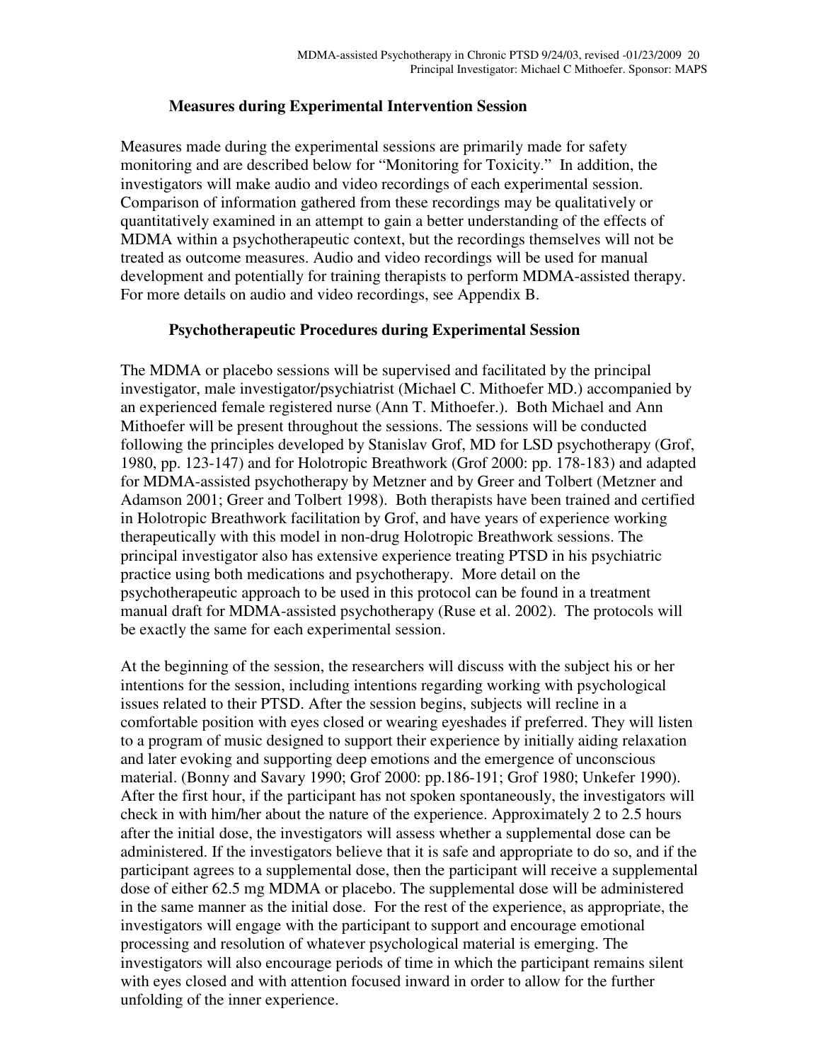### Measures during Experimental Intervention Session

Measures made during the experimental sessions are primarily made for safety monitoring and are described below for "Monitoring for Toxicity." In addition, the investigators will make audio and video recordings of each experimental session. Comparison of information gathered from these recordings may be qualitatively or quantitatively examined in an attempt to gain a better understanding of the effects of MDMA within a psychotherapeutic context, but the recordings themselves will not be treated as outcome measures. Audio and video recordings will be used for manual development and potentially for training therapists to perform MDMA-assisted therapy. For more details on audio and video recordings, see Appendix B.

### Psychotherapeutic Procedures during Experimental Session

The MDMA or placebo sessions will be supervised and facilitated by the principal investigator, male investigator/psychiatrist (Michael C. Mithoefer MD.) accompanied by an experienced female registered nurse (Ann T. Mithoefer.). Both Michael and Ann Mithoefer will be present throughout the sessions. The sessions will be conducted following the principles developed by Stanislav Grof, MD for LSD psychotherapy (Grof, 1980, pp. 123-147) and for Holotropic Breathwork (Grof 2000: pp. 178-183) and adapted for MDMA-assisted psychotherapy by Metzner and by Greer and Tolbert (Metzner and Adamson 2001; Greer and Tolbert 1998). Both therapists have been trained and certified in Holotropic Breathwork facilitation by Grof, and have years of experience working therapeutically with this model in non-drug Holotropic Breathwork sessions. The principal investigator also has extensive experience treating PTSD in his psychiatric practice using both medications and psychotherapy. More detail on the psychotherapeutic approach to be used in this protocol can be found in a treatment manual draft for MDMA-assisted psychotherapy (Ruse et al. 2002). The protocols will be exactly the same for each experimental session.

At the beginning of the session, the researchers will discuss with the subject his or her intentions for the session, including intentions regarding working with psychological issues related to their PTSD. After the session begins, subjects will recline in a comfortable position with eyes closed or wearing eyeshades if preferred. They will listen to a program of music designed to support their experience by initially aiding relaxation and later evoking and supporting deep emotions and the emergence of unconscious material. (Bonny and Savary 1990; Grof 2000: pp.186-191; Grof 1980; Unkefer 1990). After the first hour, if the participant has not spoken spontaneously, the investigators will check in with him/her about the nature of the experience. Approximately 2 to 2.5 hours after the initial dose, the investigators will assess whether a supplemental dose can be administered. If the investigators believe that it is safe and appropriate to do so, and if the participant agrees to a supplemental dose, then the participant will receive a supplemental dose of either 62.5 mg MDMA or placebo. The supplemental dose will be administered in the same manner as the initial dose. For the rest of the experience, as appropriate, the investigators will engage with the participant to support and encourage emotional processing and resolution of whatever psychological material is emerging. The investigators will also encourage periods of time in which the participant remains silent with eyes closed and with attention focused inward in order to allow for the further unfolding of the inner experience.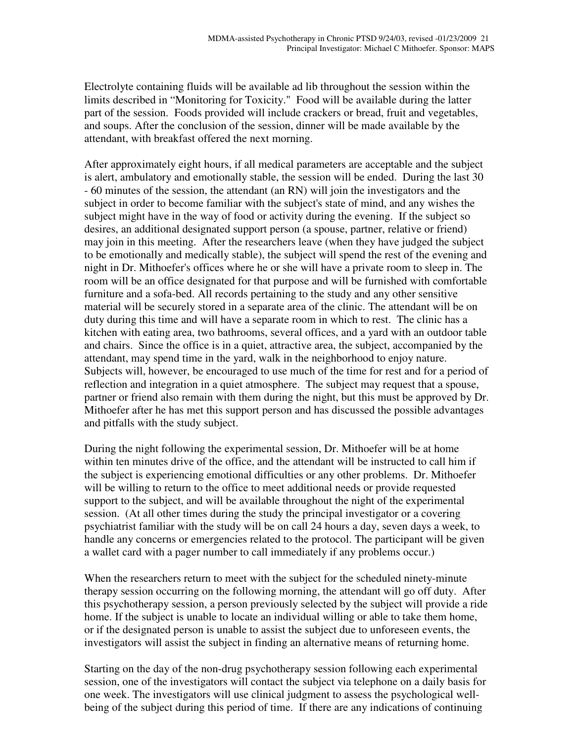Electrolyte containing fluids will be available ad lib throughout the session within the limits described in "Monitoring for Toxicity." Food will be available during the latter part of the session. Foods provided will include crackers or bread, fruit and vegetables, and soups. After the conclusion of the session, dinner will be made available by the attendant, with breakfast offered the next morning.

After approximately eight hours, if all medical parameters are acceptable and the subject is alert, ambulatory and emotionally stable, the session will be ended. During the last 30 - 60 minutes of the session, the attendant (an RN) will join the investigators and the subject in order to become familiar with the subject's state of mind, and any wishes the subject might have in the way of food or activity during the evening. If the subject so desires, an additional designated support person (a spouse, partner, relative or friend) may join in this meeting. After the researchers leave (when they have judged the subject to be emotionally and medically stable), the subject will spend the rest of the evening and night in Dr. Mithoefer's offices where he or she will have a private room to sleep in. The room will be an office designated for that purpose and will be furnished with comfortable furniture and a sofa-bed. All records pertaining to the study and any other sensitive material will be securely stored in a separate area of the clinic. The attendant will be on duty during this time and will have a separate room in which to rest. The clinic has a kitchen with eating area, two bathrooms, several offices, and a yard with an outdoor table and chairs. Since the office is in a quiet, attractive area, the subject, accompanied by the attendant, may spend time in the yard, walk in the neighborhood to enjoy nature. Subjects will, however, be encouraged to use much of the time for rest and for a period of reflection and integration in a quiet atmosphere. The subject may request that a spouse, partner or friend also remain with them during the night, but this must be approved by Dr. Mithoefer after he has met this support person and has discussed the possible advantages and pitfalls with the study subject.

During the night following the experimental session, Dr. Mithoefer will be at home within ten minutes drive of the office, and the attendant will be instructed to call him if the subject is experiencing emotional difficulties or any other problems. Dr. Mithoefer will be willing to return to the office to meet additional needs or provide requested support to the subject, and will be available throughout the night of the experimental session. (At all other times during the study the principal investigator or a covering psychiatrist familiar with the study will be on call 24 hours a day, seven days a week, to handle any concerns or emergencies related to the protocol. The participant will be given a wallet card with a pager number to call immediately if any problems occur.)

When the researchers return to meet with the subject for the scheduled ninety-minute therapy session occurring on the following morning, the attendant will go off duty. After this psychotherapy session, a person previously selected by the subject will provide a ride home. If the subject is unable to locate an individual willing or able to take them home, or if the designated person is unable to assist the subject due to unforeseen events, the investigators will assist the subject in finding an alternative means of returning home.

Starting on the day of the non-drug psychotherapy session following each experimental session, one of the investigators will contact the subject via telephone on a daily basis for one week. The investigators will use clinical judgment to assess the psychological well-being of the subject during this period of time. If there are any indications of continuing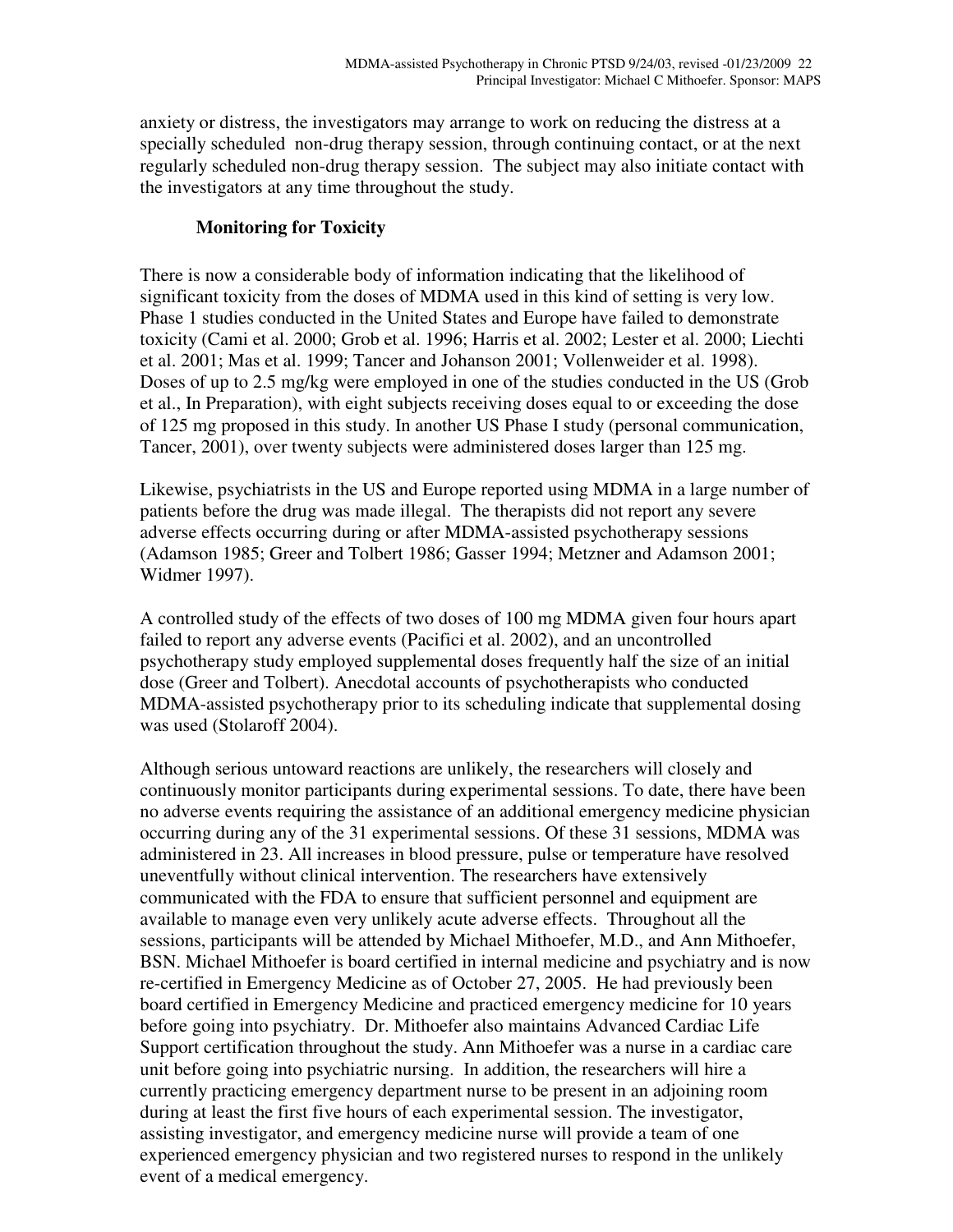anxiety or distress, the investigators may arrange to work on reducing the distress at a specially scheduled non-drug therapy session, through continuing contact, or at the next regularly scheduled non-drug therapy session. The subject may also initiate contact with the investigators at any time throughout the study.

### Monitoring for Toxicity

There is now a considerable body of information indicating that the likelihood of significant toxicity from the doses of MDMA used in this kind of setting is very low. Phase 1 studies conducted in the United States and Europe have failed to demonstrate toxicity (Cami et al. 2000; Grob et al. 1996; Harris et al. 2002; Lester et al. 2000; Liechti et al. 2001; Mas et al. 1999; Tancer and Johanson 2001; Vollenweider et al. 1998). Doses of up to 2.5 mg/kg were employed in one of the studies conducted in the US (Grob et al., In Preparation), with eight subjects receiving doses equal to or exceeding the dose of 125 mg proposed in this study. In another US Phase I study (personal communication, Tancer, 2001), over twenty subjects were administered doses larger than 125 mg.

Likewise, psychiatrists in the US and Europe reported using MDMA in a large number of patients before the drug was made illegal. The therapists did not report any severe adverse effects occurring during or after MDMA-assisted psychotherapy sessions (Adamson 1985; Greer and Tolbert 1986; Gasser 1994; Metzner and Adamson 2001; Widmer 1997).

A controlled study of the effects of two doses of 100 mg MDMA given four hours apart failed to report any adverse events (Pacifici et al. 2002), and an uncontrolled psychotherapy study employed supplemental doses frequently half the size of an initial dose (Greer and Tolbert). Anecdotal accounts of psychotherapists who conducted MDMA-assisted psychotherapy prior to its scheduling indicate that supplemental dosing was used (Stolaroff 2004).

Although serious untoward reactions are unlikely, the researchers will closely and continuously monitor participants during experimental sessions. To date, there have been no adverse events requiring the assistance of an additional emergency medicine physician occurring during any of the 31 experimental sessions. Of these 31 sessions, MDMA was administered in 23. All increases in blood pressure, pulse or temperature have resolved uneventfully without clinical intervention. The researchers have extensively communicated with the FDA to ensure that sufficient personnel and equipment are available to manage even very unlikely acute adverse effects. Throughout all the sessions, participants will be attended by Michael Mithoefer, M.D., and Ann Mithoefer, BSN. Michael Mithoefer is board certified in internal medicine and psychiatry and is now re-certified in Emergency Medicine as of October 27, 2005. He had previously been board certified in Emergency Medicine and practiced emergency medicine for 10 years before going into psychiatry. Dr. Mithoefer also maintains Advanced Cardiac Life Support certification throughout the study. Ann Mithoefer was a nurse in a cardiac care unit before going into psychiatric nursing. In addition, the researchers will hire a currently practicing emergency department nurse to be present in an adjoining room during at least the first five hours of each experimental session. The investigator, assisting investigator, and emergency medicine nurse will provide a team of one experienced emergency physician and two registered nurses to respond in the unlikely event of a medical emergency.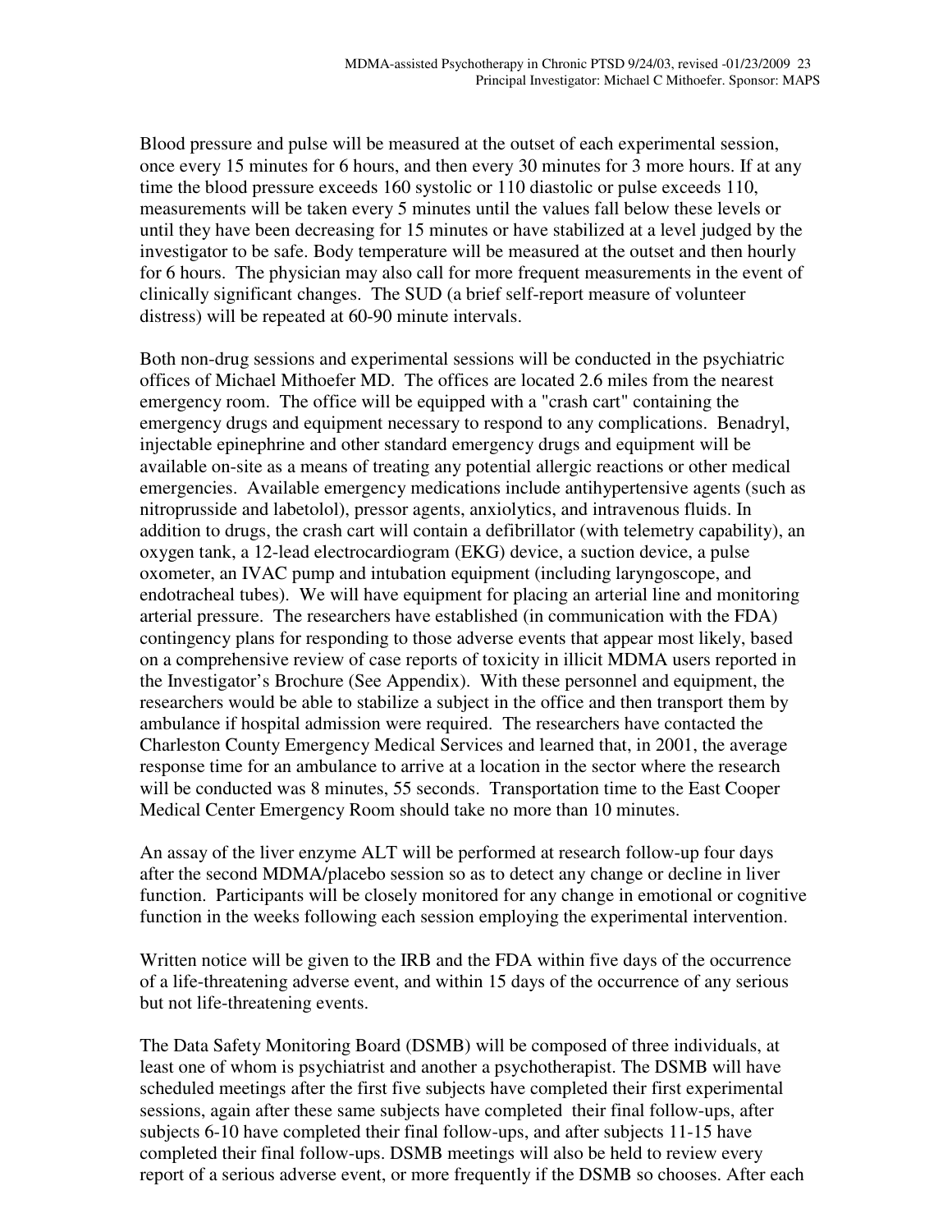Blood pressure and pulse will be measured at the outset of each experimental session, once every 15 minutes for 6 hours, and then every 30 minutes for 3 more hours. If at any time the blood pressure exceeds 160 systolic or 110 diastolic or pulse exceeds 110, measurements will be taken every 5 minutes until the values fall below these levels or until they have been decreasing for 15 minutes or have stabilized at a level judged by the investigator to be safe. Body temperature will be measured at the outset and then hourly for 6 hours. The physician may also call for more frequent measurements in the event of clinically significant changes. The SUD (a brief self-report measure of volunteer distress) will be repeated at 60-90 minute intervals.

Both non-drug sessions and experimental sessions will be conducted in the psychiatric offices of Michael Mithoefer MD. The offices are located 2.6 miles from the nearest emergency room. The office will be equipped with a "crash cart" containing the emergency drugs and equipment necessary to respond to any complications. Benadryl, injectable epinephrine and other standard emergency drugs and equipment will be available on-site as a means of treating any potential allergic reactions or other medical emergencies. Available emergency medications include antihypertensive agents (such as nitroprusside and labetolol), pressor agents, anxiolytics, and intravenous fluids. In addition to drugs, the crash cart will contain a defibrillator (with telemetry capability), an oxygen tank, a 12-lead electrocardiogram (EKG) device, a suction device, a pulse oxometer, an IVAC pump and intubation equipment (including laryngoscope, and endotracheal tubes). We will have equipment for placing an arterial line and monitoring arterial pressure. The researchers have established (in communication with the FDA) contingency plans for responding to those adverse events that appear most likely, based on a comprehensive review of case reports of toxicity in illicit MDMA users reported in the Investigator's Brochure (See Appendix). With these personnel and equipment, the researchers would be able to stabilize a subject in the office and then transport them by ambulance if hospital admission were required. The researchers have contacted the Charleston County Emergency Medical Services and learned that, in 2001, the average response time for an ambulance to arrive at a location in the sector where the research will be conducted was 8 minutes, 55 seconds. Transportation time to the East Cooper Medical Center Emergency Room should take no more than 10 minutes.

An assay of the liver enzyme ALT will be performed at research follow-up four days after the second MDMA/placebo session so as to detect any change or decline in liver function. Participants will be closely monitored for any change in emotional or cognitive function in the weeks following each session employing the experimental intervention.

Written notice will be given to the IRB and the FDA within five days of the occurrence of a life-threatening adverse event, and within 15 days of the occurrence of any serious but not life-threatening events.

The Data Safety Monitoring Board (DSMB) will be composed of three individuals, at least one of whom is psychiatrist and another a psychotherapist. The DSMB will have scheduled meetings after the first five subjects have completed their first experimental sessions, again after these same subjects have completed their final follow-ups, after subjects 6-10 have completed their final follow-ups, and after subjects 11-15 have completed their final follow-ups. DSMB meetings will also be held to review every report of a serious adverse event, or more frequently if the DSMB so chooses. After each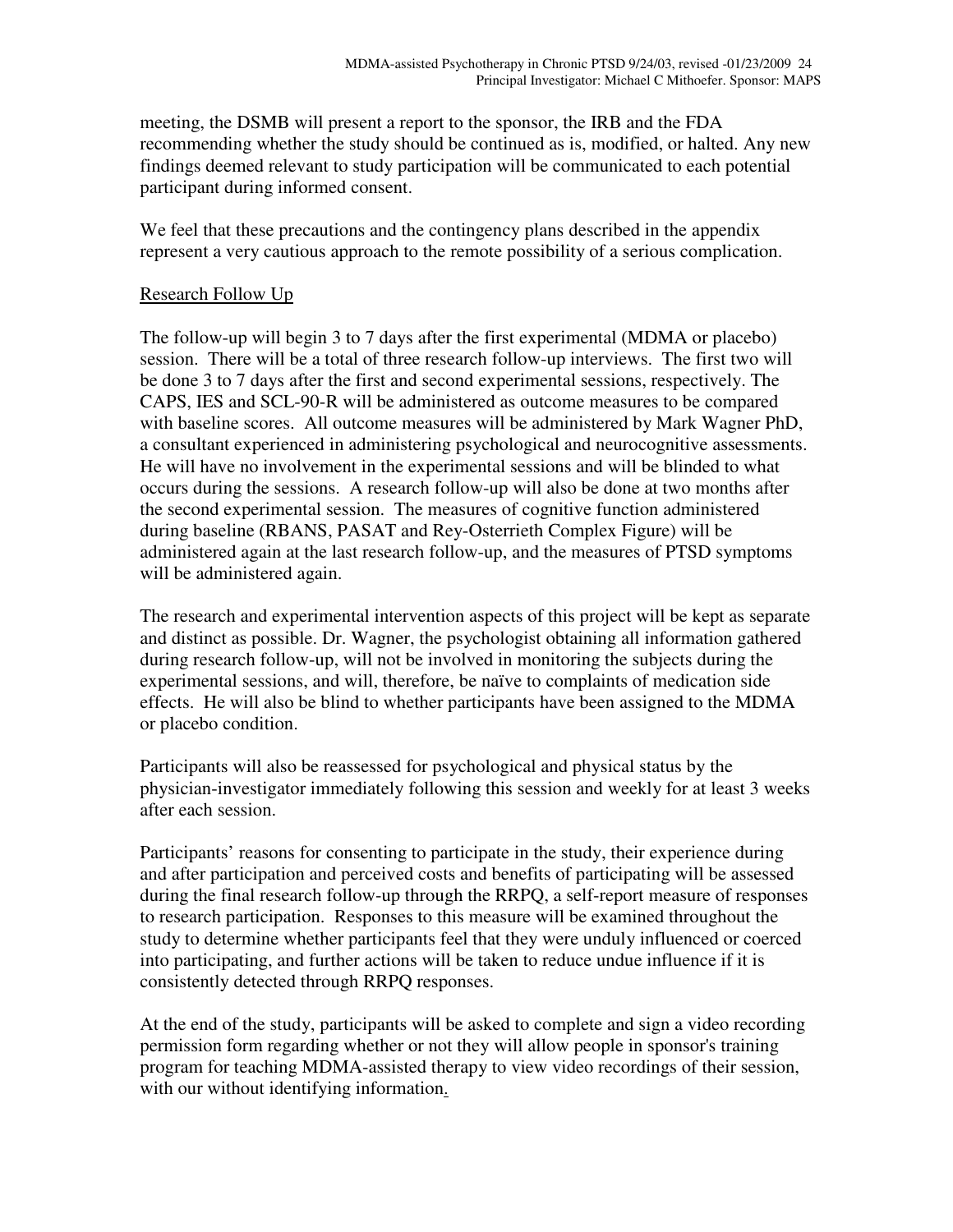meeting, the DSMB will present a report to the sponsor, the IRB and the FDA recommending whether the study should be continued as is, modified, or halted. Any new findings deemed relevant to study participation will be communicated to each potential participant during informed consent.

We feel that these precautions and the contingency plans described in the appendix represent a very cautious approach to the remote possibility of a serious complication.

## Research Follow Up

The follow-up will begin 3 to 7 days after the first experimental (MDMA or placebo) session. There will be a total of three research follow-up interviews. The first two will be done 3 to 7 days after the first and second experimental sessions, respectively. The CAPS, IES and SCL-90-R will be administered as outcome measures to be compared with baseline scores. All outcome measures will be administered by Mark Wagner PhD, a consultant experienced in administering psychological and neurocognitive assessments. He will have no involvement in the experimental sessions and will be blinded to what occurs during the sessions. A research follow-up will also be done at two months after the second experimental session. The measures of cognitive function administered during baseline (RBANS, PASAT and Rey-Osterrieth Complex Figure) will be administered again at the last research follow-up, and the measures of PTSD symptoms will be administered again.

The research and experimental intervention aspects of this project will be kept as separate and distinct as possible. Dr. Wagner, the psychologist obtaining all information gathered during research follow-up, will not be involved in monitoring the subjects during the experimental sessions, and will, therefore, be naïve to complaints of medication side effects. He will also be blind to whether participants have been assigned to the MDMA or placebo condition.

Participants will also be reassessed for psychological and physical status by the physician-investigator immediately following this session and weekly for at least 3 weeks after each session.

Participants' reasons for consenting to participate in the study, their experience during and after participation and perceived costs and benefits of participating will be assessed during the final research follow-up through the RRPQ, a self-report measure of responses to research participation. Responses to this measure will be examined throughout the study to determine whether participants feel that they were unduly influenced or coerced into participating, and further actions will be taken to reduce undue influence if it is consistently detected through RRPQ responses.

At the end of the study, participants will be asked to complete and sign a video recording permission form regarding whether or not they will allow people in sponsor's training program for teaching MDMA-assisted therapy to view video recordings of their session, with our without identifying information.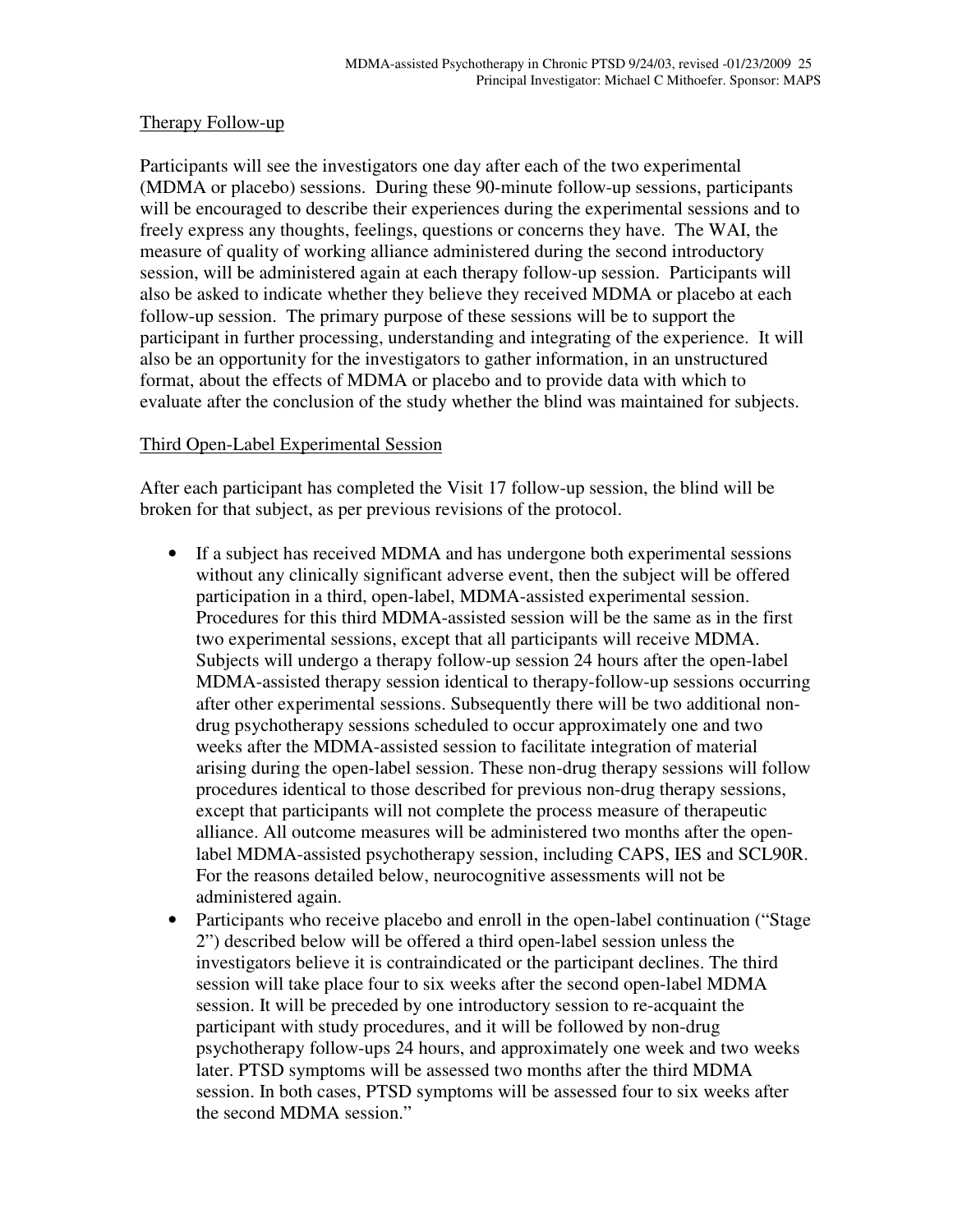Therapy Follow-up

Participants will see the investigators one day after each of the two experimental (MDMA or placebo) sessions. During these 90-minute follow-up sessions, participants will be encouraged to describe their experiences during the experimental sessions and to freely express any thoughts, feelings, questions or concerns they have. The WAI, the measure of quality of working alliance administered during the second introductory session, will be administered again at each therapy follow-up session. Participants will also be asked to indicate whether they believe they received MDMA or placebo at each follow-up session. The primary purpose of these sessions will be to support the participant in further processing, understanding and integrating of the experience. It will also be an opportunity for the investigators to gather information, in an unstructured format, about the effects of MDMA or placebo and to provide data with which to evaluate after the conclusion of the study whether the blind was maintained for subjects.

Third Open-Label Experimental Session

After each participant has completed the Visit 17 follow-up session, the blind will be broken for that subject, as per previous revisions of the protocol.

- If a subject has received MDMA and has undergone both experimental sessions without any clinically significant adverse event, then the subject will be offered participation in a third, open-label, MDMA-assisted experimental session. Procedures for this third MDMA-assisted session will be the same as in the first two experimental sessions, except that all participants will receive MDMA. Subjects will undergo a therapy follow-up session 24 hours after the open-label MDMA-assisted therapy session identical to therapy-follow-up sessions occurring after other experimental sessions. Subsequently there will be two additional non-drug psychotherapy sessions scheduled to occur approximately one and two weeks after the MDMA-assisted session to facilitate integration of material arising during the open-label session. These non-drug therapy sessions will follow procedures identical to those described for previous non-drug therapy sessions, except that participants will not complete the process measure of therapeutic alliance. All outcome measures will be administered two months after the open-label MDMA-assisted psychotherapy session, including CAPS, IES and SCL90R. For the reasons detailed below, neurocognitive assessments will not be administered again.
- Participants who receive placebo and enroll in the open-label continuation ("Stage 2") described below will be offered a third open-label session unless the investigators believe it is contraindicated or the participant declines. The third session will take place four to six weeks after the second open-label MDMA session. It will be preceded by one introductory session to re-acquaint the participant with study procedures, and it will be followed by non-drug psychotherapy follow-ups 24 hours, and approximately one week and two weeks later. PTSD symptoms will be assessed two months after the third MDMA session. In both cases, PTSD symptoms will be assessed four to six weeks after the second MDMA session."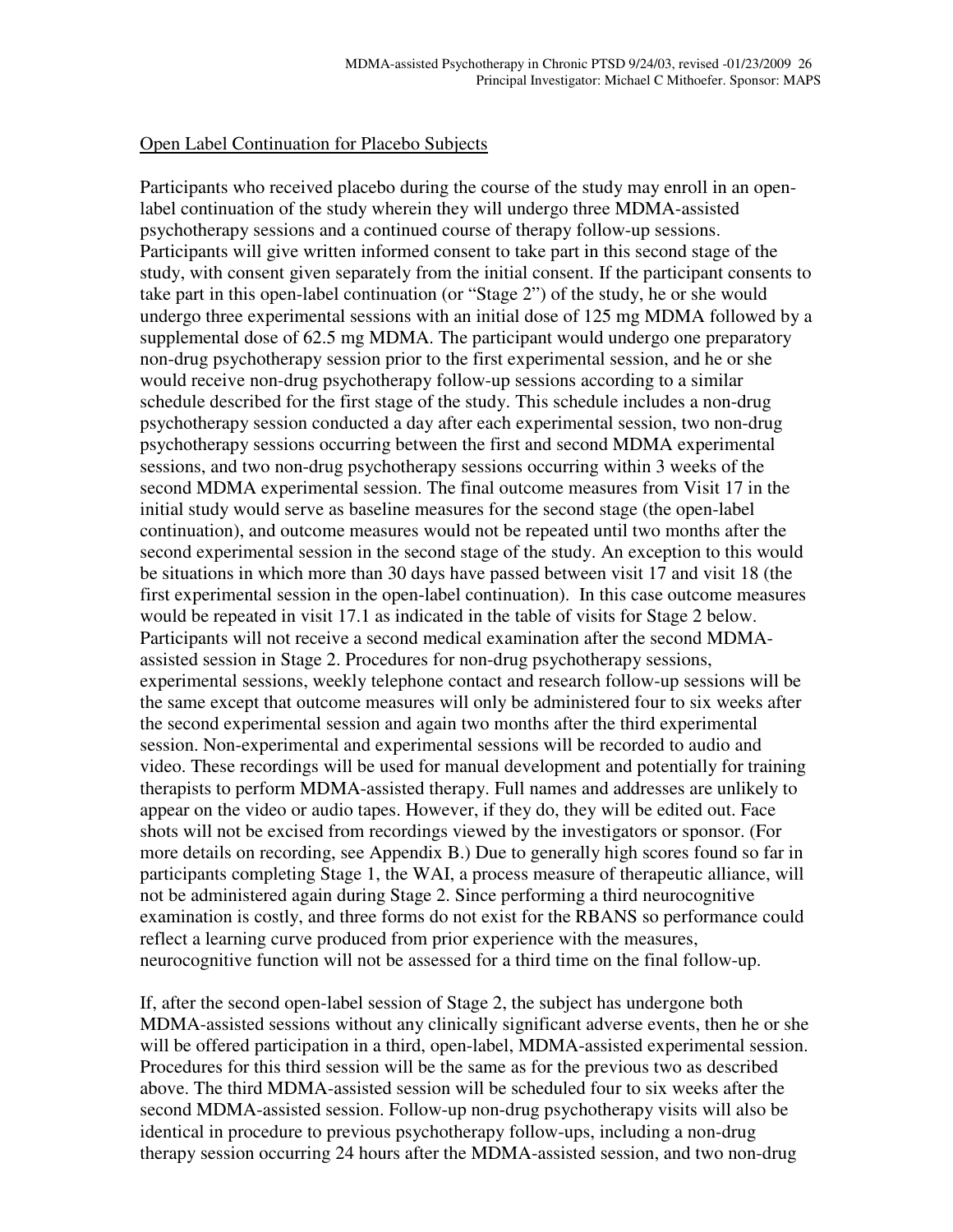Open Label Continuation for Placebo Subjects

Participants who received placebo during the course of the study may enroll in an open-label continuation of the study wherein they will undergo three MDMA-assisted psychotherapy sessions and a continued course of therapy follow-up sessions. Participants will give written informed consent to take part in this second stage of the study, with consent given separately from the initial consent. If the participant consents to take part in this open-label continuation (or "Stage 2") of the study, he or she would undergo three experimental sessions with an initial dose of 125 mg MDMA followed by a supplemental dose of 62.5 mg MDMA. The participant would undergo one preparatory non-drug psychotherapy session prior to the first experimental session, and he or she would receive non-drug psychotherapy follow-up sessions according to a similar schedule described for the first stage of the study. This schedule includes a non-drug psychotherapy session conducted a day after each experimental session, two non-drug psychotherapy sessions occurring between the first and second MDMA experimental sessions, and two non-drug psychotherapy sessions occurring within 3 weeks of the second MDMA experimental session. The final outcome measures from Visit 17 in the initial study would serve as baseline measures for the second stage (the open-label continuation), and outcome measures would not be repeated until two months after the second experimental session in the second stage of the study. An exception to this would be situations in which more than 30 days have passed between visit 17 and visit 18 (the first experimental session in the open-label continuation). In this case outcome measures would be repeated in visit 17.1 as indicated in the table of visits for Stage 2 below. Participants will not receive a second medical examination after the second MDMA-assisted session in Stage 2. Procedures for non-drug psychotherapy sessions, experimental sessions, weekly telephone contact and research follow-up sessions will be the same except that outcome measures will only be administered four to six weeks after the second experimental session and again two months after the third experimental session. Non-experimental and experimental sessions will be recorded to audio and video. These recordings will be used for manual development and potentially for training therapists to perform MDMA-assisted therapy. Full names and addresses are unlikely to appear on the video or audio tapes. However, if they do, they will be edited out. Face shots will not be excised from recordings viewed by the investigators or sponsor. (For more details on recording, see Appendix B.) Due to generally high scores found so far in participants completing Stage 1, the WAI, a process measure of therapeutic alliance, will not be administered again during Stage 2. Since performing a third neurocognitive examination is costly, and three forms do not exist for the RBANS so performance could reflect a learning curve produced from prior experience with the measures, neurocognitive function will not be assessed for a third time on the final follow-up.

If, after the second open-label session of Stage 2, the subject has undergone both MDMA-assisted sessions without any clinically significant adverse events, then he or she will be offered participation in a third, open-label, MDMA-assisted experimental session. Procedures for this third session will be the same as for the previous two as described above. The third MDMA-assisted session will be scheduled four to six weeks after the second MDMA-assisted session. Follow-up non-drug psychotherapy visits will also be identical in procedure to previous psychotherapy follow-ups, including a non-drug therapy session occurring 24 hours after the MDMA-assisted session, and two non-drug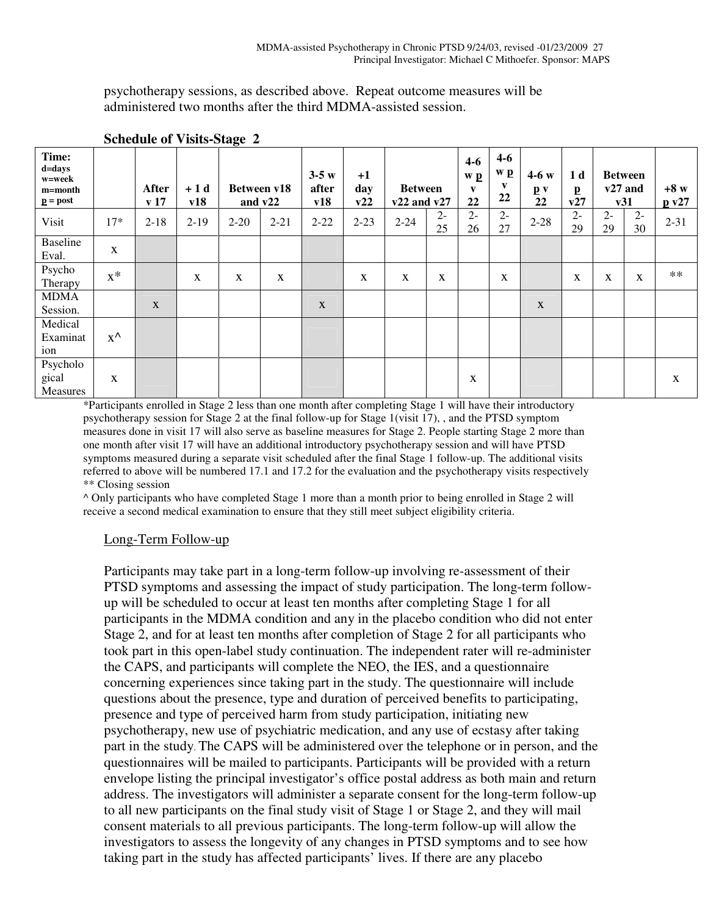psychotherapy sessions, as described above. Repeat outcome measures will be administered two months after the third MDMA-assisted session.

**Schedule of Visits-Stage 2**

| Time: d=days w=week m=month p = post | | After v 17 | + 1 d v18 | Between v18 and v22 | | 3-5 w after v18 | +1 day v22 | Between v22 and v27 | | 4-6 w p v 22 | 4-6 w p v 22 | 4-6 w p v 22 | 1 d p v27 | Between v27 and v31 | | +8 w p v27 |
|---|---|---|---|---|---|---|---|---|---|---|---|---|---|---|---|---|
| Visit | 17* | 2-18 | 2-19 | 2-20 | 2-21 | 2-22 | 2-23 | 2-24 | 2-25 | 2-26 | 2-27 | 2-28 | 2-29 | 2-29 | 2-30 | 2-31 |
| Baseline Eval. | x | | | | | | | | | | | | | | | |
| Psycho Therapy | x* | | x | x | x | | x | x | x | | x | | x | x | x | ** |
| MDMA Session. | | x | | | | x | | | | | | x | | | | |
| Medical Examination | x^ | | | | | | | | | | | | | | | |
| Psychological Measures | x | | | | | | | | | x | | | | | | x |

*Participants enrolled in Stage 2 less than one month after completing Stage 1 will have their introductory psychotherapy session for Stage 2 at the final follow-up for Stage 1(visit 17), , and the PTSD symptom measures done in visit 17 will also serve as baseline measures for Stage 2. People starting Stage 2 more than one month after visit 17 will have an additional introductory psychotherapy session and will have PTSD symptoms measured during a separate visit scheduled after the final Stage 1 follow-up. The additional visits referred to above will be numbered 17.1 and 17.2 for the evaluation and the psychotherapy visits respectively
** Closing session
^ Only participants who have completed Stage 1 more than a month prior to being enrolled in Stage 2 will receive a second medical examination to ensure that they still meet subject eligibility criteria.

Long-Term Follow-up

Participants may take part in a long-term follow-up involving re-assessment of their PTSD symptoms and assessing the impact of study participation. The long-term follow-up will be scheduled to occur at least ten months after completing Stage 1 for all participants in the MDMA condition and any in the placebo condition who did not enter Stage 2, and for at least ten months after completion of Stage 2 for all participants who took part in this open-label study continuation. The independent rater will re-administer the CAPS, and participants will complete the NEO, the IES, and a questionnaire concerning experiences since taking part in the study. The questionnaire will include questions about the presence, type and duration of perceived benefits to participating, presence and type of perceived harm from study participation, initiating new psychotherapy, new use of psychiatric medication, and any use of ecstasy after taking part in the study. The CAPS will be administered over the telephone or in person, and the questionnaires will be mailed to participants. Participants will be provided with a return envelope listing the principal investigator's office postal address as both main and return address. The investigators will administer a separate consent for the long-term follow-up to all new participants on the final study visit of Stage 1 or Stage 2, and they will mail consent materials to all previous participants. The long-term follow-up will allow the investigators to assess the longevity of any changes in PTSD symptoms and to see how taking part in the study has affected participants' lives. If there are any placebo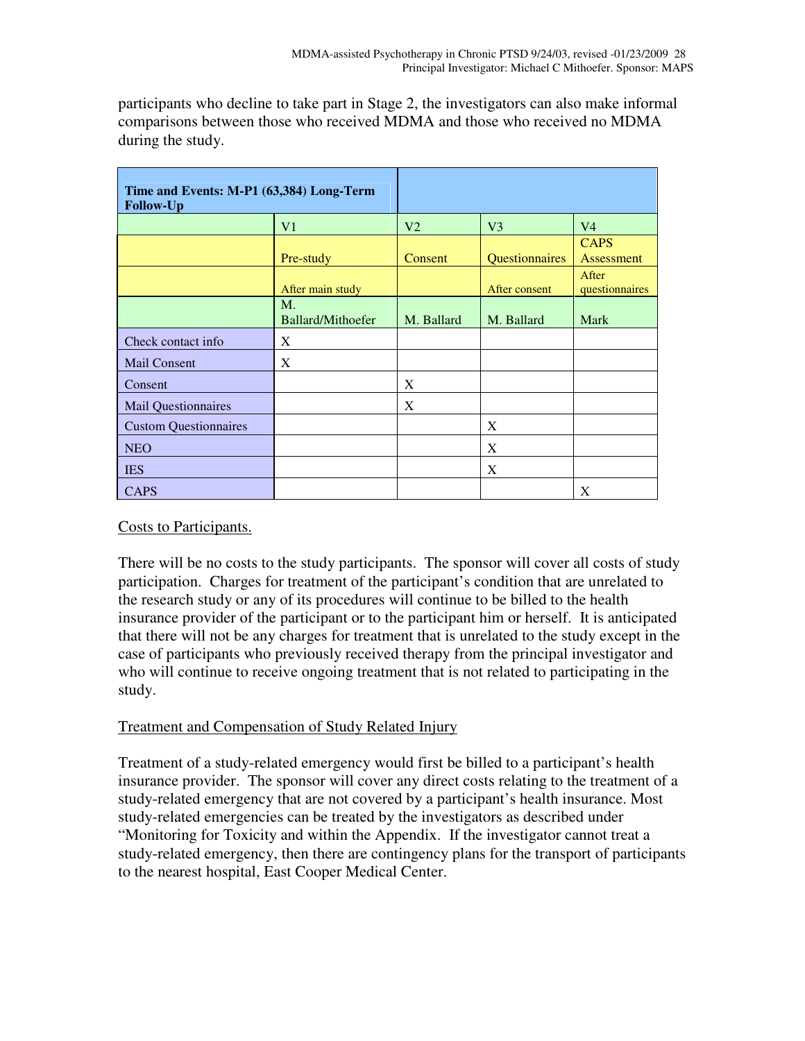participants who decline to take part in Stage 2, the investigators can also make informal comparisons between those who received MDMA and those who received no MDMA during the study.

| **Time and Events: M-P1 (63,384) Long-Term Follow-Up** | | | | |
|---|---|---|---|---|
| | V1 | V2 | V3 | V4 |
| | Pre-study | Consent | Questionnaires | CAPS Assessment |
| | After main study | | After consent | After questionnaires |
| | M. Ballard/Mithoefer | M. Ballard | M. Ballard | Mark |
| Check contact info | X | | | |
| Mail Consent | X | | | |
| Consent | | X | | |
| Mail Questionnaires | | X | | |
| Custom Questionnaires | | | X | |
| NEO | | | X | |
| IES | | | X | |
| CAPS | | | | X |

Costs to Participants.

There will be no costs to the study participants. The sponsor will cover all costs of study participation. Charges for treatment of the participant's condition that are unrelated to the research study or any of its procedures will continue to be billed to the health insurance provider of the participant or to the participant him or herself. It is anticipated that there will not be any charges for treatment that is unrelated to the study except in the case of participants who previously received therapy from the principal investigator and who will continue to receive ongoing treatment that is not related to participating in the study.

Treatment and Compensation of Study Related Injury

Treatment of a study-related emergency would first be billed to a participant's health insurance provider. The sponsor will cover any direct costs relating to the treatment of a study-related emergency that are not covered by a participant's health insurance. Most study-related emergencies can be treated by the investigators as described under "Monitoring for Toxicity and within the Appendix. If the investigator cannot treat a study-related emergency, then there are contingency plans for the transport of participants to the nearest hospital, East Cooper Medical Center.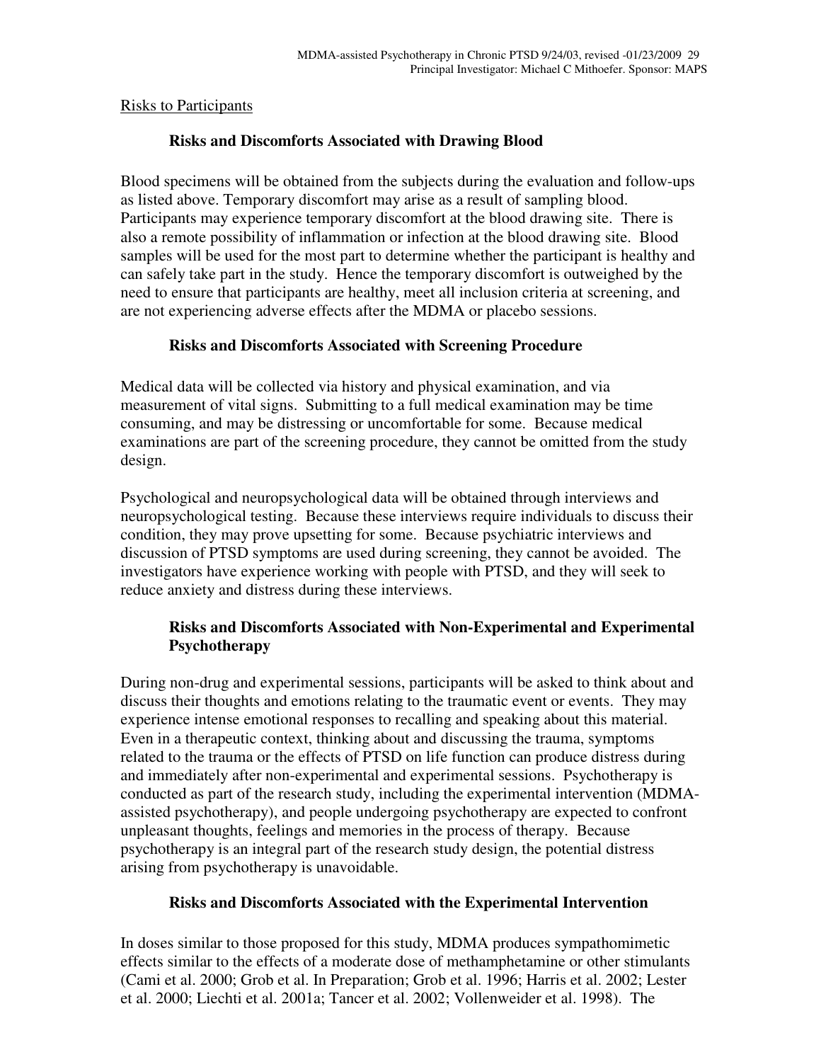Risks to Participants

### Risks and Discomforts Associated with Drawing Blood

Blood specimens will be obtained from the subjects during the evaluation and follow-ups as listed above. Temporary discomfort may arise as a result of sampling blood. Participants may experience temporary discomfort at the blood drawing site. There is also a remote possibility of inflammation or infection at the blood drawing site. Blood samples will be used for the most part to determine whether the participant is healthy and can safely take part in the study. Hence the temporary discomfort is outweighed by the need to ensure that participants are healthy, meet all inclusion criteria at screening, and are not experiencing adverse effects after the MDMA or placebo sessions.

### Risks and Discomforts Associated with Screening Procedure

Medical data will be collected via history and physical examination, and via measurement of vital signs. Submitting to a full medical examination may be time consuming, and may be distressing or uncomfortable for some. Because medical examinations are part of the screening procedure, they cannot be omitted from the study design.

Psychological and neuropsychological data will be obtained through interviews and neuropsychological testing. Because these interviews require individuals to discuss their condition, they may prove upsetting for some. Because psychiatric interviews and discussion of PTSD symptoms are used during screening, they cannot be avoided. The investigators have experience working with people with PTSD, and they will seek to reduce anxiety and distress during these interviews.

### Risks and Discomforts Associated with Non-Experimental and Experimental Psychotherapy

During non-drug and experimental sessions, participants will be asked to think about and discuss their thoughts and emotions relating to the traumatic event or events. They may experience intense emotional responses to recalling and speaking about this material. Even in a therapeutic context, thinking about and discussing the trauma, symptoms related to the trauma or the effects of PTSD on life function can produce distress during and immediately after non-experimental and experimental sessions. Psychotherapy is conducted as part of the research study, including the experimental intervention (MDMA-assisted psychotherapy), and people undergoing psychotherapy are expected to confront unpleasant thoughts, feelings and memories in the process of therapy. Because psychotherapy is an integral part of the research study design, the potential distress arising from psychotherapy is unavoidable.

### Risks and Discomforts Associated with the Experimental Intervention

In doses similar to those proposed for this study, MDMA produces sympathomimetic effects similar to the effects of a moderate dose of methamphetamine or other stimulants (Cami et al. 2000; Grob et al. In Preparation; Grob et al. 1996; Harris et al. 2002; Lester et al. 2000; Liechti et al. 2001a; Tancer et al. 2002; Vollenweider et al. 1998). The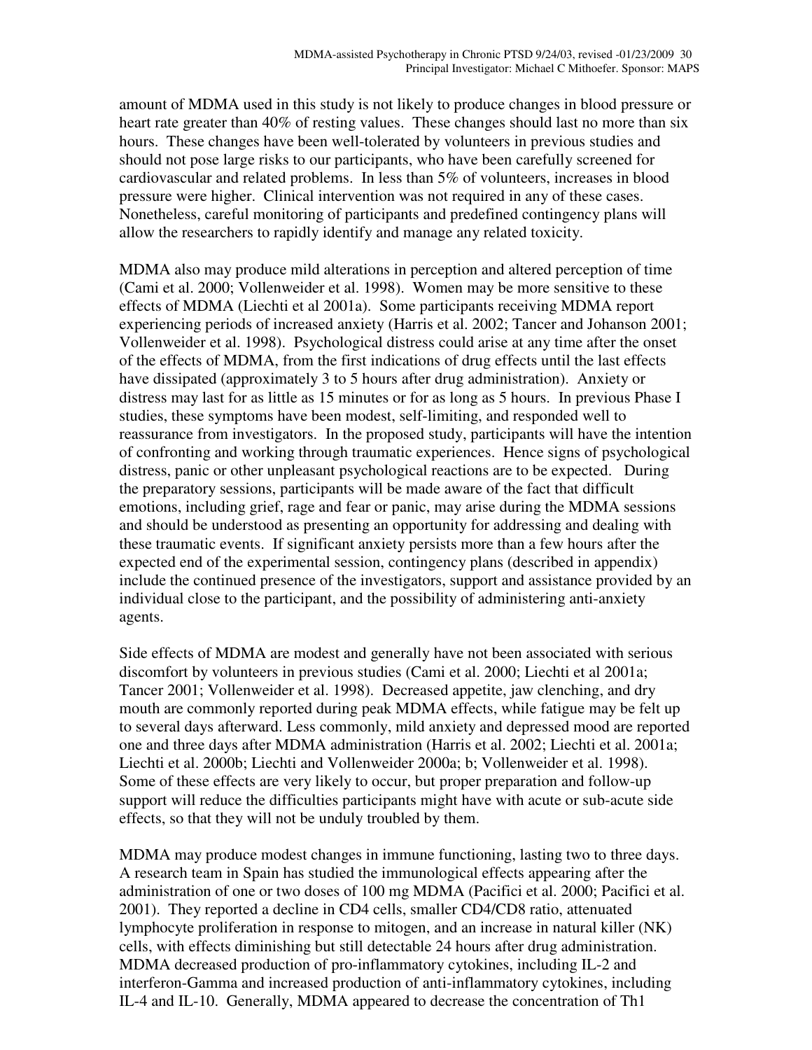amount of MDMA used in this study is not likely to produce changes in blood pressure or heart rate greater than 40% of resting values. These changes should last no more than six hours. These changes have been well-tolerated by volunteers in previous studies and should not pose large risks to our participants, who have been carefully screened for cardiovascular and related problems. In less than 5% of volunteers, increases in blood pressure were higher. Clinical intervention was not required in any of these cases. Nonetheless, careful monitoring of participants and predefined contingency plans will allow the researchers to rapidly identify and manage any related toxicity.

MDMA also may produce mild alterations in perception and altered perception of time (Cami et al. 2000; Vollenweider et al. 1998). Women may be more sensitive to these effects of MDMA (Liechti et al 2001a). Some participants receiving MDMA report experiencing periods of increased anxiety (Harris et al. 2002; Tancer and Johanson 2001; Vollenweider et al. 1998). Psychological distress could arise at any time after the onset of the effects of MDMA, from the first indications of drug effects until the last effects have dissipated (approximately 3 to 5 hours after drug administration). Anxiety or distress may last for as little as 15 minutes or for as long as 5 hours. In previous Phase I studies, these symptoms have been modest, self-limiting, and responded well to reassurance from investigators. In the proposed study, participants will have the intention of confronting and working through traumatic experiences. Hence signs of psychological distress, panic or other unpleasant psychological reactions are to be expected. During the preparatory sessions, participants will be made aware of the fact that difficult emotions, including grief, rage and fear or panic, may arise during the MDMA sessions and should be understood as presenting an opportunity for addressing and dealing with these traumatic events. If significant anxiety persists more than a few hours after the expected end of the experimental session, contingency plans (described in appendix) include the continued presence of the investigators, support and assistance provided by an individual close to the participant, and the possibility of administering anti-anxiety agents.

Side effects of MDMA are modest and generally have not been associated with serious discomfort by volunteers in previous studies (Cami et al. 2000; Liechti et al 2001a; Tancer 2001; Vollenweider et al. 1998). Decreased appetite, jaw clenching, and dry mouth are commonly reported during peak MDMA effects, while fatigue may be felt up to several days afterward. Less commonly, mild anxiety and depressed mood are reported one and three days after MDMA administration (Harris et al. 2002; Liechti et al. 2001a; Liechti et al. 2000b; Liechti and Vollenweider 2000a; b; Vollenweider et al. 1998). Some of these effects are very likely to occur, but proper preparation and follow-up support will reduce the difficulties participants might have with acute or sub-acute side effects, so that they will not be unduly troubled by them.

MDMA may produce modest changes in immune functioning, lasting two to three days. A research team in Spain has studied the immunological effects appearing after the administration of one or two doses of 100 mg MDMA (Pacifici et al. 2000; Pacifici et al. 2001). They reported a decline in CD4 cells, smaller CD4/CD8 ratio, attenuated lymphocyte proliferation in response to mitogen, and an increase in natural killer (NK) cells, with effects diminishing but still detectable 24 hours after drug administration. MDMA decreased production of pro-inflammatory cytokines, including IL-2 and interferon-Gamma and increased production of anti-inflammatory cytokines, including IL-4 and IL-10. Generally, MDMA appeared to decrease the concentration of Th1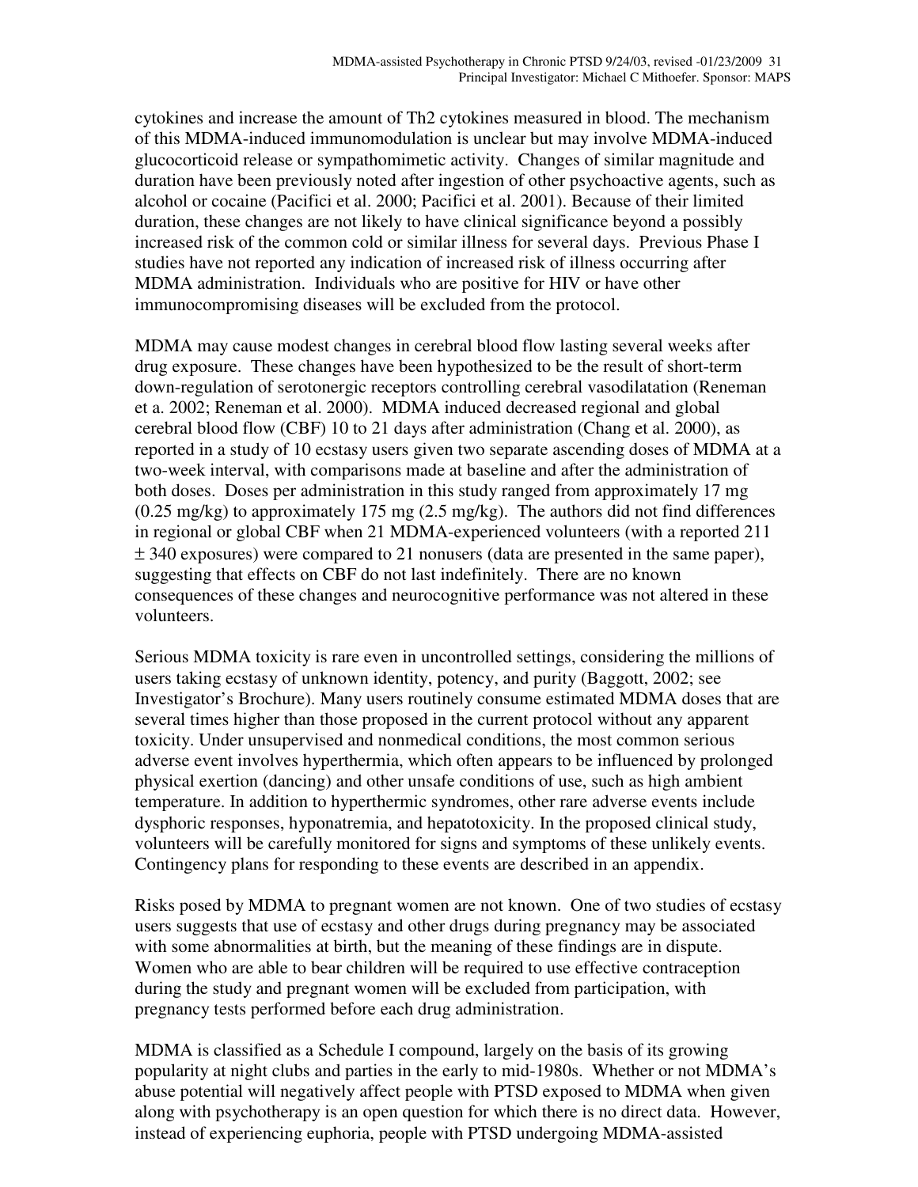cytokines and increase the amount of Th2 cytokines measured in blood. The mechanism of this MDMA-induced immunomodulation is unclear but may involve MDMA-induced glucocorticoid release or sympathomimetic activity. Changes of similar magnitude and duration have been previously noted after ingestion of other psychoactive agents, such as alcohol or cocaine (Pacifici et al. 2000; Pacifici et al. 2001). Because of their limited duration, these changes are not likely to have clinical significance beyond a possibly increased risk of the common cold or similar illness for several days. Previous Phase I studies have not reported any indication of increased risk of illness occurring after MDMA administration. Individuals who are positive for HIV or have other immunocompromising diseases will be excluded from the protocol.

MDMA may cause modest changes in cerebral blood flow lasting several weeks after drug exposure. These changes have been hypothesized to be the result of short-term down-regulation of serotonergic receptors controlling cerebral vasodilatation (Reneman et a. 2002; Reneman et al. 2000). MDMA induced decreased regional and global cerebral blood flow (CBF) 10 to 21 days after administration (Chang et al. 2000), as reported in a study of 10 ecstasy users given two separate ascending doses of MDMA at a two-week interval, with comparisons made at baseline and after the administration of both doses. Doses per administration in this study ranged from approximately 17 mg (0.25 mg/kg) to approximately 175 mg (2.5 mg/kg). The authors did not find differences in regional or global CBF when 21 MDMA-experienced volunteers (with a reported 211 ± 340 exposures) were compared to 21 nonusers (data are presented in the same paper), suggesting that effects on CBF do not last indefinitely. There are no known consequences of these changes and neurocognitive performance was not altered in these volunteers.

Serious MDMA toxicity is rare even in uncontrolled settings, considering the millions of users taking ecstasy of unknown identity, potency, and purity (Baggott, 2002; see Investigator's Brochure). Many users routinely consume estimated MDMA doses that are several times higher than those proposed in the current protocol without any apparent toxicity. Under unsupervised and nonmedical conditions, the most common serious adverse event involves hyperthermia, which often appears to be influenced by prolonged physical exertion (dancing) and other unsafe conditions of use, such as high ambient temperature. In addition to hyperthermic syndromes, other rare adverse events include dysphoric responses, hyponatremia, and hepatotoxicity. In the proposed clinical study, volunteers will be carefully monitored for signs and symptoms of these unlikely events. Contingency plans for responding to these events are described in an appendix.

Risks posed by MDMA to pregnant women are not known. One of two studies of ecstasy users suggests that use of ecstasy and other drugs during pregnancy may be associated with some abnormalities at birth, but the meaning of these findings are in dispute. Women who are able to bear children will be required to use effective contraception during the study and pregnant women will be excluded from participation, with pregnancy tests performed before each drug administration.

MDMA is classified as a Schedule I compound, largely on the basis of its growing popularity at night clubs and parties in the early to mid-1980s. Whether or not MDMA's abuse potential will negatively affect people with PTSD exposed to MDMA when given along with psychotherapy is an open question for which there is no direct data. However, instead of experiencing euphoria, people with PTSD undergoing MDMA-assisted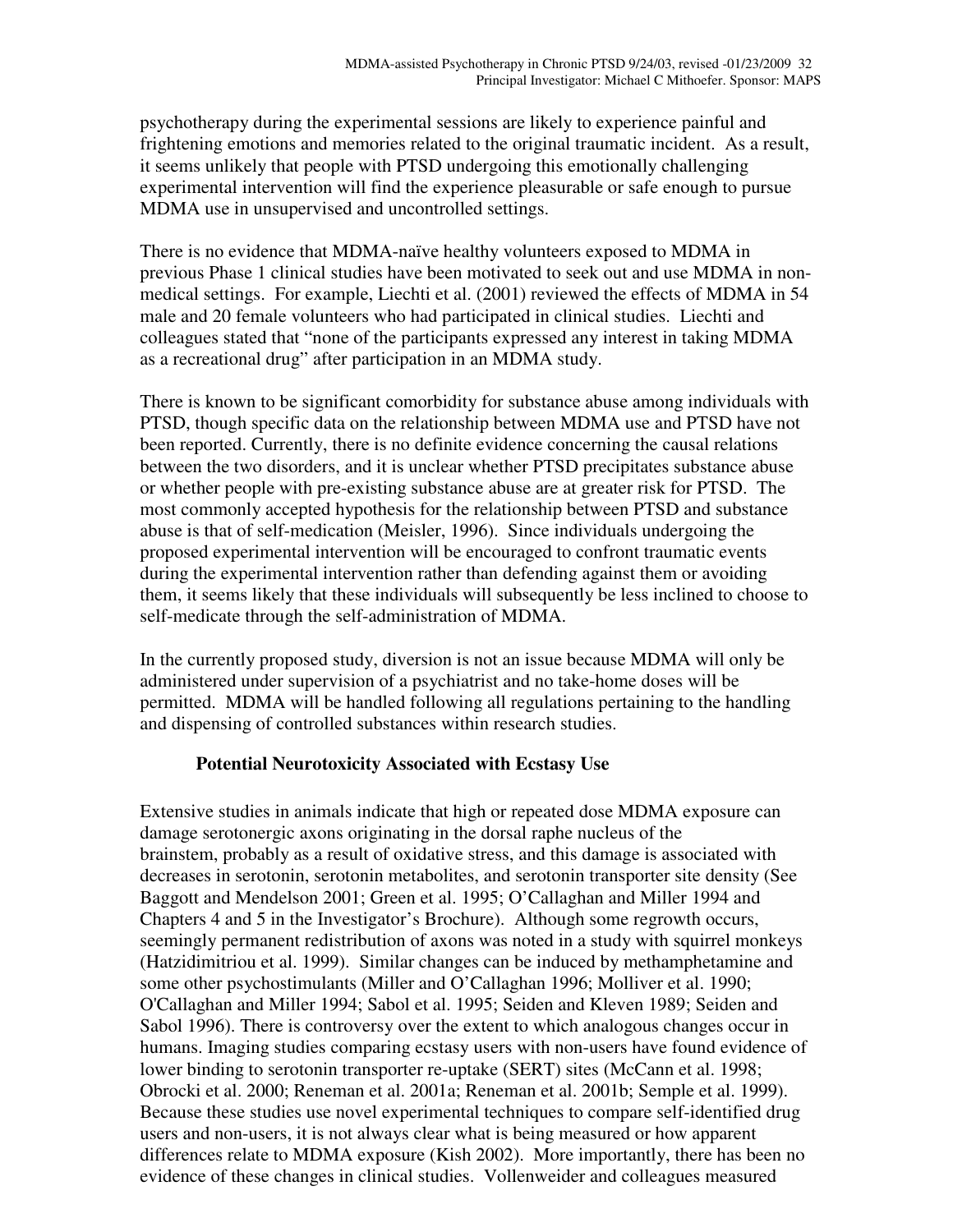psychotherapy during the experimental sessions are likely to experience painful and frightening emotions and memories related to the original traumatic incident. As a result, it seems unlikely that people with PTSD undergoing this emotionally challenging experimental intervention will find the experience pleasurable or safe enough to pursue MDMA use in unsupervised and uncontrolled settings.

There is no evidence that MDMA-naïve healthy volunteers exposed to MDMA in previous Phase 1 clinical studies have been motivated to seek out and use MDMA in non-medical settings. For example, Liechti et al. (2001) reviewed the effects of MDMA in 54 male and 20 female volunteers who had participated in clinical studies. Liechti and colleagues stated that "none of the participants expressed any interest in taking MDMA as a recreational drug" after participation in an MDMA study.

There is known to be significant comorbidity for substance abuse among individuals with PTSD, though specific data on the relationship between MDMA use and PTSD have not been reported. Currently, there is no definite evidence concerning the causal relations between the two disorders, and it is unclear whether PTSD precipitates substance abuse or whether people with pre-existing substance abuse are at greater risk for PTSD. The most commonly accepted hypothesis for the relationship between PTSD and substance abuse is that of self-medication (Meisler, 1996). Since individuals undergoing the proposed experimental intervention will be encouraged to confront traumatic events during the experimental intervention rather than defending against them or avoiding them, it seems likely that these individuals will subsequently be less inclined to choose to self-medicate through the self-administration of MDMA.

In the currently proposed study, diversion is not an issue because MDMA will only be administered under supervision of a psychiatrist and no take-home doses will be permitted. MDMA will be handled following all regulations pertaining to the handling and dispensing of controlled substances within research studies.

### Potential Neurotoxicity Associated with Ecstasy Use

Extensive studies in animals indicate that high or repeated dose MDMA exposure can damage serotonergic axons originating in the dorsal raphe nucleus of the brainstem, probably as a result of oxidative stress, and this damage is associated with decreases in serotonin, serotonin metabolites, and serotonin transporter site density (See Baggott and Mendelson 2001; Green et al. 1995; O'Callaghan and Miller 1994 and Chapters 4 and 5 in the Investigator's Brochure). Although some regrowth occurs, seemingly permanent redistribution of axons was noted in a study with squirrel monkeys (Hatzidimitriou et al. 1999). Similar changes can be induced by methamphetamine and some other psychostimulants (Miller and O'Callaghan 1996; Molliver et al. 1990; O'Callaghan and Miller 1994; Sabol et al. 1995; Seiden and Kleven 1989; Seiden and Sabol 1996). There is controversy over the extent to which analogous changes occur in humans. Imaging studies comparing ecstasy users with non-users have found evidence of lower binding to serotonin transporter re-uptake (SERT) sites (McCann et al. 1998; Obrocki et al. 2000; Reneman et al. 2001a; Reneman et al. 2001b; Semple et al. 1999). Because these studies use novel experimental techniques to compare self-identified drug users and non-users, it is not always clear what is being measured or how apparent differences relate to MDMA exposure (Kish 2002). More importantly, there has been no evidence of these changes in clinical studies. Vollenweider and colleagues measured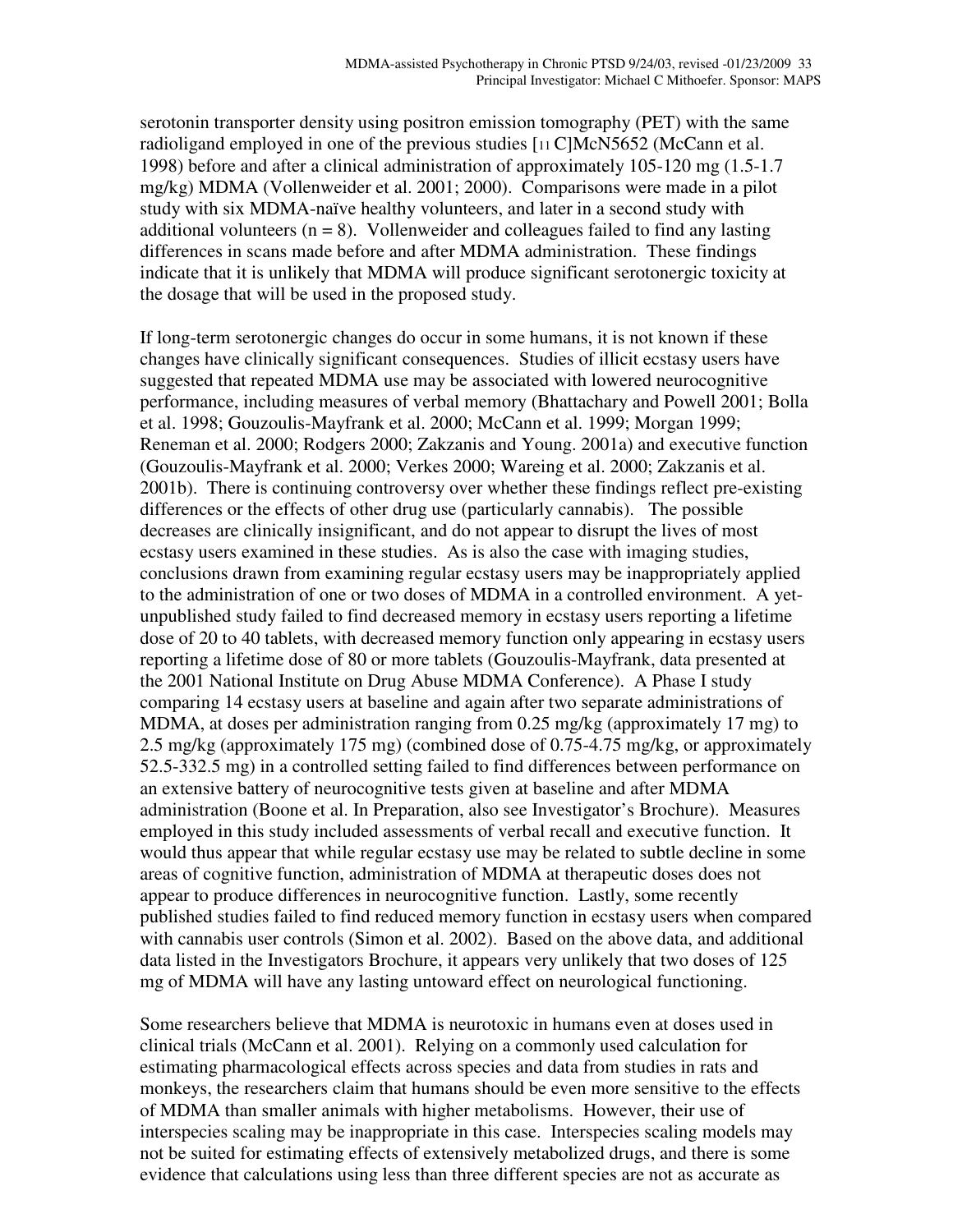serotonin transporter density using positron emission tomography (PET) with the same radioligand employed in one of the previous studies [$^{11}$C]McN5652 (McCann et al. 1998) before and after a clinical administration of approximately 105-120 mg (1.5-1.7 mg/kg) MDMA (Vollenweider et al. 2001; 2000). Comparisons were made in a pilot study with six MDMA-naïve healthy volunteers, and later in a second study with additional volunteers (n = 8). Vollenweider and colleagues failed to find any lasting differences in scans made before and after MDMA administration. These findings indicate that it is unlikely that MDMA will produce significant serotonergic toxicity at the dosage that will be used in the proposed study.

If long-term serotonergic changes do occur in some humans, it is not known if these changes have clinically significant consequences. Studies of illicit ecstasy users have suggested that repeated MDMA use may be associated with lowered neurocognitive performance, including measures of verbal memory (Bhattachary and Powell 2001; Bolla et al. 1998; Gouzoulis-Mayfrank et al. 2000; McCann et al. 1999; Morgan 1999; Reneman et al. 2000; Rodgers 2000; Zakzanis and Young. 2001a) and executive function (Gouzoulis-Mayfrank et al. 2000; Verkes 2000; Wareing et al. 2000; Zakzanis et al. 2001b). There is continuing controversy over whether these findings reflect pre-existing differences or the effects of other drug use (particularly cannabis). The possible decreases are clinically insignificant, and do not appear to disrupt the lives of most ecstasy users examined in these studies. As is also the case with imaging studies, conclusions drawn from examining regular ecstasy users may be inappropriately applied to the administration of one or two doses of MDMA in a controlled environment. A yet-unpublished study failed to find decreased memory in ecstasy users reporting a lifetime dose of 20 to 40 tablets, with decreased memory function only appearing in ecstasy users reporting a lifetime dose of 80 or more tablets (Gouzoulis-Mayfrank, data presented at the 2001 National Institute on Drug Abuse MDMA Conference). A Phase I study comparing 14 ecstasy users at baseline and again after two separate administrations of MDMA, at doses per administration ranging from 0.25 mg/kg (approximately 17 mg) to 2.5 mg/kg (approximately 175 mg) (combined dose of 0.75-4.75 mg/kg, or approximately 52.5-332.5 mg) in a controlled setting failed to find differences between performance on an extensive battery of neurocognitive tests given at baseline and after MDMA administration (Boone et al. In Preparation, also see Investigator's Brochure). Measures employed in this study included assessments of verbal recall and executive function. It would thus appear that while regular ecstasy use may be related to subtle decline in some areas of cognitive function, administration of MDMA at therapeutic doses does not appear to produce differences in neurocognitive function. Lastly, some recently published studies failed to find reduced memory function in ecstasy users when compared with cannabis user controls (Simon et al. 2002). Based on the above data, and additional data listed in the Investigators Brochure, it appears very unlikely that two doses of 125 mg of MDMA will have any lasting untoward effect on neurological functioning.

Some researchers believe that MDMA is neurotoxic in humans even at doses used in clinical trials (McCann et al. 2001). Relying on a commonly used calculation for estimating pharmacological effects across species and data from studies in rats and monkeys, the researchers claim that humans should be even more sensitive to the effects of MDMA than smaller animals with higher metabolisms. However, their use of interspecies scaling may be inappropriate in this case. Interspecies scaling models may not be suited for estimating effects of extensively metabolized drugs, and there is some evidence that calculations using less than three different species are not as accurate as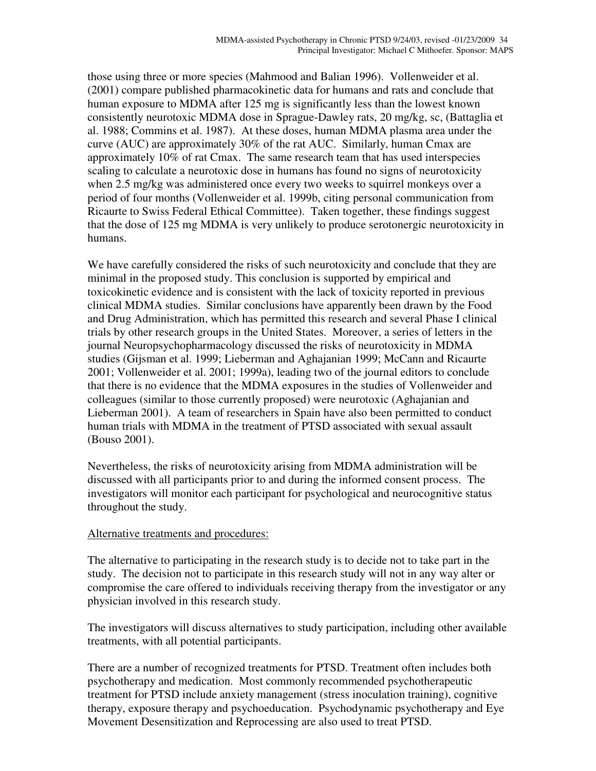those using three or more species (Mahmood and Balian 1996). Vollenweider et al. (2001) compare published pharmacokinetic data for humans and rats and conclude that human exposure to MDMA after 125 mg is significantly less than the lowest known consistently neurotoxic MDMA dose in Sprague-Dawley rats, 20 mg/kg, sc, (Battaglia et al. 1988; Commins et al. 1987). At these doses, human MDMA plasma area under the curve (AUC) are approximately 30% of the rat AUC. Similarly, human Cmax are approximately 10% of rat Cmax. The same research team that has used interspecies scaling to calculate a neurotoxic dose in humans has found no signs of neurotoxicity when 2.5 mg/kg was administered once every two weeks to squirrel monkeys over a period of four months (Vollenweider et al. 1999b, citing personal communication from Ricaurte to Swiss Federal Ethical Committee). Taken together, these findings suggest that the dose of 125 mg MDMA is very unlikely to produce serotonergic neurotoxicity in humans.

We have carefully considered the risks of such neurotoxicity and conclude that they are minimal in the proposed study. This conclusion is supported by empirical and toxicokinetic evidence and is consistent with the lack of toxicity reported in previous clinical MDMA studies. Similar conclusions have apparently been drawn by the Food and Drug Administration, which has permitted this research and several Phase I clinical trials by other research groups in the United States. Moreover, a series of letters in the journal Neuropsychopharmacology discussed the risks of neurotoxicity in MDMA studies (Gijsman et al. 1999; Lieberman and Aghajanian 1999; McCann and Ricaurte 2001; Vollenweider et al. 2001; 1999a), leading two of the journal editors to conclude that there is no evidence that the MDMA exposures in the studies of Vollenweider and colleagues (similar to those currently proposed) were neurotoxic (Aghajanian and Lieberman 2001). A team of researchers in Spain have also been permitted to conduct human trials with MDMA in the treatment of PTSD associated with sexual assault (Bouso 2001).

Nevertheless, the risks of neurotoxicity arising from MDMA administration will be discussed with all participants prior to and during the informed consent process. The investigators will monitor each participant for psychological and neurocognitive status throughout the study.

Alternative treatments and procedures:

The alternative to participating in the research study is to decide not to take part in the study. The decision not to participate in this research study will not in any way alter or compromise the care offered to individuals receiving therapy from the investigator or any physician involved in this research study.

The investigators will discuss alternatives to study participation, including other available treatments, with all potential participants.

There are a number of recognized treatments for PTSD. Treatment often includes both psychotherapy and medication. Most commonly recommended psychotherapeutic treatment for PTSD include anxiety management (stress inoculation training), cognitive therapy, exposure therapy and psychoeducation. Psychodynamic psychotherapy and Eye Movement Desensitization and Reprocessing are also used to treat PTSD.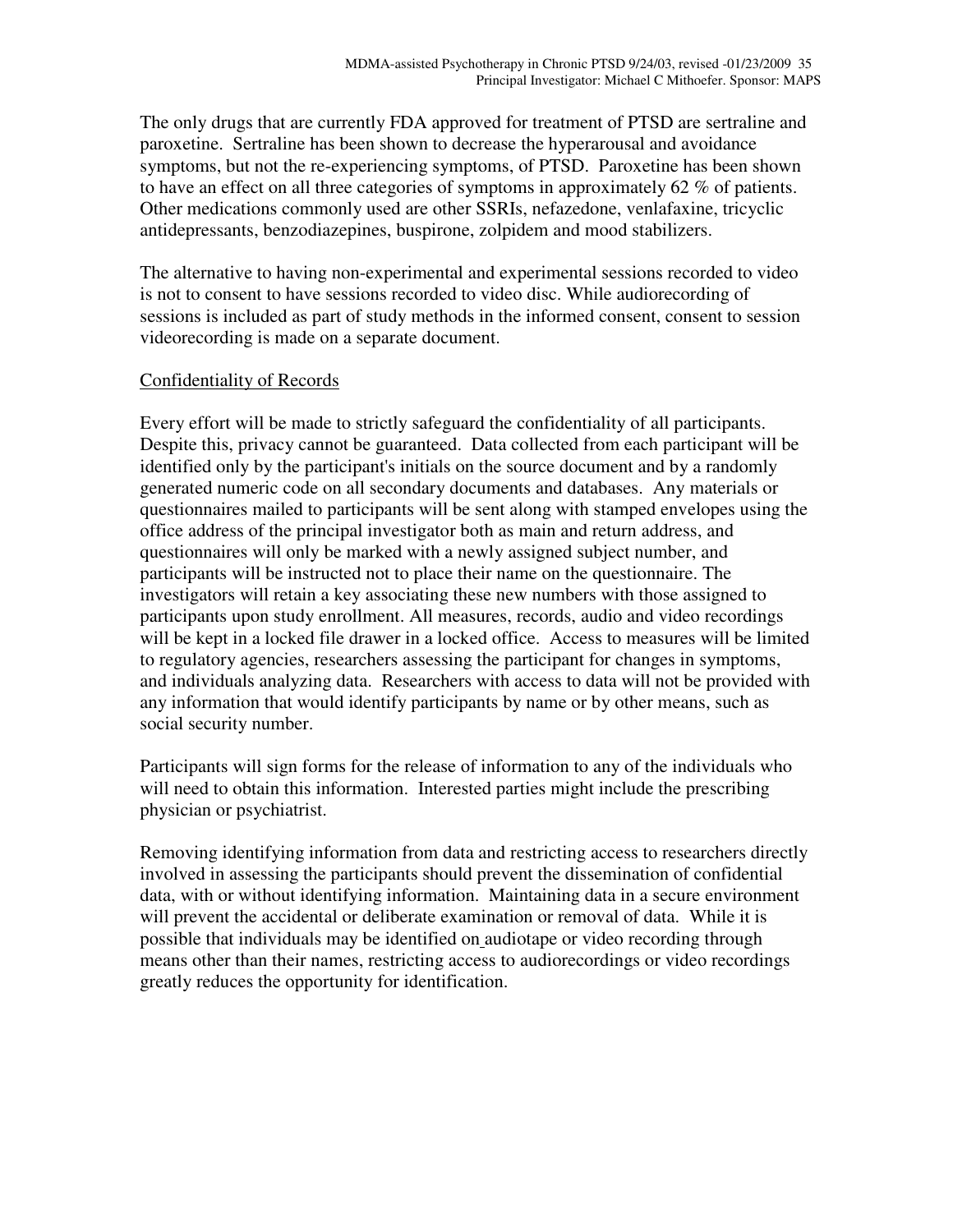The only drugs that are currently FDA approved for treatment of PTSD are sertraline and paroxetine. Sertraline has been shown to decrease the hyperarousal and avoidance symptoms, but not the re-experiencing symptoms, of PTSD. Paroxetine has been shown to have an effect on all three categories of symptoms in approximately 62 % of patients. Other medications commonly used are other SSRIs, nefazedone, venlafaxine, tricyclic antidepressants, benzodiazepines, buspirone, zolpidem and mood stabilizers.

The alternative to having non-experimental and experimental sessions recorded to video is not to consent to have sessions recorded to video disc. While audiorecording of sessions is included as part of study methods in the informed consent, consent to session videorecording is made on a separate document.

<u>Confidentiality of Records</u>

Every effort will be made to strictly safeguard the confidentiality of all participants. Despite this, privacy cannot be guaranteed. Data collected from each participant will be identified only by the participant's initials on the source document and by a randomly generated numeric code on all secondary documents and databases. Any materials or questionnaires mailed to participants will be sent along with stamped envelopes using the office address of the principal investigator both as main and return address, and questionnaires will only be marked with a newly assigned subject number, and participants will be instructed not to place their name on the questionnaire. The investigators will retain a key associating these new numbers with those assigned to participants upon study enrollment. All measures, records, audio and video recordings will be kept in a locked file drawer in a locked office. Access to measures will be limited to regulatory agencies, researchers assessing the participant for changes in symptoms, and individuals analyzing data. Researchers with access to data will not be provided with any information that would identify participants by name or by other means, such as social security number.

Participants will sign forms for the release of information to any of the individuals who will need to obtain this information. Interested parties might include the prescribing physician or psychiatrist.

Removing identifying information from data and restricting access to researchers directly involved in assessing the participants should prevent the dissemination of confidential data, with or without identifying information. Maintaining data in a secure environment will prevent the accidental or deliberate examination or removal of data. While it is possible that individuals may be identified on audiotape or video recording through means other than their names, restricting access to audiorecordings or video recordings greatly reduces the opportunity for identification.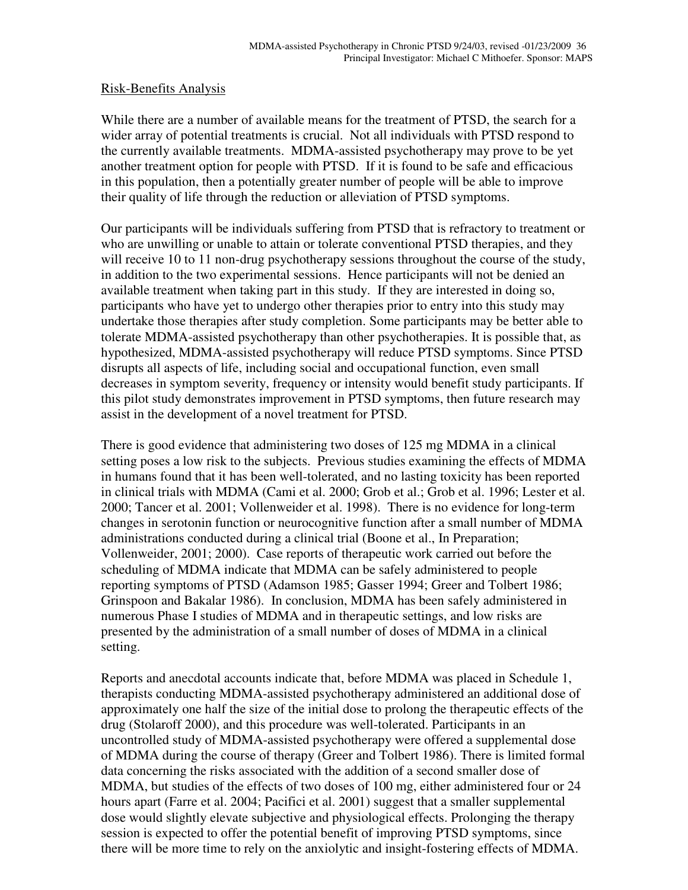## Risk-Benefits Analysis

While there are a number of available means for the treatment of PTSD, the search for a wider array of potential treatments is crucial. Not all individuals with PTSD respond to the currently available treatments. MDMA-assisted psychotherapy may prove to be yet another treatment option for people with PTSD. If it is found to be safe and efficacious in this population, then a potentially greater number of people will be able to improve their quality of life through the reduction or alleviation of PTSD symptoms.

Our participants will be individuals suffering from PTSD that is refractory to treatment or who are unwilling or unable to attain or tolerate conventional PTSD therapies, and they will receive 10 to 11 non-drug psychotherapy sessions throughout the course of the study, in addition to the two experimental sessions. Hence participants will not be denied an available treatment when taking part in this study. If they are interested in doing so, participants who have yet to undergo other therapies prior to entry into this study may undertake those therapies after study completion. Some participants may be better able to tolerate MDMA-assisted psychotherapy than other psychotherapies. It is possible that, as hypothesized, MDMA-assisted psychotherapy will reduce PTSD symptoms. Since PTSD disrupts all aspects of life, including social and occupational function, even small decreases in symptom severity, frequency or intensity would benefit study participants. If this pilot study demonstrates improvement in PTSD symptoms, then future research may assist in the development of a novel treatment for PTSD.

There is good evidence that administering two doses of 125 mg MDMA in a clinical setting poses a low risk to the subjects. Previous studies examining the effects of MDMA in humans found that it has been well-tolerated, and no lasting toxicity has been reported in clinical trials with MDMA (Cami et al. 2000; Grob et al.; Grob et al. 1996; Lester et al. 2000; Tancer et al. 2001; Vollenweider et al. 1998). There is no evidence for long-term changes in serotonin function or neurocognitive function after a small number of MDMA administrations conducted during a clinical trial (Boone et al., In Preparation; Vollenweider, 2001; 2000). Case reports of therapeutic work carried out before the scheduling of MDMA indicate that MDMA can be safely administered to people reporting symptoms of PTSD (Adamson 1985; Gasser 1994; Greer and Tolbert 1986; Grinspoon and Bakalar 1986). In conclusion, MDMA has been safely administered in numerous Phase I studies of MDMA and in therapeutic settings, and low risks are presented by the administration of a small number of doses of MDMA in a clinical setting.

Reports and anecdotal accounts indicate that, before MDMA was placed in Schedule 1, therapists conducting MDMA-assisted psychotherapy administered an additional dose of approximately one half the size of the initial dose to prolong the therapeutic effects of the drug (Stolaroff 2000), and this procedure was well-tolerated. Participants in an uncontrolled study of MDMA-assisted psychotherapy were offered a supplemental dose of MDMA during the course of therapy (Greer and Tolbert 1986). There is limited formal data concerning the risks associated with the addition of a second smaller dose of MDMA, but studies of the effects of two doses of 100 mg, either administered four or 24 hours apart (Farre et al. 2004; Pacifici et al. 2001) suggest that a smaller supplemental dose would slightly elevate subjective and physiological effects. Prolonging the therapy session is expected to offer the potential benefit of improving PTSD symptoms, since there will be more time to rely on the anxiolytic and insight-fostering effects of MDMA.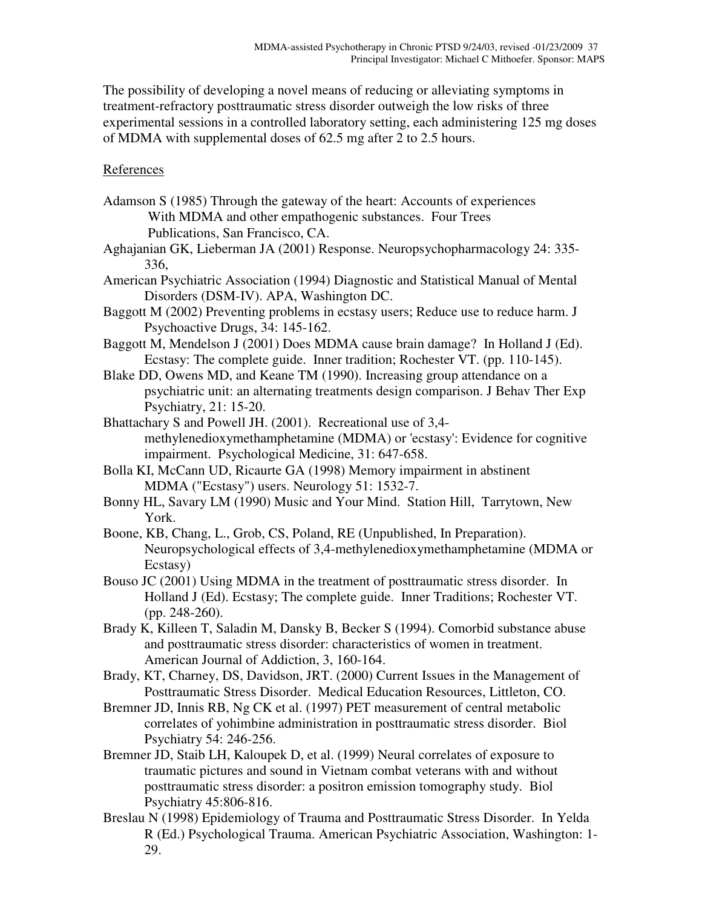The possibility of developing a novel means of reducing or alleviating symptoms in treatment-refractory posttraumatic stress disorder outweigh the low risks of three experimental sessions in a controlled laboratory setting, each administering 125 mg doses of MDMA with supplemental doses of 62.5 mg after 2 to 2.5 hours.

## References

Adamson S (1985) Through the gateway of the heart: Accounts of experiences With MDMA and other empathogenic substances. Four Trees Publications, San Francisco, CA.

Aghajanian GK, Lieberman JA (2001) Response. Neuropsychopharmacology 24: 335-336,

American Psychiatric Association (1994) Diagnostic and Statistical Manual of Mental Disorders (DSM-IV). APA, Washington DC.

Baggott M (2002) Preventing problems in ecstasy users; Reduce use to reduce harm. J Psychoactive Drugs, 34: 145-162.

Baggott M, Mendelson J (2001) Does MDMA cause brain damage? In Holland J (Ed). Ecstasy: The complete guide. Inner tradition; Rochester VT. (pp. 110-145).

Blake DD, Owens MD, and Keane TM (1990). Increasing group attendance on a psychiatric unit: an alternating treatments design comparison. J Behav Ther Exp Psychiatry, 21: 15-20.

Bhattachary S and Powell JH. (2001). Recreational use of 3,4-methylenedioxymethamphetamine (MDMA) or 'ecstasy': Evidence for cognitive impairment. Psychological Medicine, 31: 647-658.

Bolla KI, McCann UD, Ricaurte GA (1998) Memory impairment in abstinent MDMA ("Ecstasy") users. Neurology 51: 1532-7.

Bonny HL, Savary LM (1990) Music and Your Mind. Station Hill, Tarrytown, New York.

Boone, KB, Chang, L., Grob, CS, Poland, RE (Unpublished, In Preparation). Neuropsychological effects of 3,4-methylenedioxymethamphetamine (MDMA or Ecstasy)

Bouso JC (2001) Using MDMA in the treatment of posttraumatic stress disorder. In Holland J (Ed). Ecstasy; The complete guide. Inner Traditions; Rochester VT. (pp. 248-260).

Brady K, Killeen T, Saladin M, Dansky B, Becker S (1994). Comorbid substance abuse and posttraumatic stress disorder: characteristics of women in treatment. American Journal of Addiction, 3, 160-164.

Brady, KT, Charney, DS, Davidson, JRT. (2000) Current Issues in the Management of Posttraumatic Stress Disorder. Medical Education Resources, Littleton, CO.

Bremner JD, Innis RB, Ng CK et al. (1997) PET measurement of central metabolic correlates of yohimbine administration in posttraumatic stress disorder. Biol Psychiatry 54: 246-256.

Bremner JD, Staib LH, Kaloupek D, et al. (1999) Neural correlates of exposure to traumatic pictures and sound in Vietnam combat veterans with and without posttraumatic stress disorder: a positron emission tomography study. Biol Psychiatry 45:806-816.

Breslau N (1998) Epidemiology of Trauma and Posttraumatic Stress Disorder. In Yelda R (Ed.) Psychological Trauma. American Psychiatric Association, Washington: 1-29.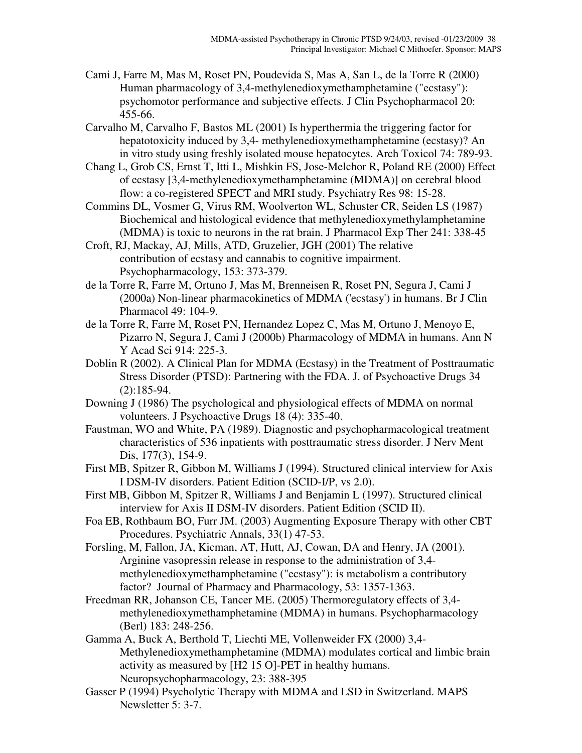Cami J, Farre M, Mas M, Roset PN, Poudevida S, Mas A, San L, de la Torre R (2000) Human pharmacology of 3,4-methylenedioxymethamphetamine ("ecstasy"): psychomotor performance and subjective effects. J Clin Psychopharmacol 20: 455-66.

Carvalho M, Carvalho F, Bastos ML (2001) Is hyperthermia the triggering factor for hepatotoxicity induced by 3,4- methylenedioxymethamphetamine (ecstasy)? An in vitro study using freshly isolated mouse hepatocytes. Arch Toxicol 74: 789-93.

Chang L, Grob CS, Ernst T, Itti L, Mishkin FS, Jose-Melchor R, Poland RE (2000) Effect of ecstasy [3,4-methylenedioxymethamphetamine (MDMA)] on cerebral blood flow: a co-registered SPECT and MRI study. Psychiatry Res 98: 15-28.

Commins DL, Vosmer G, Virus RM, Woolverton WL, Schuster CR, Seiden LS (1987) Biochemical and histological evidence that methylenedioxymethylamphetamine (MDMA) is toxic to neurons in the rat brain. J Pharmacol Exp Ther 241: 338-45

Croft, RJ, Mackay, AJ, Mills, ATD, Gruzelier, JGH (2001) The relative contribution of ecstasy and cannabis to cognitive impairment. Psychopharmacology, 153: 373-379.

de la Torre R, Farre M, Ortuno J, Mas M, Brenneisen R, Roset PN, Segura J, Cami J (2000a) Non-linear pharmacokinetics of MDMA ('ecstasy') in humans. Br J Clin Pharmacol 49: 104-9.

de la Torre R, Farre M, Roset PN, Hernandez Lopez C, Mas M, Ortuno J, Menoyo E, Pizarro N, Segura J, Cami J (2000b) Pharmacology of MDMA in humans. Ann N Y Acad Sci 914: 225-3.

Doblin R (2002). A Clinical Plan for MDMA (Ecstasy) in the Treatment of Posttraumatic Stress Disorder (PTSD): Partnering with the FDA. J. of Psychoactive Drugs 34 (2):185-94.

Downing J (1986) The psychological and physiological effects of MDMA on normal volunteers. J Psychoactive Drugs 18 (4): 335-40.

Faustman, WO and White, PA (1989). Diagnostic and psychopharmacological treatment characteristics of 536 inpatients with posttraumatic stress disorder. J Nerv Ment Dis, 177(3), 154-9.

First MB, Spitzer R, Gibbon M, Williams J (1994). Structured clinical interview for Axis I DSM-IV disorders. Patient Edition (SCID-I/P, vs 2.0).

First MB, Gibbon M, Spitzer R, Williams J and Benjamin L (1997). Structured clinical interview for Axis II DSM-IV disorders. Patient Edition (SCID II).

Foa EB, Rothbaum BO, Furr JM. (2003) Augmenting Exposure Therapy with other CBT Procedures. Psychiatric Annals, 33(1) 47-53.

Forsling, M, Fallon, JA, Kicman, AT, Hutt, AJ, Cowan, DA and Henry, JA (2001). Arginine vasopressin release in response to the administration of 3,4-methylenedioxymethamphetamine ("ecstasy"): is metabolism a contributory factor? Journal of Pharmacy and Pharmacology, 53: 1357-1363.

Freedman RR, Johanson CE, Tancer ME. (2005) Thermoregulatory effects of 3,4-methylenedioxymethamphetamine (MDMA) in humans. Psychopharmacology (Berl) 183: 248-256.

Gamma A, Buck A, Berthold T, Liechti ME, Vollenweider FX (2000) 3,4-Methylenedioxymethamphetamine (MDMA) modulates cortical and limbic brain activity as measured by [H2 15 O]-PET in healthy humans. Neuropsychopharmacology, 23: 388-395

Gasser P (1994) Psycholytic Therapy with MDMA and LSD in Switzerland. MAPS Newsletter 5: 3-7.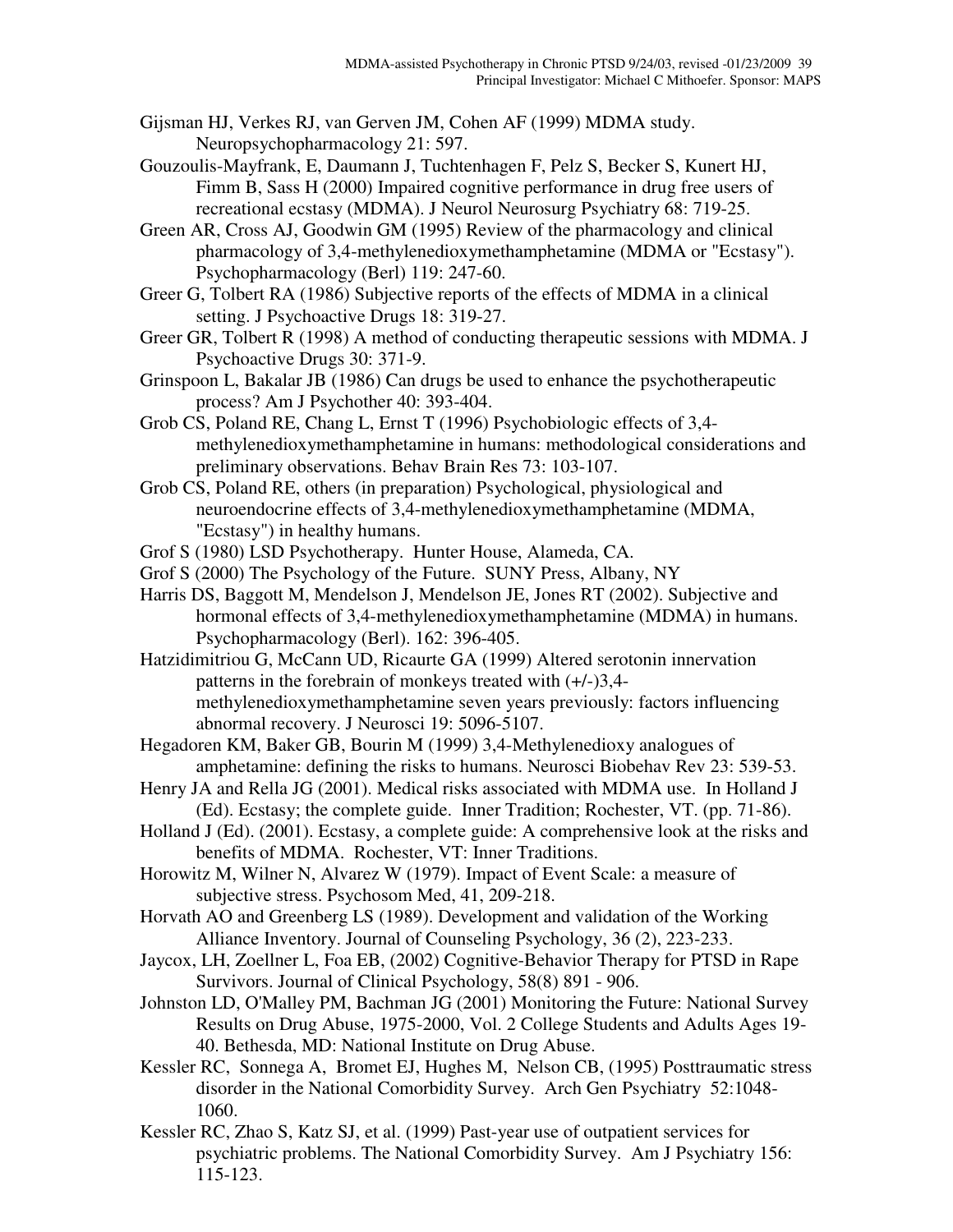Gijsman HJ, Verkes RJ, van Gerven JM, Cohen AF (1999) MDMA study. Neuropsychopharmacology 21: 597.

Gouzoulis-Mayfrank, E, Daumann J, Tuchtenhagen F, Pelz S, Becker S, Kunert HJ, Fimm B, Sass H (2000) Impaired cognitive performance in drug free users of recreational ecstasy (MDMA). J Neurol Neurosurg Psychiatry 68: 719-25.

Green AR, Cross AJ, Goodwin GM (1995) Review of the pharmacology and clinical pharmacology of 3,4-methylenedioxymethamphetamine (MDMA or "Ecstasy"). Psychopharmacology (Berl) 119: 247-60.

Greer G, Tolbert RA (1986) Subjective reports of the effects of MDMA in a clinical setting. J Psychoactive Drugs 18: 319-27.

Greer GR, Tolbert R (1998) A method of conducting therapeutic sessions with MDMA. J Psychoactive Drugs 30: 371-9.

Grinspoon L, Bakalar JB (1986) Can drugs be used to enhance the psychotherapeutic process? Am J Psychother 40: 393-404.

Grob CS, Poland RE, Chang L, Ernst T (1996) Psychobiologic effects of 3,4-methylenedioxymethamphetamine in humans: methodological considerations and preliminary observations. Behav Brain Res 73: 103-107.

Grob CS, Poland RE, others (in preparation) Psychological, physiological and neuroendocrine effects of 3,4-methylenedioxymethamphetamine (MDMA, "Ecstasy") in healthy humans.

Grof S (1980) LSD Psychotherapy. Hunter House, Alameda, CA.

Grof S (2000) The Psychology of the Future. SUNY Press, Albany, NY

Harris DS, Baggott M, Mendelson J, Mendelson JE, Jones RT (2002). Subjective and hormonal effects of 3,4-methylenedioxymethamphetamine (MDMA) in humans. Psychopharmacology (Berl). 162: 396-405.

Hatzidimitriou G, McCann UD, Ricaurte GA (1999) Altered serotonin innervation patterns in the forebrain of monkeys treated with (+/-)3,4-methylenedioxymethamphetamine seven years previously: factors influencing abnormal recovery. J Neurosci 19: 5096-5107.

Hegadoren KM, Baker GB, Bourin M (1999) 3,4-Methylenedioxy analogues of amphetamine: defining the risks to humans. Neurosci Biobehav Rev 23: 539-53.

Henry JA and Rella JG (2001). Medical risks associated with MDMA use. In Holland J (Ed). Ecstasy; the complete guide. Inner Tradition; Rochester, VT. (pp. 71-86).

Holland J (Ed). (2001). Ecstasy, a complete guide: A comprehensive look at the risks and benefits of MDMA. Rochester, VT: Inner Traditions.

Horowitz M, Wilner N, Alvarez W (1979). Impact of Event Scale: a measure of subjective stress. Psychosom Med, 41, 209-218.

Horvath AO and Greenberg LS (1989). Development and validation of the Working Alliance Inventory. Journal of Counseling Psychology, 36 (2), 223-233.

Jaycox, LH, Zoellner L, Foa EB, (2002) Cognitive-Behavior Therapy for PTSD in Rape Survivors. Journal of Clinical Psychology, 58(8) 891 - 906.

Johnston LD, O'Malley PM, Bachman JG (2001) Monitoring the Future: National Survey Results on Drug Abuse, 1975-2000, Vol. 2 College Students and Adults Ages 19-40. Bethesda, MD: National Institute on Drug Abuse.

Kessler RC, Sonnega A, Bromet EJ, Hughes M, Nelson CB, (1995) Posttraumatic stress disorder in the National Comorbidity Survey. Arch Gen Psychiatry 52:1048-1060.

Kessler RC, Zhao S, Katz SJ, et al. (1999) Past-year use of outpatient services for psychiatric problems. The National Comorbidity Survey. Am J Psychiatry 156: 115-123.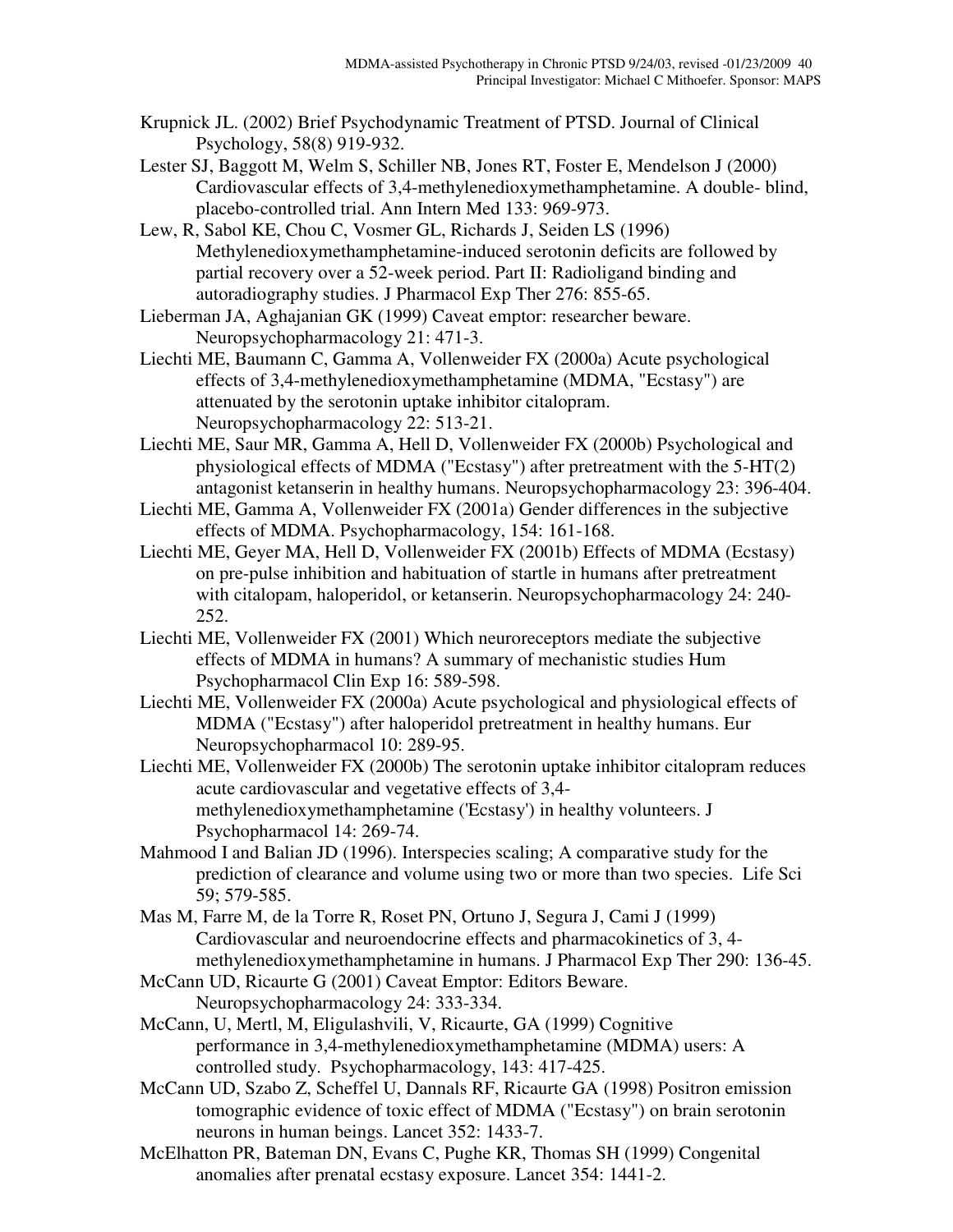Krupnick JL. (2002) Brief Psychodynamic Treatment of PTSD. Journal of Clinical Psychology, 58(8) 919-932.

Lester SJ, Baggott M, Welm S, Schiller NB, Jones RT, Foster E, Mendelson J (2000) Cardiovascular effects of 3,4-methylenedioxymethamphetamine. A double- blind, placebo-controlled trial. Ann Intern Med 133: 969-973.

Lew, R, Sabol KE, Chou C, Vosmer GL, Richards J, Seiden LS (1996) Methylenedioxymethamphetamine-induced serotonin deficits are followed by partial recovery over a 52-week period. Part II: Radioligand binding and autoradiography studies. J Pharmacol Exp Ther 276: 855-65.

Lieberman JA, Aghajanian GK (1999) Caveat emptor: researcher beware. Neuropsychopharmacology 21: 471-3.

Liechti ME, Baumann C, Gamma A, Vollenweider FX (2000a) Acute psychological effects of 3,4-methylenedioxymethamphetamine (MDMA, "Ecstasy") are attenuated by the serotonin uptake inhibitor citalopram. Neuropsychopharmacology 22: 513-21.

Liechti ME, Saur MR, Gamma A, Hell D, Vollenweider FX (2000b) Psychological and physiological effects of MDMA ("Ecstasy") after pretreatment with the 5-HT(2) antagonist ketanserin in healthy humans. Neuropsychopharmacology 23: 396-404.

Liechti ME, Gamma A, Vollenweider FX (2001a) Gender differences in the subjective effects of MDMA. Psychopharmacology, 154: 161-168.

Liechti ME, Geyer MA, Hell D, Vollenweider FX (2001b) Effects of MDMA (Ecstasy) on pre-pulse inhibition and habituation of startle in humans after pretreatment with citalopam, haloperidol, or ketanserin. Neuropsychopharmacology 24: 240-252.

Liechti ME, Vollenweider FX (2001) Which neuroreceptors mediate the subjective effects of MDMA in humans? A summary of mechanistic studies Hum Psychopharmacol Clin Exp 16: 589-598.

Liechti ME, Vollenweider FX (2000a) Acute psychological and physiological effects of MDMA ("Ecstasy") after haloperidol pretreatment in healthy humans. Eur Neuropsychopharmacol 10: 289-95.

Liechti ME, Vollenweider FX (2000b) The serotonin uptake inhibitor citalopram reduces acute cardiovascular and vegetative effects of 3,4-methylenedioxymethamphetamine ('Ecstasy') in healthy volunteers. J Psychopharmacol 14: 269-74.

Mahmood I and Balian JD (1996). Interspecies scaling; A comparative study for the prediction of clearance and volume using two or more than two species. Life Sci 59; 579-585.

Mas M, Farre M, de la Torre R, Roset PN, Ortuno J, Segura J, Cami J (1999) Cardiovascular and neuroendocrine effects and pharmacokinetics of 3, 4-methylenedioxymethamphetamine in humans. J Pharmacol Exp Ther 290: 136-45.

McCann UD, Ricaurte G (2001) Caveat Emptor: Editors Beware. Neuropsychopharmacology 24: 333-334.

McCann, U, Mertl, M, Eligulashvili, V, Ricaurte, GA (1999) Cognitive performance in 3,4-methylenedioxymethamphetamine (MDMA) users: A controlled study. Psychopharmacology, 143: 417-425.

McCann UD, Szabo Z, Scheffel U, Dannals RF, Ricaurte GA (1998) Positron emission tomographic evidence of toxic effect of MDMA ("Ecstasy") on brain serotonin neurons in human beings. Lancet 352: 1433-7.

McElhatton PR, Bateman DN, Evans C, Pughe KR, Thomas SH (1999) Congenital anomalies after prenatal ecstasy exposure. Lancet 354: 1441-2.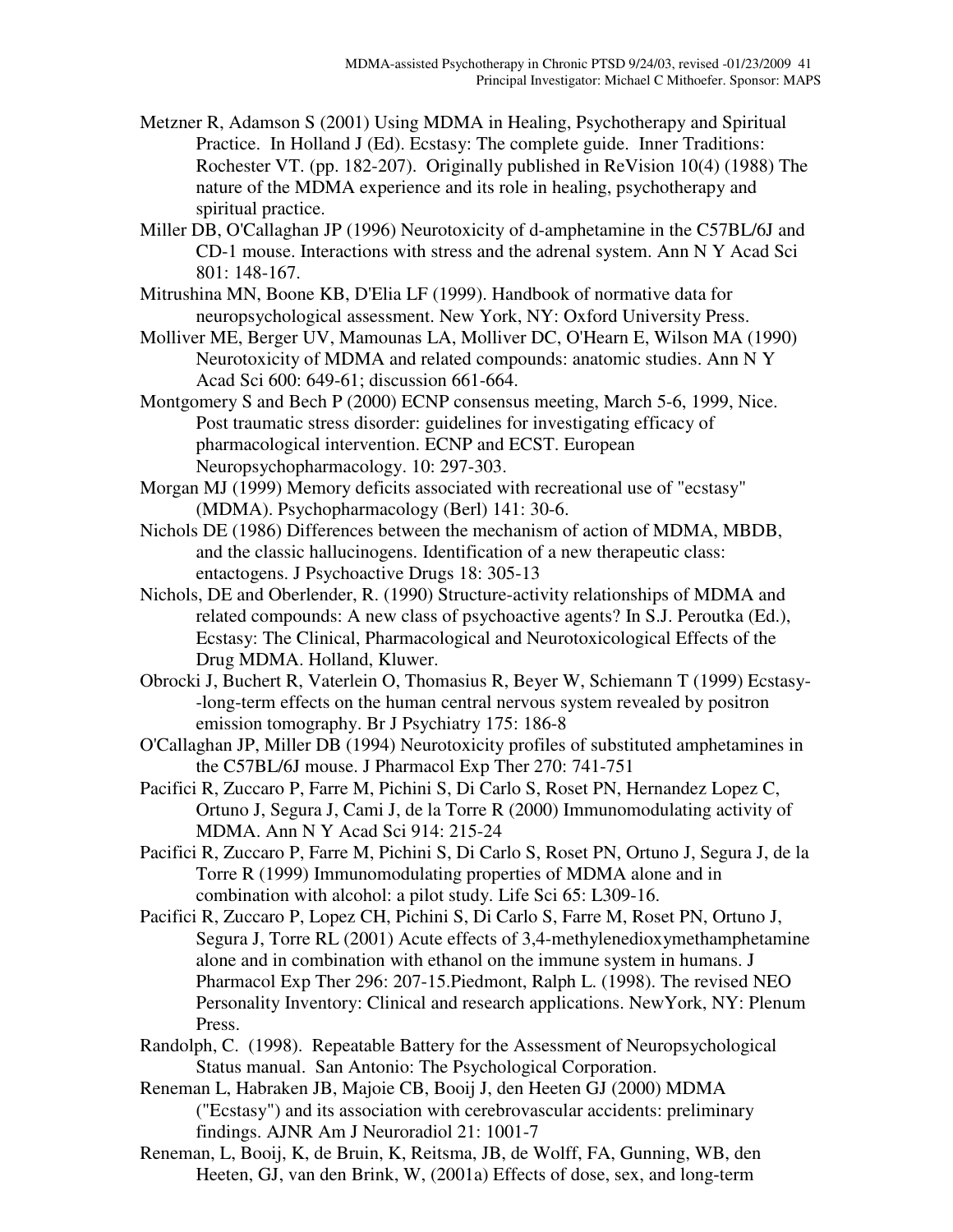Metzner R, Adamson S (2001) Using MDMA in Healing, Psychotherapy and Spiritual Practice. In Holland J (Ed). Ecstasy: The complete guide. Inner Traditions: Rochester VT. (pp. 182-207). Originally published in ReVision 10(4) (1988) The nature of the MDMA experience and its role in healing, psychotherapy and spiritual practice.

Miller DB, O'Callaghan JP (1996) Neurotoxicity of d-amphetamine in the C57BL/6J and CD-1 mouse. Interactions with stress and the adrenal system. Ann N Y Acad Sci 801: 148-167.

Mitrushina MN, Boone KB, D'Elia LF (1999). Handbook of normative data for neuropsychological assessment. New York, NY: Oxford University Press.

Molliver ME, Berger UV, Mamounas LA, Molliver DC, O'Hearn E, Wilson MA (1990) Neurotoxicity of MDMA and related compounds: anatomic studies. Ann N Y Acad Sci 600: 649-61; discussion 661-664.

Montgomery S and Bech P (2000) ECNP consensus meeting, March 5-6, 1999, Nice. Post traumatic stress disorder: guidelines for investigating efficacy of pharmacological intervention. ECNP and ECST. European Neuropsychopharmacology. 10: 297-303.

Morgan MJ (1999) Memory deficits associated with recreational use of "ecstasy" (MDMA). Psychopharmacology (Berl) 141: 30-6.

Nichols DE (1986) Differences between the mechanism of action of MDMA, MBDB, and the classic hallucinogens. Identification of a new therapeutic class: entactogens. J Psychoactive Drugs 18: 305-13

Nichols, DE and Oberlender, R. (1990) Structure-activity relationships of MDMA and related compounds: A new class of psychoactive agents? In S.J. Peroutka (Ed.), Ecstasy: The Clinical, Pharmacological and Neurotoxicological Effects of the Drug MDMA. Holland, Kluwer.

Obrocki J, Buchert R, Vaterlein O, Thomasius R, Beyer W, Schiemann T (1999) Ecstasy--long-term effects on the human central nervous system revealed by positron emission tomography. Br J Psychiatry 175: 186-8

O'Callaghan JP, Miller DB (1994) Neurotoxicity profiles of substituted amphetamines in the C57BL/6J mouse. J Pharmacol Exp Ther 270: 741-751

Pacifici R, Zuccaro P, Farre M, Pichini S, Di Carlo S, Roset PN, Hernandez Lopez C, Ortuno J, Segura J, Cami J, de la Torre R (2000) Immunomodulating activity of MDMA. Ann N Y Acad Sci 914: 215-24

Pacifici R, Zuccaro P, Farre M, Pichini S, Di Carlo S, Roset PN, Ortuno J, Segura J, de la Torre R (1999) Immunomodulating properties of MDMA alone and in combination with alcohol: a pilot study. Life Sci 65: L309-16.

Pacifici R, Zuccaro P, Lopez CH, Pichini S, Di Carlo S, Farre M, Roset PN, Ortuno J, Segura J, Torre RL (2001) Acute effects of 3,4-methylenedioxymethamphetamine alone and in combination with ethanol on the immune system in humans. J Pharmacol Exp Ther 296: 207-15.Piedmont, Ralph L. (1998). The revised NEO Personality Inventory: Clinical and research applications. NewYork, NY: Plenum Press.

Randolph, C. (1998). Repeatable Battery for the Assessment of Neuropsychological Status manual. San Antonio: The Psychological Corporation.

Reneman L, Habraken JB, Majoie CB, Booij J, den Heeten GJ (2000) MDMA ("Ecstasy") and its association with cerebrovascular accidents: preliminary findings. AJNR Am J Neuroradiol 21: 1001-7

Reneman, L, Booij, K, de Bruin, K, Reitsma, JB, de Wolff, FA, Gunning, WB, den Heeten, GJ, van den Brink, W, (2001a) Effects of dose, sex, and long-term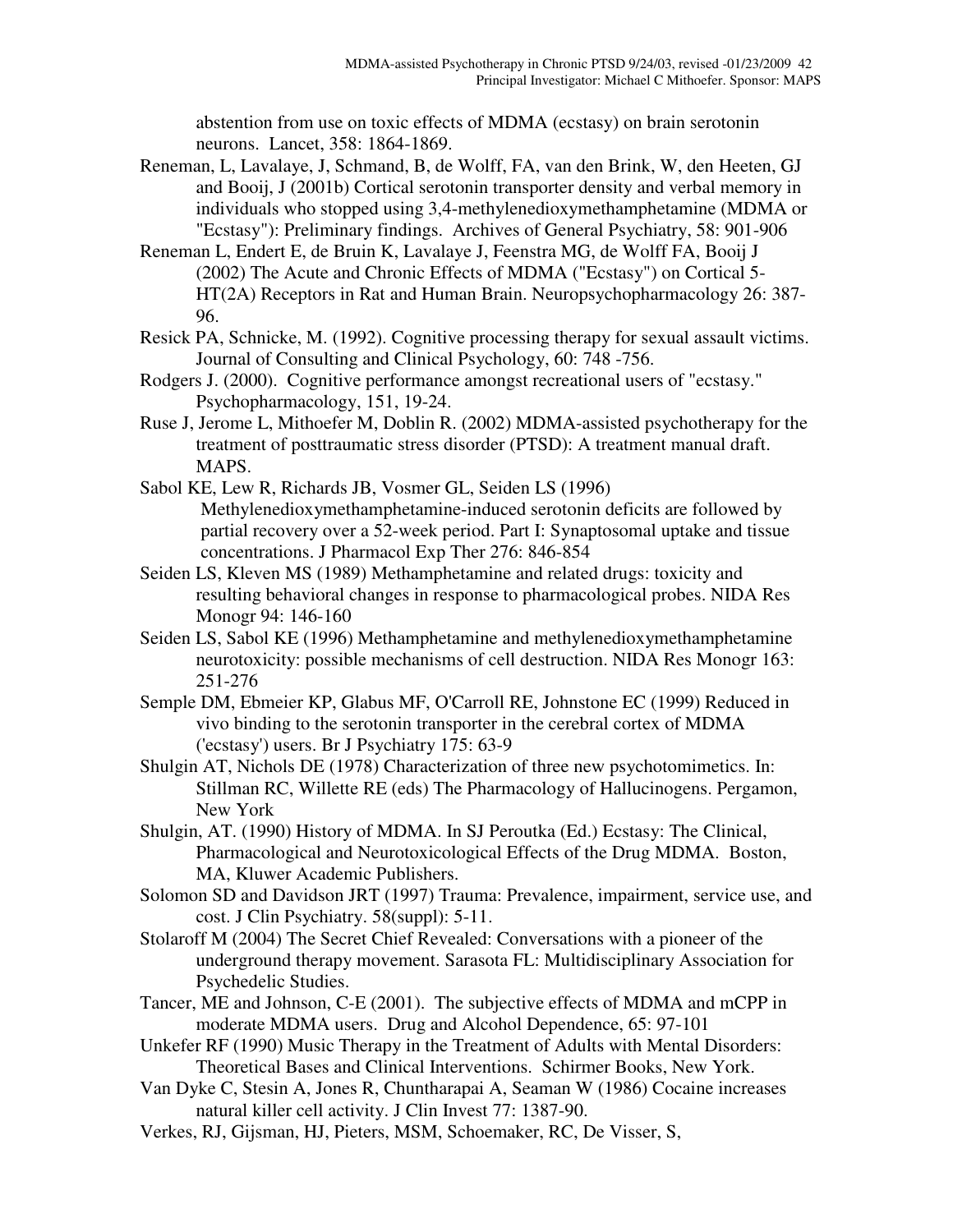abstention from use on toxic effects of MDMA (ecstasy) on brain serotonin neurons. Lancet, 358: 1864-1869.

Reneman, L, Lavalaye, J, Schmand, B, de Wolff, FA, van den Brink, W, den Heeten, GJ and Booij, J (2001b) Cortical serotonin transporter density and verbal memory in individuals who stopped using 3,4-methylenedioxymethamphetamine (MDMA or "Ecstasy"): Preliminary findings. Archives of General Psychiatry, 58: 901-906

Reneman L, Endert E, de Bruin K, Lavalaye J, Feenstra MG, de Wolff FA, Booij J (2002) The Acute and Chronic Effects of MDMA ("Ecstasy") on Cortical 5-HT(2A) Receptors in Rat and Human Brain. Neuropsychopharmacology 26: 387-96.

Resick PA, Schnicke, M. (1992). Cognitive processing therapy for sexual assault victims. Journal of Consulting and Clinical Psychology, 60: 748 -756.

Rodgers J. (2000). Cognitive performance amongst recreational users of "ecstasy." Psychopharmacology, 151, 19-24.

Ruse J, Jerome L, Mithoefer M, Doblin R. (2002) MDMA-assisted psychotherapy for the treatment of posttraumatic stress disorder (PTSD): A treatment manual draft. MAPS.

Sabol KE, Lew R, Richards JB, Vosmer GL, Seiden LS (1996) Methylenedioxymethamphetamine-induced serotonin deficits are followed by partial recovery over a 52-week period. Part I: Synaptosomal uptake and tissue concentrations. J Pharmacol Exp Ther 276: 846-854

Seiden LS, Kleven MS (1989) Methamphetamine and related drugs: toxicity and resulting behavioral changes in response to pharmacological probes. NIDA Res Monogr 94: 146-160

Seiden LS, Sabol KE (1996) Methamphetamine and methylenedioxymethamphetamine neurotoxicity: possible mechanisms of cell destruction. NIDA Res Monogr 163: 251-276

Semple DM, Ebmeier KP, Glabus MF, O'Carroll RE, Johnstone EC (1999) Reduced in vivo binding to the serotonin transporter in the cerebral cortex of MDMA ('ecstasy') users. Br J Psychiatry 175: 63-9

Shulgin AT, Nichols DE (1978) Characterization of three new psychotomimetics. In: Stillman RC, Willette RE (eds) The Pharmacology of Hallucinogens. Pergamon, New York

Shulgin, AT. (1990) History of MDMA. In SJ Peroutka (Ed.) Ecstasy: The Clinical, Pharmacological and Neurotoxicological Effects of the Drug MDMA. Boston, MA, Kluwer Academic Publishers.

Solomon SD and Davidson JRT (1997) Trauma: Prevalence, impairment, service use, and cost. J Clin Psychiatry. 58(suppl): 5-11.

Stolaroff M (2004) The Secret Chief Revealed: Conversations with a pioneer of the underground therapy movement. Sarasota FL: Multidisciplinary Association for Psychedelic Studies.

Tancer, ME and Johnson, C-E (2001). The subjective effects of MDMA and mCPP in moderate MDMA users. Drug and Alcohol Dependence, 65: 97-101

Unkefer RF (1990) Music Therapy in the Treatment of Adults with Mental Disorders: Theoretical Bases and Clinical Interventions. Schirmer Books, New York.

Van Dyke C, Stesin A, Jones R, Chuntharapai A, Seaman W (1986) Cocaine increases natural killer cell activity. J Clin Invest 77: 1387-90.

Verkes, RJ, Gijsman, HJ, Pieters, MSM, Schoemaker, RC, De Visser, S,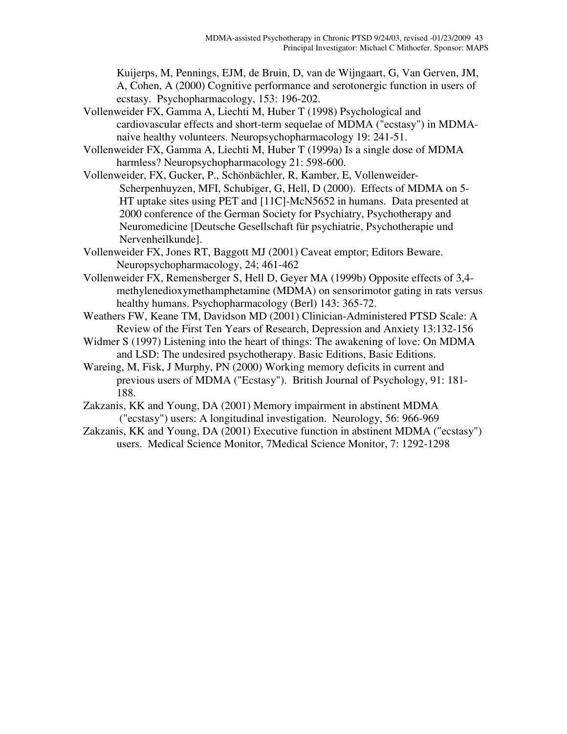Kuijerps, M, Pennings, EJM, de Bruin, D, van de Wijngaart, G, Van Gerven, JM, A, Cohen, A (2000) Cognitive performance and serotonergic function in users of ecstasy. Psychopharmacology, 153: 196-202.

Vollenweider FX, Gamma A, Liechti M, Huber T (1998) Psychological and cardiovascular effects and short-term sequelae of MDMA ("ecstasy") in MDMA-naive healthy volunteers. Neuropsychopharmacology 19: 241-51.

Vollenweider FX, Gamma A, Liechti M, Huber T (1999a) Is a single dose of MDMA harmless? Neuropsychopharmacology 21: 598-600.

Vollenweider, FX, Gucker, P., Schönbächler, R, Kamber, E, Vollenweider-Scherpenhuyzen, MFI, Schubiger, G, Hell, D (2000). Effects of MDMA on 5-HT uptake sites using PET and [11C]-McN5652 in humans. Data presented at 2000 conference of the German Society for Psychiatry, Psychotherapy and Neuromedicine [Deutsche Gesellschaft für psychiatrie, Psychotherapie und Nervenheilkunde].

Vollenweider FX, Jones RT, Baggott MJ (2001) Caveat emptor; Editors Beware. Neuropsychopharmacology, 24; 461-462

Vollenweider FX, Remensberger S, Hell D, Geyer MA (1999b) Opposite effects of 3,4-methylenedioxymethamphetamine (MDMA) on sensorimotor gating in rats versus healthy humans. Psychopharmacology (Berl) 143: 365-72.

Weathers FW, Keane TM, Davidson MD (2001) Clinician-Administered PTSD Scale: A Review of the First Ten Years of Research, Depression and Anxiety 13:132-156

Widmer S (1997) Listening into the heart of things: The awakening of love: On MDMA and LSD: The undesired psychotherapy. Basic Editions, Basic Editions.

Wareing, M, Fisk, J Murphy, PN (2000) Working memory deficits in current and previous users of MDMA ("Ecstasy"). British Journal of Psychology, 91: 181-188.

Zakzanis, KK and Young, DA (2001) Memory impairment in abstinent MDMA ("ecstasy") users: A longitudinal investigation. Neurology, 56: 966-969

Zakzanis, KK and Young, DA (2001) Executive function in abstinent MDMA ("ecstasy") users. Medical Science Monitor, 7Medical Science Monitor, 7: 1292-1298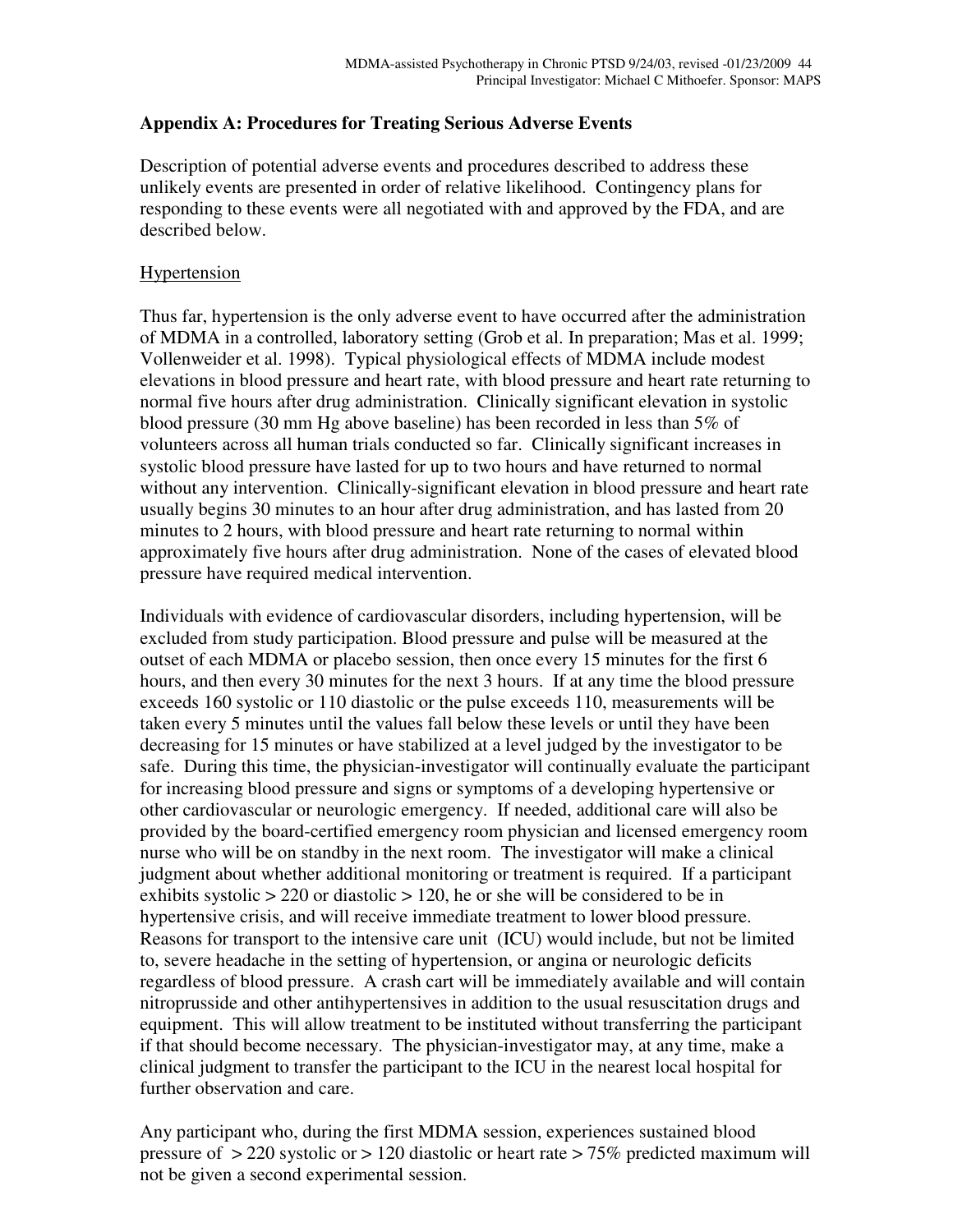## Appendix A: Procedures for Treating Serious Adverse Events

Description of potential adverse events and procedures described to address these unlikely events are presented in order of relative likelihood. Contingency plans for responding to these events were all negotiated with and approved by the FDA, and are described below.

### Hypertension

Thus far, hypertension is the only adverse event to have occurred after the administration of MDMA in a controlled, laboratory setting (Grob et al. In preparation; Mas et al. 1999; Vollenweider et al. 1998). Typical physiological effects of MDMA include modest elevations in blood pressure and heart rate, with blood pressure and heart rate returning to normal five hours after drug administration. Clinically significant elevation in systolic blood pressure (30 mm Hg above baseline) has been recorded in less than 5% of volunteers across all human trials conducted so far. Clinically significant increases in systolic blood pressure have lasted for up to two hours and have returned to normal without any intervention. Clinically-significant elevation in blood pressure and heart rate usually begins 30 minutes to an hour after drug administration, and has lasted from 20 minutes to 2 hours, with blood pressure and heart rate returning to normal within approximately five hours after drug administration. None of the cases of elevated blood pressure have required medical intervention.

Individuals with evidence of cardiovascular disorders, including hypertension, will be excluded from study participation. Blood pressure and pulse will be measured at the outset of each MDMA or placebo session, then once every 15 minutes for the first 6 hours, and then every 30 minutes for the next 3 hours. If at any time the blood pressure exceeds 160 systolic or 110 diastolic or the pulse exceeds 110, measurements will be taken every 5 minutes until the values fall below these levels or until they have been decreasing for 15 minutes or have stabilized at a level judged by the investigator to be safe. During this time, the physician-investigator will continually evaluate the participant for increasing blood pressure and signs or symptoms of a developing hypertensive or other cardiovascular or neurologic emergency. If needed, additional care will also be provided by the board-certified emergency room physician and licensed emergency room nurse who will be on standby in the next room. The investigator will make a clinical judgment about whether additional monitoring or treatment is required. If a participant exhibits systolic > 220 or diastolic > 120, he or she will be considered to be in hypertensive crisis, and will receive immediate treatment to lower blood pressure. Reasons for transport to the intensive care unit (ICU) would include, but not be limited to, severe headache in the setting of hypertension, or angina or neurologic deficits regardless of blood pressure. A crash cart will be immediately available and will contain nitroprusside and other antihypertensives in addition to the usual resuscitation drugs and equipment. This will allow treatment to be instituted without transferring the participant if that should become necessary. The physician-investigator may, at any time, make a clinical judgment to transfer the participant to the ICU in the nearest local hospital for further observation and care.

Any participant who, during the first MDMA session, experiences sustained blood pressure of > 220 systolic or > 120 diastolic or heart rate > 75% predicted maximum will not be given a second experimental session.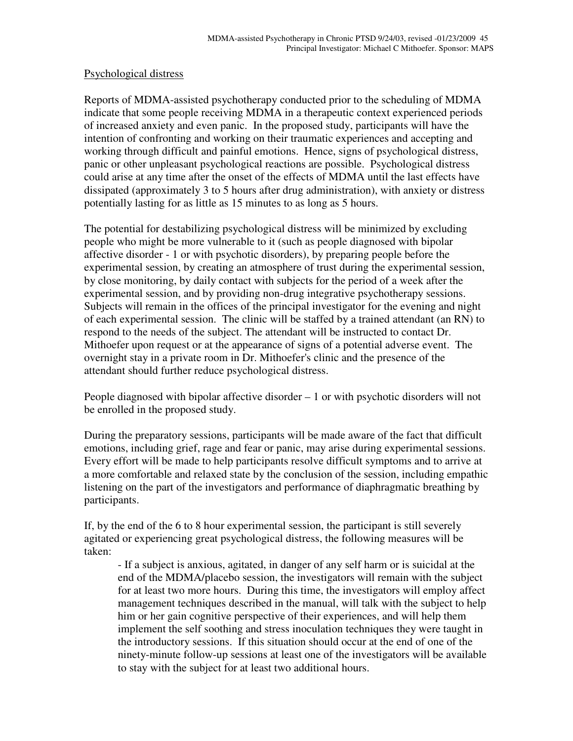Psychological distress

Reports of MDMA-assisted psychotherapy conducted prior to the scheduling of MDMA indicate that some people receiving MDMA in a therapeutic context experienced periods of increased anxiety and even panic. In the proposed study, participants will have the intention of confronting and working on their traumatic experiences and accepting and working through difficult and painful emotions. Hence, signs of psychological distress, panic or other unpleasant psychological reactions are possible. Psychological distress could arise at any time after the onset of the effects of MDMA until the last effects have dissipated (approximately 3 to 5 hours after drug administration), with anxiety or distress potentially lasting for as little as 15 minutes to as long as 5 hours.

The potential for destabilizing psychological distress will be minimized by excluding people who might be more vulnerable to it (such as people diagnosed with bipolar affective disorder - 1 or with psychotic disorders), by preparing people before the experimental session, by creating an atmosphere of trust during the experimental session, by close monitoring, by daily contact with subjects for the period of a week after the experimental session, and by providing non-drug integrative psychotherapy sessions. Subjects will remain in the offices of the principal investigator for the evening and night of each experimental session. The clinic will be staffed by a trained attendant (an RN) to respond to the needs of the subject. The attendant will be instructed to contact Dr. Mithoefer upon request or at the appearance of signs of a potential adverse event. The overnight stay in a private room in Dr. Mithoefer's clinic and the presence of the attendant should further reduce psychological distress.

People diagnosed with bipolar affective disorder – 1 or with psychotic disorders will not be enrolled in the proposed study.

During the preparatory sessions, participants will be made aware of the fact that difficult emotions, including grief, rage and fear or panic, may arise during experimental sessions. Every effort will be made to help participants resolve difficult symptoms and to arrive at a more comfortable and relaxed state by the conclusion of the session, including empathic listening on the part of the investigators and performance of diaphragmatic breathing by participants.

If, by the end of the 6 to 8 hour experimental session, the participant is still severely agitated or experiencing great psychological distress, the following measures will be taken:

- If a subject is anxious, agitated, in danger of any self harm or is suicidal at the end of the MDMA/placebo session, the investigators will remain with the subject for at least two more hours. During this time, the investigators will employ affect management techniques described in the manual, will talk with the subject to help him or her gain cognitive perspective of their experiences, and will help them implement the self soothing and stress inoculation techniques they were taught in the introductory sessions. If this situation should occur at the end of one of the ninety-minute follow-up sessions at least one of the investigators will be available to stay with the subject for at least two additional hours.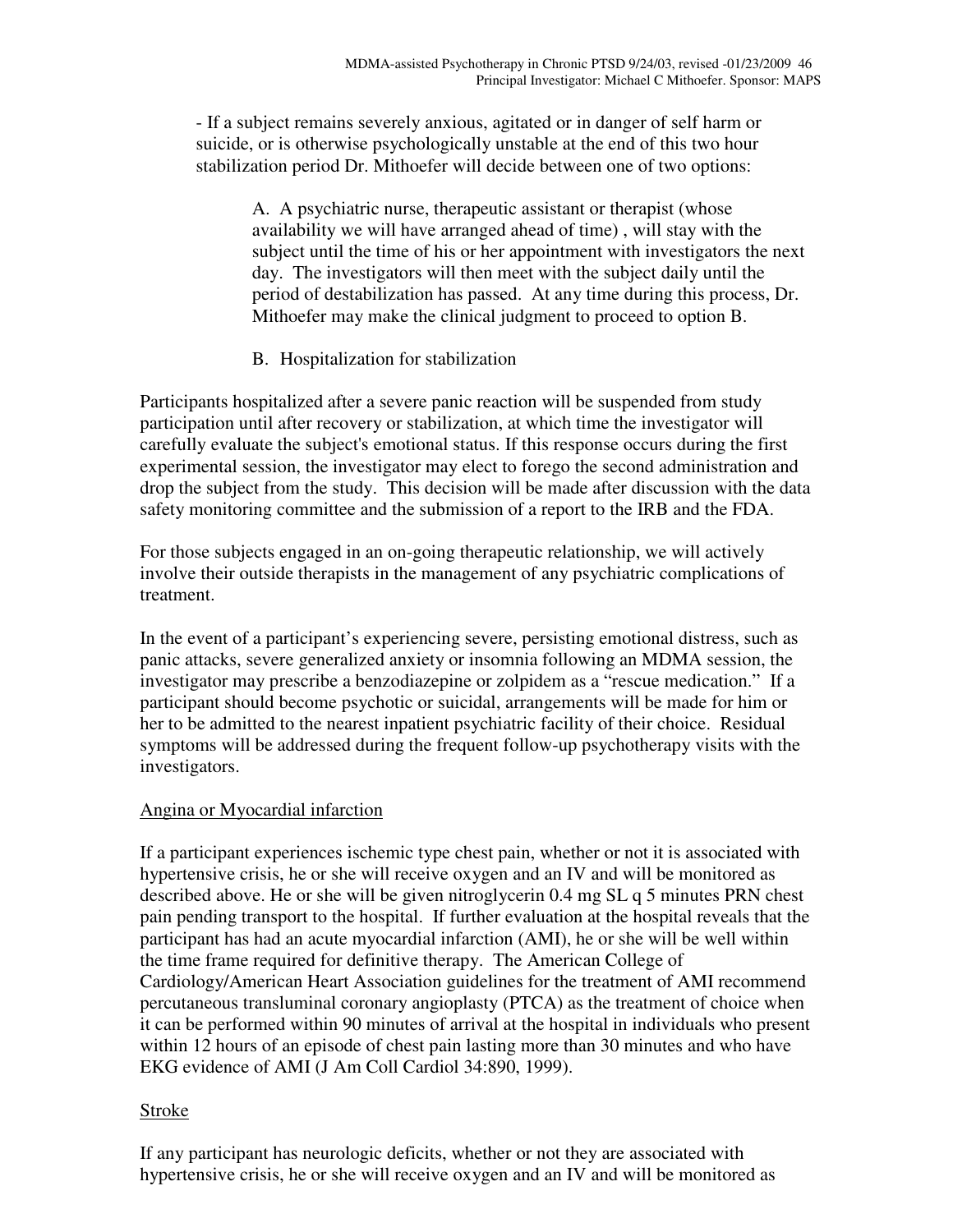- If a subject remains severely anxious, agitated or in danger of self harm or suicide, or is otherwise psychologically unstable at the end of this two hour stabilization period Dr. Mithoefer will decide between one of two options:

A. A psychiatric nurse, therapeutic assistant or therapist (whose availability we will have arranged ahead of time) , will stay with the subject until the time of his or her appointment with investigators the next day. The investigators will then meet with the subject daily until the period of destabilization has passed. At any time during this process, Dr. Mithoefer may make the clinical judgment to proceed to option B.

B. Hospitalization for stabilization

Participants hospitalized after a severe panic reaction will be suspended from study participation until after recovery or stabilization, at which time the investigator will carefully evaluate the subject's emotional status. If this response occurs during the first experimental session, the investigator may elect to forego the second administration and drop the subject from the study. This decision will be made after discussion with the data safety monitoring committee and the submission of a report to the IRB and the FDA.

For those subjects engaged in an on-going therapeutic relationship, we will actively involve their outside therapists in the management of any psychiatric complications of treatment.

In the event of a participant's experiencing severe, persisting emotional distress, such as panic attacks, severe generalized anxiety or insomnia following an MDMA session, the investigator may prescribe a benzodiazepine or zolpidem as a "rescue medication." If a participant should become psychotic or suicidal, arrangements will be made for him or her to be admitted to the nearest inpatient psychiatric facility of their choice. Residual symptoms will be addressed during the frequent follow-up psychotherapy visits with the investigators.

Angina or Myocardial infarction

If a participant experiences ischemic type chest pain, whether or not it is associated with hypertensive crisis, he or she will receive oxygen and an IV and will be monitored as described above. He or she will be given nitroglycerin 0.4 mg SL q 5 minutes PRN chest pain pending transport to the hospital. If further evaluation at the hospital reveals that the participant has had an acute myocardial infarction (AMI), he or she will be well within the time frame required for definitive therapy. The American College of Cardiology/American Heart Association guidelines for the treatment of AMI recommend percutaneous transluminal coronary angioplasty (PTCA) as the treatment of choice when it can be performed within 90 minutes of arrival at the hospital in individuals who present within 12 hours of an episode of chest pain lasting more than 30 minutes and who have EKG evidence of AMI (J Am Coll Cardiol 34:890, 1999).

Stroke

If any participant has neurologic deficits, whether or not they are associated with hypertensive crisis, he or she will receive oxygen and an IV and will be monitored as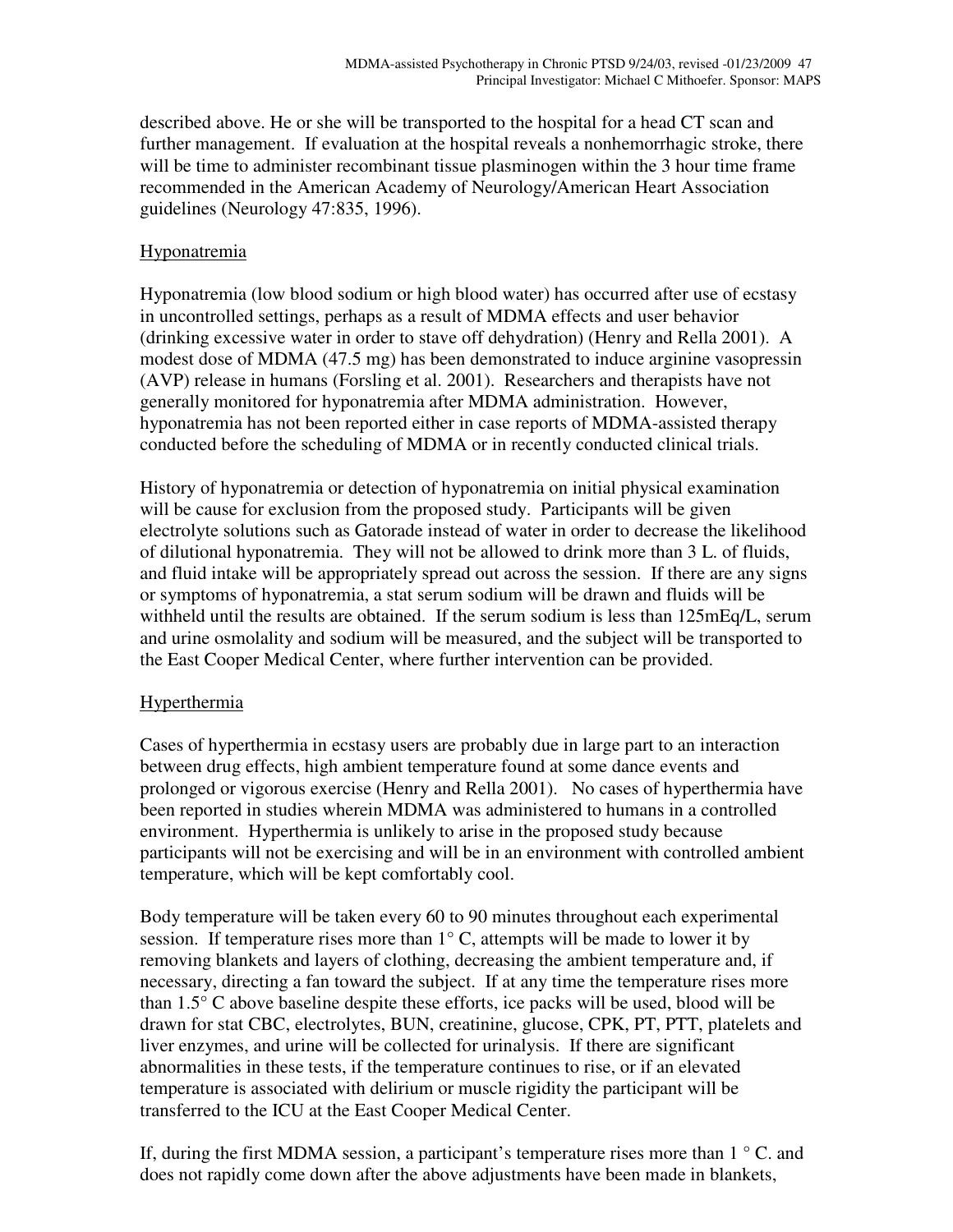described above. He or she will be transported to the hospital for a head CT scan and further management. If evaluation at the hospital reveals a nonhemorrhagic stroke, there will be time to administer recombinant tissue plasminogen within the 3 hour time frame recommended in the American Academy of Neurology/American Heart Association guidelines (Neurology 47:835, 1996).

## Hyponatremia

Hyponatremia (low blood sodium or high blood water) has occurred after use of ecstasy in uncontrolled settings, perhaps as a result of MDMA effects and user behavior (drinking excessive water in order to stave off dehydration) (Henry and Rella 2001). A modest dose of MDMA (47.5 mg) has been demonstrated to induce arginine vasopressin (AVP) release in humans (Forsling et al. 2001). Researchers and therapists have not generally monitored for hyponatremia after MDMA administration. However, hyponatremia has not been reported either in case reports of MDMA-assisted therapy conducted before the scheduling of MDMA or in recently conducted clinical trials.

History of hyponatremia or detection of hyponatremia on initial physical examination will be cause for exclusion from the proposed study. Participants will be given electrolyte solutions such as Gatorade instead of water in order to decrease the likelihood of dilutional hyponatremia. They will not be allowed to drink more than 3 L. of fluids, and fluid intake will be appropriately spread out across the session. If there are any signs or symptoms of hyponatremia, a stat serum sodium will be drawn and fluids will be withheld until the results are obtained. If the serum sodium is less than 125mEq/L, serum and urine osmolality and sodium will be measured, and the subject will be transported to the East Cooper Medical Center, where further intervention can be provided.

## Hyperthermia

Cases of hyperthermia in ecstasy users are probably due in large part to an interaction between drug effects, high ambient temperature found at some dance events and prolonged or vigorous exercise (Henry and Rella 2001). No cases of hyperthermia have been reported in studies wherein MDMA was administered to humans in a controlled environment. Hyperthermia is unlikely to arise in the proposed study because participants will not be exercising and will be in an environment with controlled ambient temperature, which will be kept comfortably cool.

Body temperature will be taken every 60 to 90 minutes throughout each experimental session. If temperature rises more than 1° C, attempts will be made to lower it by removing blankets and layers of clothing, decreasing the ambient temperature and, if necessary, directing a fan toward the subject. If at any time the temperature rises more than 1.5° C above baseline despite these efforts, ice packs will be used, blood will be drawn for stat CBC, electrolytes, BUN, creatinine, glucose, CPK, PT, PTT, platelets and liver enzymes, and urine will be collected for urinalysis. If there are significant abnormalities in these tests, if the temperature continues to rise, or if an elevated temperature is associated with delirium or muscle rigidity the participant will be transferred to the ICU at the East Cooper Medical Center.

If, during the first MDMA session, a participant's temperature rises more than 1 ° C. and does not rapidly come down after the above adjustments have been made in blankets,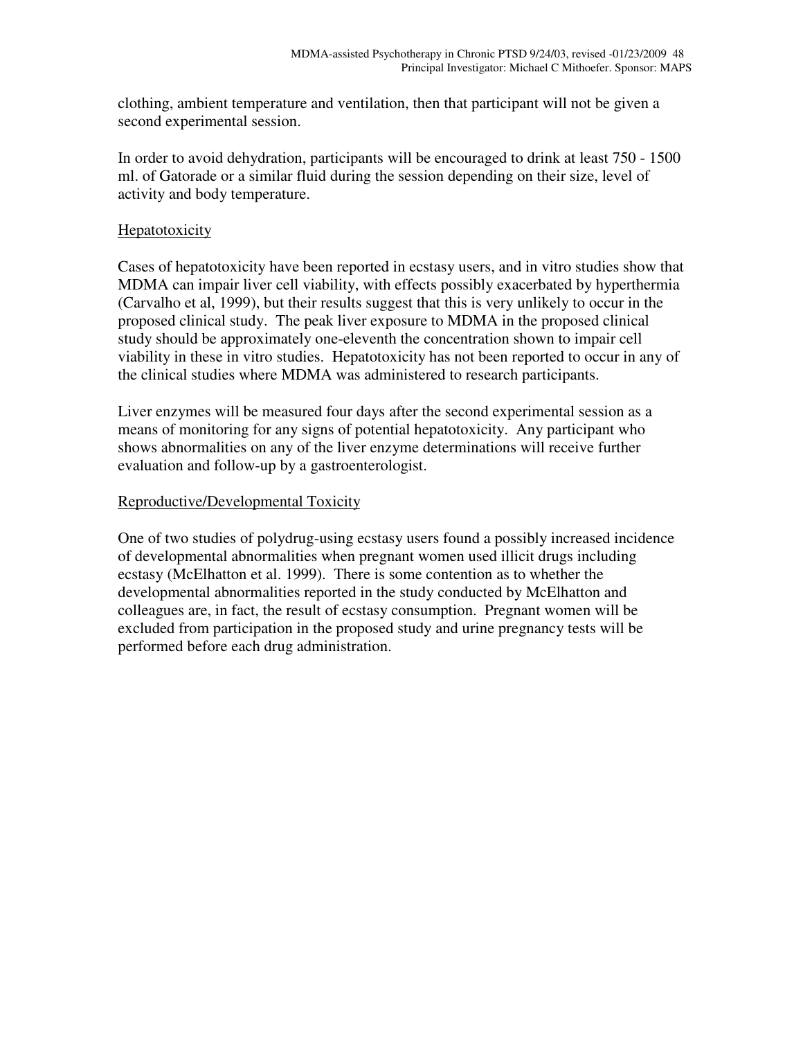clothing, ambient temperature and ventilation, then that participant will not be given a second experimental session.

In order to avoid dehydration, participants will be encouraged to drink at least 750 - 1500 ml. of Gatorade or a similar fluid during the session depending on their size, level of activity and body temperature.

## Hepatotoxicity

Cases of hepatotoxicity have been reported in ecstasy users, and in vitro studies show that MDMA can impair liver cell viability, with effects possibly exacerbated by hyperthermia (Carvalho et al, 1999), but their results suggest that this is very unlikely to occur in the proposed clinical study. The peak liver exposure to MDMA in the proposed clinical study should be approximately one-eleventh the concentration shown to impair cell viability in these in vitro studies. Hepatotoxicity has not been reported to occur in any of the clinical studies where MDMA was administered to research participants.

Liver enzymes will be measured four days after the second experimental session as a means of monitoring for any signs of potential hepatotoxicity. Any participant who shows abnormalities on any of the liver enzyme determinations will receive further evaluation and follow-up by a gastroenterologist.

## Reproductive/Developmental Toxicity

One of two studies of polydrug-using ecstasy users found a possibly increased incidence of developmental abnormalities when pregnant women used illicit drugs including ecstasy (McElhatton et al. 1999). There is some contention as to whether the developmental abnormalities reported in the study conducted by McElhatton and colleagues are, in fact, the result of ecstasy consumption. Pregnant women will be excluded from participation in the proposed study and urine pregnancy tests will be performed before each drug administration.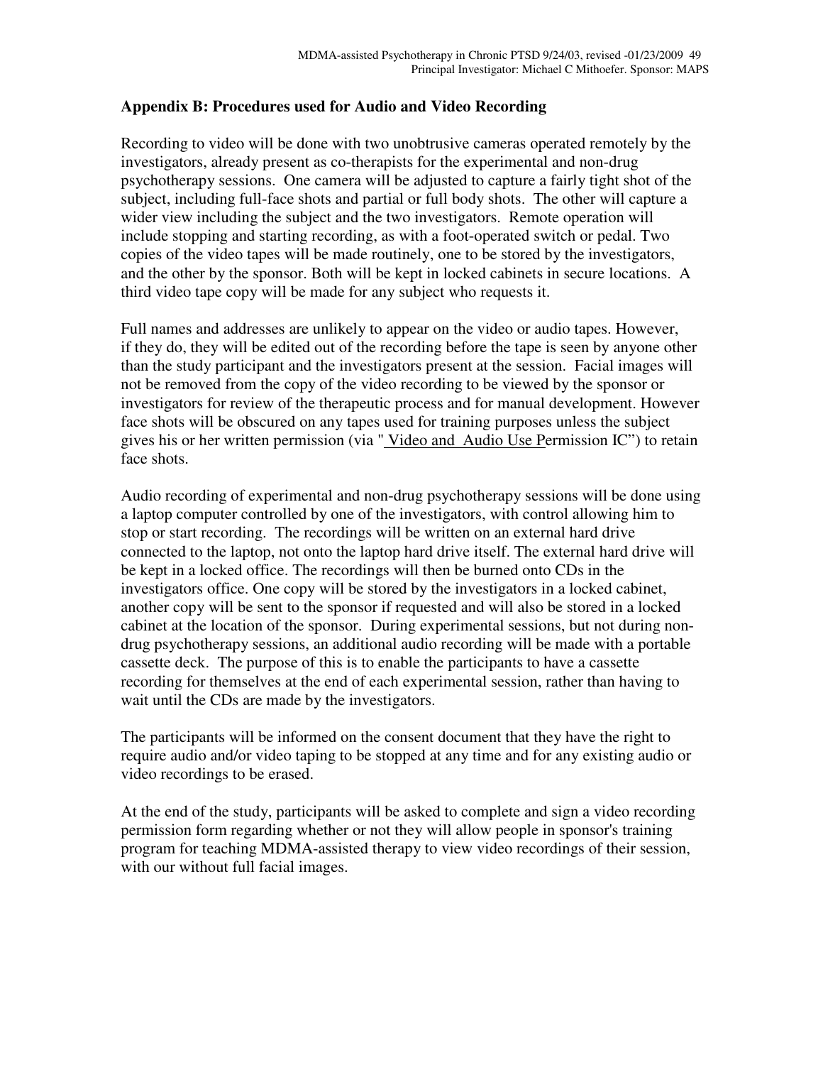## Appendix B: Procedures used for Audio and Video Recording

Recording to video will be done with two unobtrusive cameras operated remotely by the investigators, already present as co-therapists for the experimental and non-drug psychotherapy sessions. One camera will be adjusted to capture a fairly tight shot of the subject, including full-face shots and partial or full body shots. The other will capture a wider view including the subject and the two investigators. Remote operation will include stopping and starting recording, as with a foot-operated switch or pedal. Two copies of the video tapes will be made routinely, one to be stored by the investigators, and the other by the sponsor. Both will be kept in locked cabinets in secure locations. A third video tape copy will be made for any subject who requests it.

Full names and addresses are unlikely to appear on the video or audio tapes. However, if they do, they will be edited out of the recording before the tape is seen by anyone other than the study participant and the investigators present at the session. Facial images will not be removed from the copy of the video recording to be viewed by the sponsor or investigators for review of the therapeutic process and for manual development. However face shots will be obscured on any tapes used for training purposes unless the subject gives his or her written permission (via " Video and Audio Use Permission IC") to retain face shots.

Audio recording of experimental and non-drug psychotherapy sessions will be done using a laptop computer controlled by one of the investigators, with control allowing him to stop or start recording. The recordings will be written on an external hard drive connected to the laptop, not onto the laptop hard drive itself. The external hard drive will be kept in a locked office. The recordings will then be burned onto CDs in the investigators office. One copy will be stored by the investigators in a locked cabinet, another copy will be sent to the sponsor if requested and will also be stored in a locked cabinet at the location of the sponsor. During experimental sessions, but not during non-drug psychotherapy sessions, an additional audio recording will be made with a portable cassette deck. The purpose of this is to enable the participants to have a cassette recording for themselves at the end of each experimental session, rather than having to wait until the CDs are made by the investigators.

The participants will be informed on the consent document that they have the right to require audio and/or video taping to be stopped at any time and for any existing audio or video recordings to be erased.

At the end of the study, participants will be asked to complete and sign a video recording permission form regarding whether or not they will allow people in sponsor's training program for teaching MDMA-assisted therapy to view video recordings of their session, with our without full facial images.